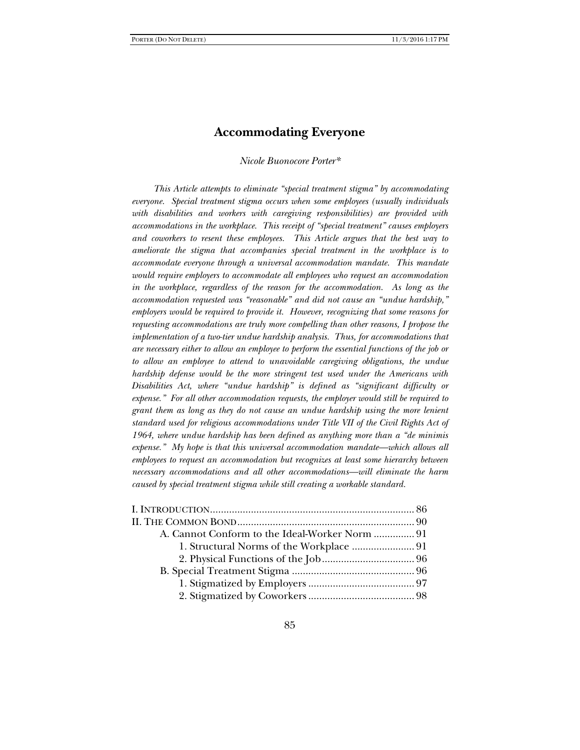# Accommodating Everyone

*Nicole Buonocore Porter**

*This Article attempts to eliminate "special treatment stigma" by accommodating everyone. Special treatment stigma occurs when some employees (usually individuals with disabilities and workers with caregiving responsibilities) are provided with accommodations in the workplace. This receipt of "special treatment" causes employers and coworkers to resent these employees. This Article argues that the best way to ameliorate the stigma that accompanies special treatment in the workplace is to accommodate everyone through a universal accommodation mandate. This mandate would require employers to accommodate all employees who request an accommodation in the workplace, regardless of the reason for the accommodation. As long as the accommodation requested was "reasonable" and did not cause an "undue hardship," employers would be required to provide it. However, recognizing that some reasons for requesting accommodations are truly more compelling than other reasons, I propose the implementation of a two-tier undue hardship analysis. Thus, for accommodations that are necessary either to allow an employee to perform the essential functions of the job or to allow an employee to attend to unavoidable caregiving obligations, the undue hardship defense would be the more stringent test used under the Americans with Disabilities Act, where "undue hardship" is defined as "significant difficulty or expense." For all other accommodation requests, the employer would still be required to grant them as long as they do not cause an undue hardship using the more lenient standard used for religious accommodations under Title VII of the Civil Rights Act of 1964, where undue hardship has been defined as anything more than a "de minimis expense." My hope is that this universal accommodation mandate—which allows all employees to request an accommodation but recognizes at least some hierarchy between necessary accommodations and all other accommodations—will eliminate the harm caused by special treatment stigma while still creating a workable standard.*

I. INTRODUCTION ........................................................................ 86
II. THE COMMON BOND ................................................................ 90
    A. Cannot Conform to the Ideal-Worker Norm ............... 91
        1. Structural Norms of the Workplace ....................... 91
        2. Physical Functions of the Job .................................. 96
    B. Special Treatment Stigma ............................................. 96
        1. Stigmatized by Employers ....................................... 97
        2. Stigmatized by Coworkers ....................................... 98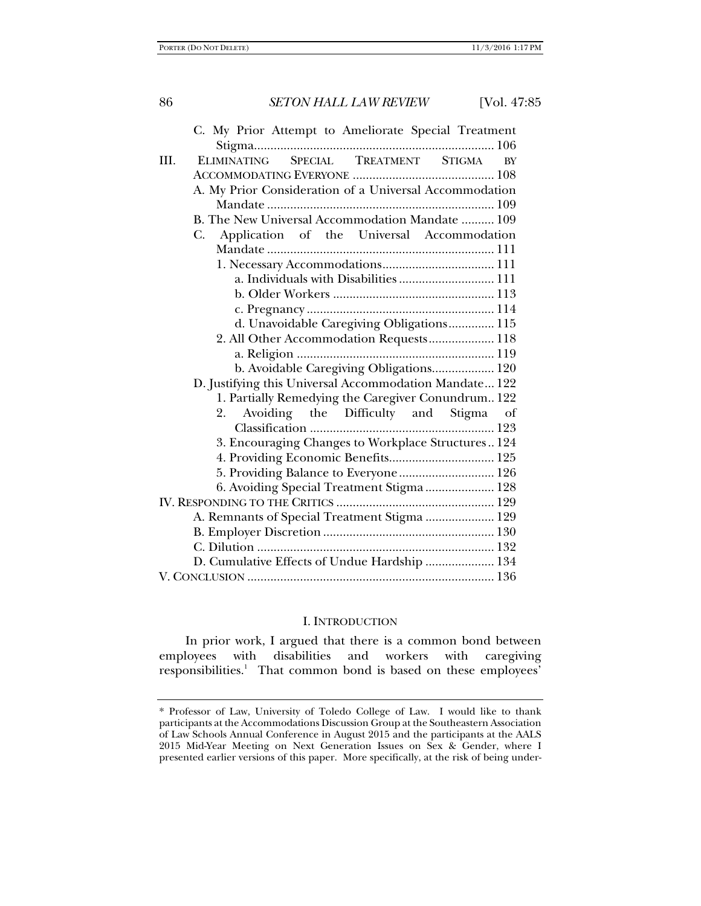C. My Prior Attempt to Ameliorate Special Treatment Stigma ........................................................................ 106

III. ELIMINATING SPECIAL TREATMENT STIGMA BY ACCOMMODATING EVERYONE ........................................... 108

A. My Prior Consideration of a Universal Accommodation Mandate .................................................................... 109

B. The New Universal Accommodation Mandate .......... 109

C. Application of the Universal Accommodation Mandate .................................................................... 111

1. Necessary Accommodations.................................. 111

a. Individuals with Disabilities ............................ 111

b. Older Workers ................................................ 113

c. Pregnancy ........................................................ 114

d. Unavoidable Caregiving Obligations............. 115

2. All Other Accommodation Requests.................... 118

a. Religion ........................................................... 119

b. Avoidable Caregiving Obligations.................. 120

D. Justifying this Universal Accommodation Mandate... 122

1. Partially Remedying the Caregiver Conundrum.. 122

2. Avoiding the Difficulty and Stigma of Classification ........................................................ 123

3. Encouraging Changes to Workplace Structures .. 124

4. Providing Economic Benefits................................ 125

5. Providing Balance to Everyone ............................. 126

6. Avoiding Special Treatment Stigma ..................... 128

IV. RESPONDING TO THE CRITICS ................................................ 129

A. Remnants of Special Treatment Stigma ..................... 129

B. Employer Discretion .................................................... 130

C. Dilution ........................................................................ 132

D. Cumulative Effects of Undue Hardship ..................... 134

V. CONCLUSION ........................................................................... 136

# I. INTRODUCTION

In prior work, I argued that there is a common bond between employees with disabilities and workers with caregiving responsibilities.[1] That common bond is based on these employees'

---

\* Professor of Law, University of Toledo College of Law. I would like to thank participants at the Accommodations Discussion Group at the Southeastern Association of Law Schools Annual Conference in August 2015 and the participants at the AALS 2015 Mid-Year Meeting on Next Generation Issues on Sex & Gender, where I presented earlier versions of this paper. More specifically, at the risk of being under-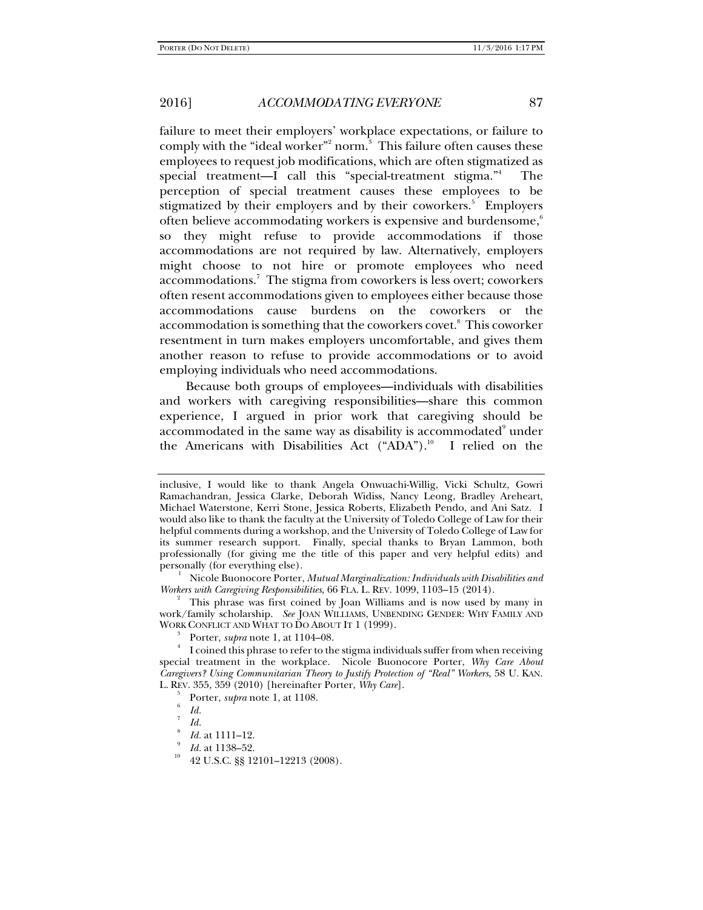failure to meet their employers' workplace expectations, or failure to comply with the "ideal worker"[2] norm.[3] This failure often causes these employees to request job modifications, which are often stigmatized as special treatment—I call this "special-treatment stigma."[4] The perception of special treatment causes these employees to be stigmatized by their employers and by their coworkers.[5] Employers often believe accommodating workers is expensive and burdensome,[6] so they might refuse to provide accommodations if those accommodations are not required by law. Alternatively, employers might choose to not hire or promote employees who need accommodations.[7] The stigma from coworkers is less overt; coworkers often resent accommodations given to employees either because those accommodations cause burdens on the coworkers or the accommodation is something that the coworkers covet.[8] This coworker resentment in turn makes employers uncomfortable, and gives them another reason to refuse to provide accommodations or to avoid employing individuals who need accommodations.

Because both groups of employees—individuals with disabilities and workers with caregiving responsibilities—share this common experience, I argued in prior work that caregiving should be accommodated in the same way as disability is accommodated[9] under the Americans with Disabilities Act ("ADA").[10] I relied on the

---

inclusive, I would like to thank Angela Onwuachi-Willig, Vicki Schultz, Gowri Ramachandran, Jessica Clarke, Deborah Widiss, Nancy Leong, Bradley Areheart, Michael Waterstone, Kerri Stone, Jessica Roberts, Elizabeth Pendo, and Ani Satz. I would also like to thank the faculty at the University of Toledo College of Law for their helpful comments during a workshop, and the University of Toledo College of Law for its summer research support. Finally, special thanks to Bryan Lammon, both professionally (for giving me the title of this paper and very helpful edits) and personally (for everything else).

[1] Nicole Buonocore Porter, *Mutual Marginalization: Individuals with Disabilities and Workers with Caregiving Responsibilities*, 66 FLA. L. REV. 1099, 1103–15 (2014).

[2] This phrase was first coined by Joan Williams and is now used by many in work/family scholarship. *See* JOAN WILLIAMS, UNBENDING GENDER: WHY FAMILY AND WORK CONFLICT AND WHAT TO DO ABOUT IT 1 (1999).

[3] Porter, *supra* note 1, at 1104–08.

[4] I coined this phrase to refer to the stigma individuals suffer from when receiving special treatment in the workplace. Nicole Buonocore Porter, *Why Care About Caregivers? Using Communitarian Theory to Justify Protection of "Real" Workers*, 58 U. KAN. L. REV. 355, 359 (2010) [hereinafter Porter, *Why Care*].

[5] Porter, *supra* note 1, at 1108.

[6] *Id.*

[7] *Id.*

[8] *Id.* at 1111–12.

[9] *Id.* at 1138–52.

[10] 42 U.S.C. §§ 12101–12213 (2008).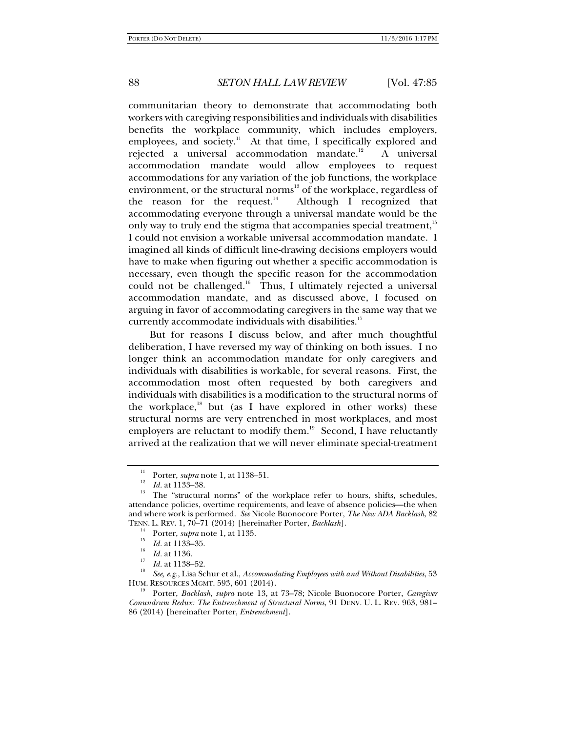communitarian theory to demonstrate that accommodating both workers with caregiving responsibilities and individuals with disabilities benefits the workplace community, which includes employers, employees, and society.[11] At that time, I specifically explored and rejected a universal accommodation mandate.[12] A universal accommodation mandate would allow employees to request accommodations for any variation of the job functions, the workplace environment, or the structural norms[13] of the workplace, regardless of the reason for the request.[14] Although I recognized that accommodating everyone through a universal mandate would be the only way to truly end the stigma that accompanies special treatment,[15] I could not envision a workable universal accommodation mandate. I imagined all kinds of difficult line-drawing decisions employers would have to make when figuring out whether a specific accommodation is necessary, even though the specific reason for the accommodation could not be challenged.[16] Thus, I ultimately rejected a universal accommodation mandate, and as discussed above, I focused on arguing in favor of accommodating caregivers in the same way that we currently accommodate individuals with disabilities.[17]

But for reasons I discuss below, and after much thoughtful deliberation, I have reversed my way of thinking on both issues. I no longer think an accommodation mandate for only caregivers and individuals with disabilities is workable, for several reasons. First, the accommodation most often requested by both caregivers and individuals with disabilities is a modification to the structural norms of the workplace,[18] but (as I have explored in other works) these structural norms are very entrenched in most workplaces, and most employers are reluctant to modify them.[19] Second, I have reluctantly arrived at the realization that we will never eliminate special-treatment

---

[11] Porter, *supra* note 1, at 1138–51.

[12] *Id.* at 1133–38.

[13] The "structural norms" of the workplace refer to hours, shifts, schedules, attendance policies, overtime requirements, and leave of absence policies—the when and where work is performed. *See* Nicole Buonocore Porter, *The New ADA Backlash*, 82 TENN. L. REV. 1, 70–71 (2014) [hereinafter Porter, *Backlash*].

[14] Porter, *supra* note 1, at 1135.

[15] *Id.* at 1133–35.

[16] *Id.* at 1136.

[17] *Id.* at 1138–52.

[18] *See, e.g.*, Lisa Schur et al., *Accommodating Employees with and Without Disabilities*, 53 HUM. RESOURCES MGMT. 593, 601 (2014).

[19] Porter, *Backlash*, *supra* note 13, at 73–78; Nicole Buonocore Porter, *Caregiver Conundrum Redux: The Entrenchment of Structural Norms*, 91 DENV. U. L. REV. 963, 981–86 (2014) [hereinafter Porter, *Entrenchment*].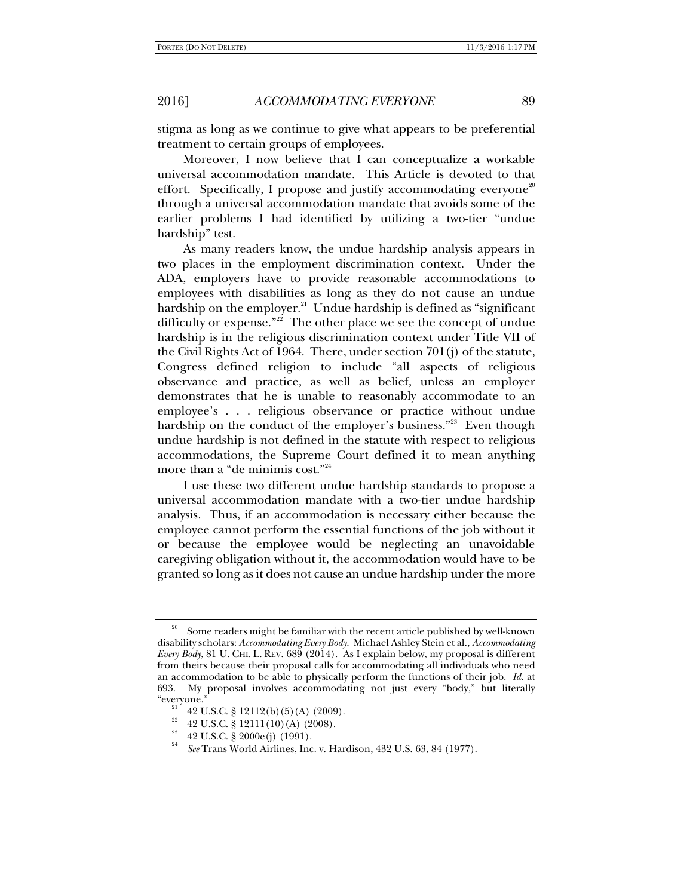stigma as long as we continue to give what appears to be preferential treatment to certain groups of employees.

Moreover, I now believe that I can conceptualize a workable universal accommodation mandate. This Article is devoted to that effort. Specifically, I propose and justify accommodating everyone[20] through a universal accommodation mandate that avoids some of the earlier problems I had identified by utilizing a two-tier "undue hardship" test.

As many readers know, the undue hardship analysis appears in two places in the employment discrimination context. Under the ADA, employers have to provide reasonable accommodations to employees with disabilities as long as they do not cause an undue hardship on the employer.[21] Undue hardship is defined as "significant difficulty or expense."[22] The other place we see the concept of undue hardship is in the religious discrimination context under Title VII of the Civil Rights Act of 1964. There, under section 701(j) of the statute, Congress defined religion to include "all aspects of religious observance and practice, as well as belief, unless an employer demonstrates that he is unable to reasonably accommodate to an employee's . . . religious observance or practice without undue hardship on the conduct of the employer's business."[23] Even though undue hardship is not defined in the statute with respect to religious accommodations, the Supreme Court defined it to mean anything more than a "de minimis cost."[24]

I use these two different undue hardship standards to propose a universal accommodation mandate with a two-tier undue hardship analysis. Thus, if an accommodation is necessary either because the employee cannot perform the essential functions of the job without it or because the employee would be neglecting an unavoidable caregiving obligation without it, the accommodation would have to be granted so long as it does not cause an undue hardship under the more

---

[20] Some readers might be familiar with the recent article published by well-known disability scholars: *Accommodating Every Body*. Michael Ashley Stein et al., *Accommodating Every Body*, 81 U. CHI. L. REV. 689 (2014). As I explain below, my proposal is different from theirs because their proposal calls for accommodating all individuals who need an accommodation to be able to physically perform the functions of their job. *Id.* at 693. My proposal involves accommodating not just every "body," but literally "everyone."

[21] 42 U.S.C. § 12112(b)(5)(A) (2009).

[22] 42 U.S.C. § 12111(10)(A) (2008).

[23] 42 U.S.C. § 2000e(j) (1991).

[24] *See* Trans World Airlines, Inc. v. Hardison, 432 U.S. 63, 84 (1977).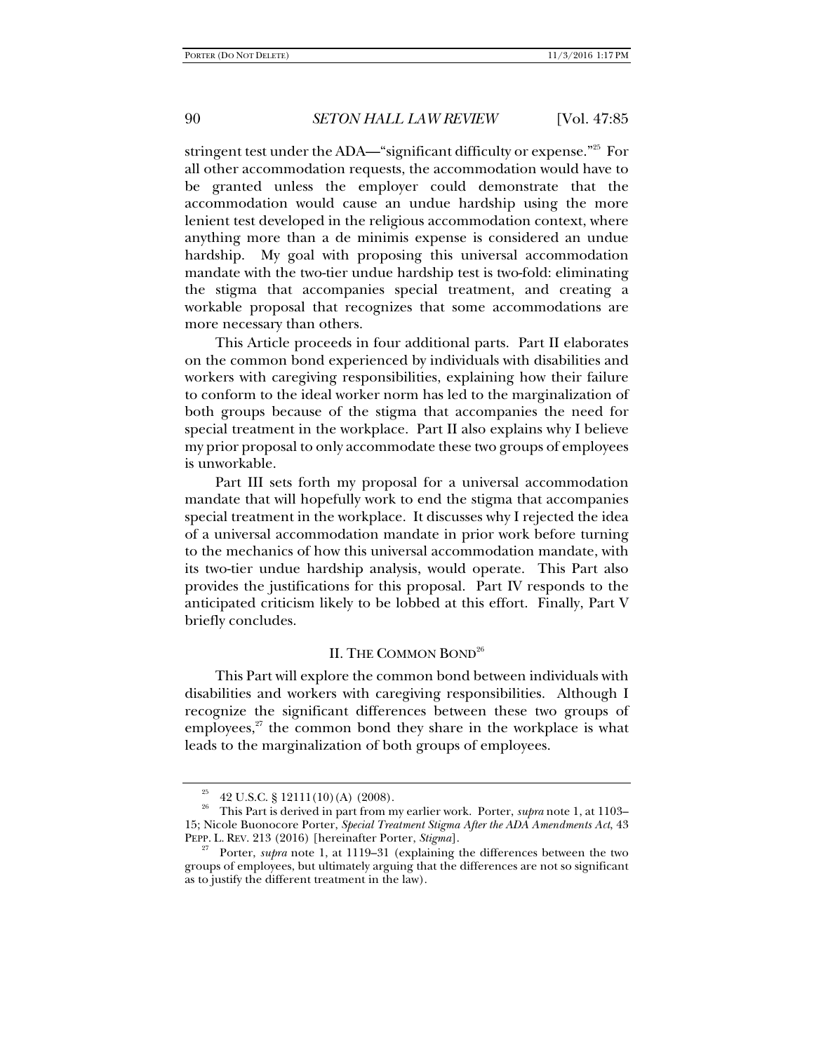stringent test under the ADA—"significant difficulty or expense."[25] For all other accommodation requests, the accommodation would have to be granted unless the employer could demonstrate that the accommodation would cause an undue hardship using the more lenient test developed in the religious accommodation context, where anything more than a de minimis expense is considered an undue hardship. My goal with proposing this universal accommodation mandate with the two-tier undue hardship test is two-fold: eliminating the stigma that accompanies special treatment, and creating a workable proposal that recognizes that some accommodations are more necessary than others.

This Article proceeds in four additional parts. Part II elaborates on the common bond experienced by individuals with disabilities and workers with caregiving responsibilities, explaining how their failure to conform to the ideal worker norm has led to the marginalization of both groups because of the stigma that accompanies the need for special treatment in the workplace. Part II also explains why I believe my prior proposal to only accommodate these two groups of employees is unworkable.

Part III sets forth my proposal for a universal accommodation mandate that will hopefully work to end the stigma that accompanies special treatment in the workplace. It discusses why I rejected the idea of a universal accommodation mandate in prior work before turning to the mechanics of how this universal accommodation mandate, with its two-tier undue hardship analysis, would operate. This Part also provides the justifications for this proposal. Part IV responds to the anticipated criticism likely to be lobbed at this effort. Finally, Part V briefly concludes.

## II. THE COMMON BOND[26]

This Part will explore the common bond between individuals with disabilities and workers with caregiving responsibilities. Although I recognize the significant differences between these two groups of employees,[27] the common bond they share in the workplace is what leads to the marginalization of both groups of employees.

---

[25] 42 U.S.C. § 12111(10)(A) (2008).

[26] This Part is derived in part from my earlier work. Porter, *supra* note 1, at 1103–15; Nicole Buonocore Porter, *Special Treatment Stigma After the ADA Amendments Act*, 43 PEPP. L. REV. 213 (2016) [hereinafter Porter, *Stigma*].

[27] Porter, *supra* note 1, at 1119–31 (explaining the differences between the two groups of employees, but ultimately arguing that the differences are not so significant as to justify the different treatment in the law).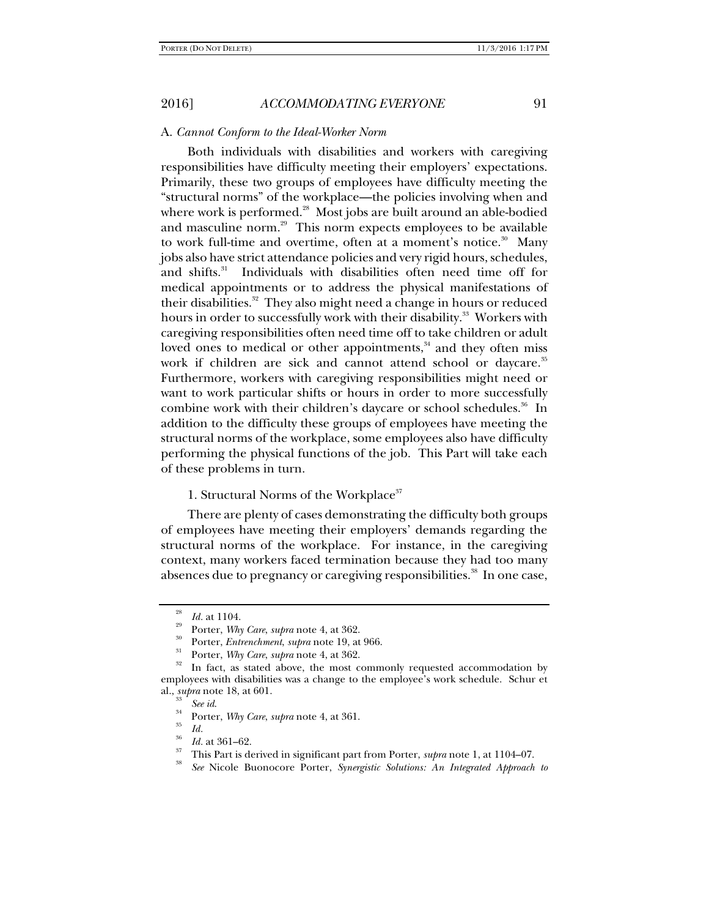### A. *Cannot Conform to the Ideal-Worker Norm*

Both individuals with disabilities and workers with caregiving responsibilities have difficulty meeting their employers' expectations. Primarily, these two groups of employees have difficulty meeting the "structural norms" of the workplace—the policies involving when and where work is performed.[28] Most jobs are built around an able-bodied and masculine norm.[29] This norm expects employees to be available to work full-time and overtime, often at a moment's notice.[30] Many jobs also have strict attendance policies and very rigid hours, schedules, and shifts.[31] Individuals with disabilities often need time off for medical appointments or to address the physical manifestations of their disabilities.[32] They also might need a change in hours or reduced hours in order to successfully work with their disability.[33] Workers with caregiving responsibilities often need time off to take children or adult loved ones to medical or other appointments,[34] and they often miss work if children are sick and cannot attend school or daycare.[35] Furthermore, workers with caregiving responsibilities might need or want to work particular shifts or hours in order to more successfully combine work with their children's daycare or school schedules.[36] In addition to the difficulty these groups of employees have meeting the structural norms of the workplace, some employees also have difficulty performing the physical functions of the job. This Part will take each of these problems in turn.

#### 1. Structural Norms of the Workplace[37]

There are plenty of cases demonstrating the difficulty both groups of employees have meeting their employers' demands regarding the structural norms of the workplace. For instance, in the caregiving context, many workers faced termination because they had too many absences due to pregnancy or caregiving responsibilities.[38] In one case,

---

[28] *Id.* at 1104.

[29] Porter, *Why Care*, *supra* note 4, at 362.

[30] Porter, *Entrenchment*, *supra* note 19, at 966.

[31] Porter, *Why Care*, *supra* note 4, at 362.

[32] In fact, as stated above, the most commonly requested accommodation by employees with disabilities was a change to the employee's work schedule. Schur et al., *supra* note 18, at 601.

[33] *See id.*

[34] Porter, *Why Care*, *supra* note 4, at 361.

[35] *Id.*

[36] *Id.* at 361–62.

[37] This Part is derived in significant part from Porter, *supra* note 1, at 1104–07.

[38] *See* Nicole Buonocore Porter, *Synergistic Solutions: An Integrated Approach to*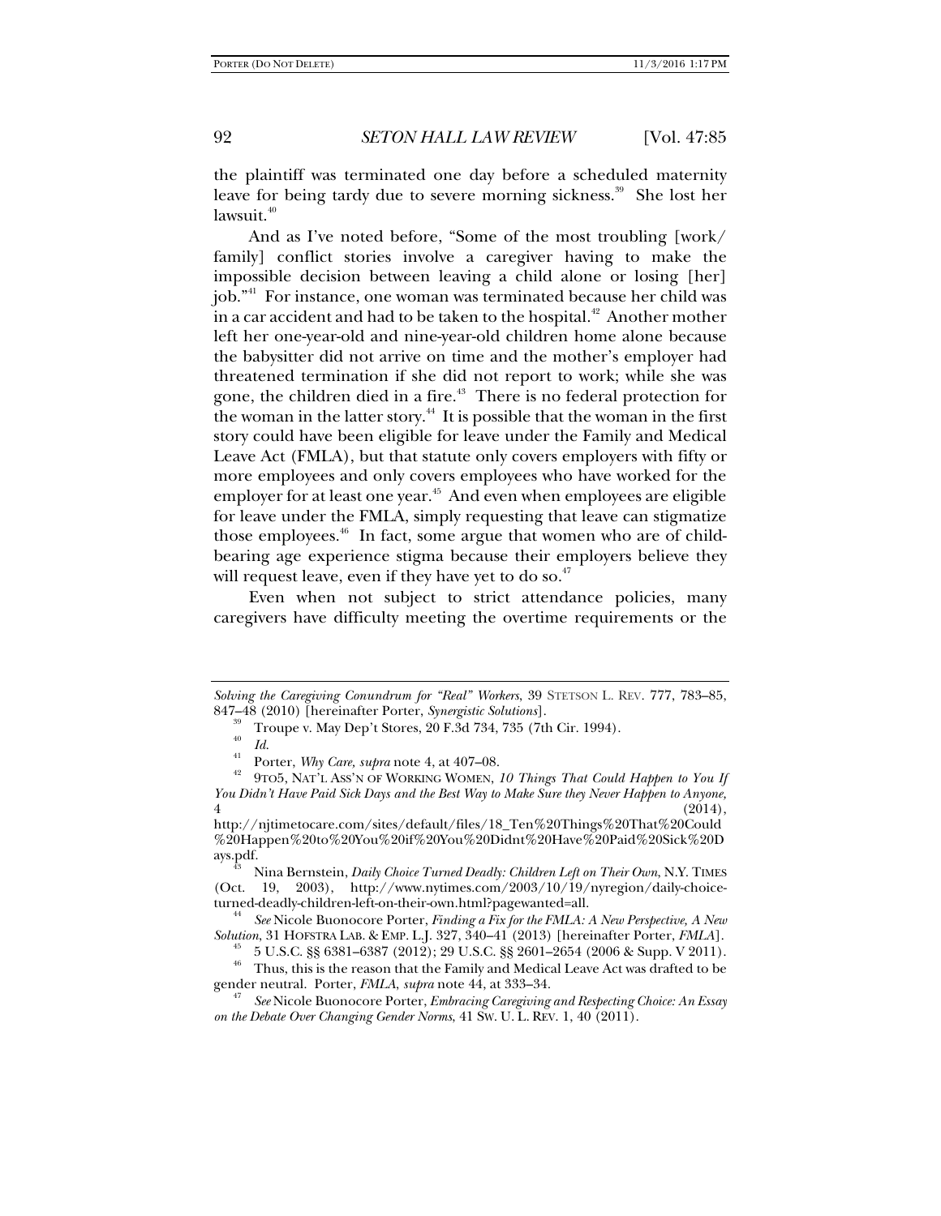the plaintiff was terminated one day before a scheduled maternity leave for being tardy due to severe morning sickness.[39] She lost her lawsuit.[40]

And as I've noted before, "Some of the most troubling [work/family] conflict stories involve a caregiver having to make the impossible decision between leaving a child alone or losing [her] job."[41] For instance, one woman was terminated because her child was in a car accident and had to be taken to the hospital.[42] Another mother left her one-year-old and nine-year-old children home alone because the babysitter did not arrive on time and the mother's employer had threatened termination if she did not report to work; while she was gone, the children died in a fire.[43] There is no federal protection for the woman in the latter story.[44] It is possible that the woman in the first story could have been eligible for leave under the Family and Medical Leave Act (FMLA), but that statute only covers employers with fifty or more employees and only covers employees who have worked for the employer for at least one year.[45] And even when employees are eligible for leave under the FMLA, simply requesting that leave can stigmatize those employees.[46] In fact, some argue that women who are of child-bearing age experience stigma because their employers believe they will request leave, even if they have yet to do so.[47]

Even when not subject to strict attendance policies, many caregivers have difficulty meeting the overtime requirements or the

---

*Solving the Caregiving Conundrum for "Real" Workers*, 39 STETSON L. REV. 777, 783–85, 847–48 (2010) [hereinafter Porter, *Synergistic Solutions*].

[39] Troupe v. May Dep't Stores, 20 F.3d 734, 735 (7th Cir. 1994).

[40] *Id.*

[41] Porter, *Why Care, supra* note 4, at 407–08.

[42] 9TO5, NAT'L ASS'N OF WORKING WOMEN, *10 Things That Could Happen to You If You Didn't Have Paid Sick Days and the Best Way to Make Sure they Never Happen to Anyone*, 4 (2014), http://njtimetocare.com/sites/default/files/18_Ten%20Things%20That%20Could%20Happen%20to%20You%20if%20You%20Didnt%20Have%20Paid%20Sick%20Days.pdf.

[43] Nina Bernstein, *Daily Choice Turned Deadly: Children Left on Their Own*, N.Y. TIMES (Oct. 19, 2003), http://www.nytimes.com/2003/10/19/nyregion/daily-choice-turned-deadly-children-left-on-their-own.html?pagewanted=all.

[44] *See* Nicole Buonocore Porter, *Finding a Fix for the FMLA: A New Perspective, A New Solution*, 31 HOFSTRA LAB. & EMP. L.J. 327, 340–41 (2013) [hereinafter Porter, *FMLA*].

[45] 5 U.S.C. §§ 6381–6387 (2012); 29 U.S.C. §§ 2601–2654 (2006 & Supp. V 2011).

[46] Thus, this is the reason that the Family and Medical Leave Act was drafted to be gender neutral. Porter, *FMLA*, *supra* note 44, at 333–34.

[47] *See* Nicole Buonocore Porter, *Embracing Caregiving and Respecting Choice: An Essay on the Debate Over Changing Gender Norms*, 41 SW. U. L. REV. 1, 40 (2011).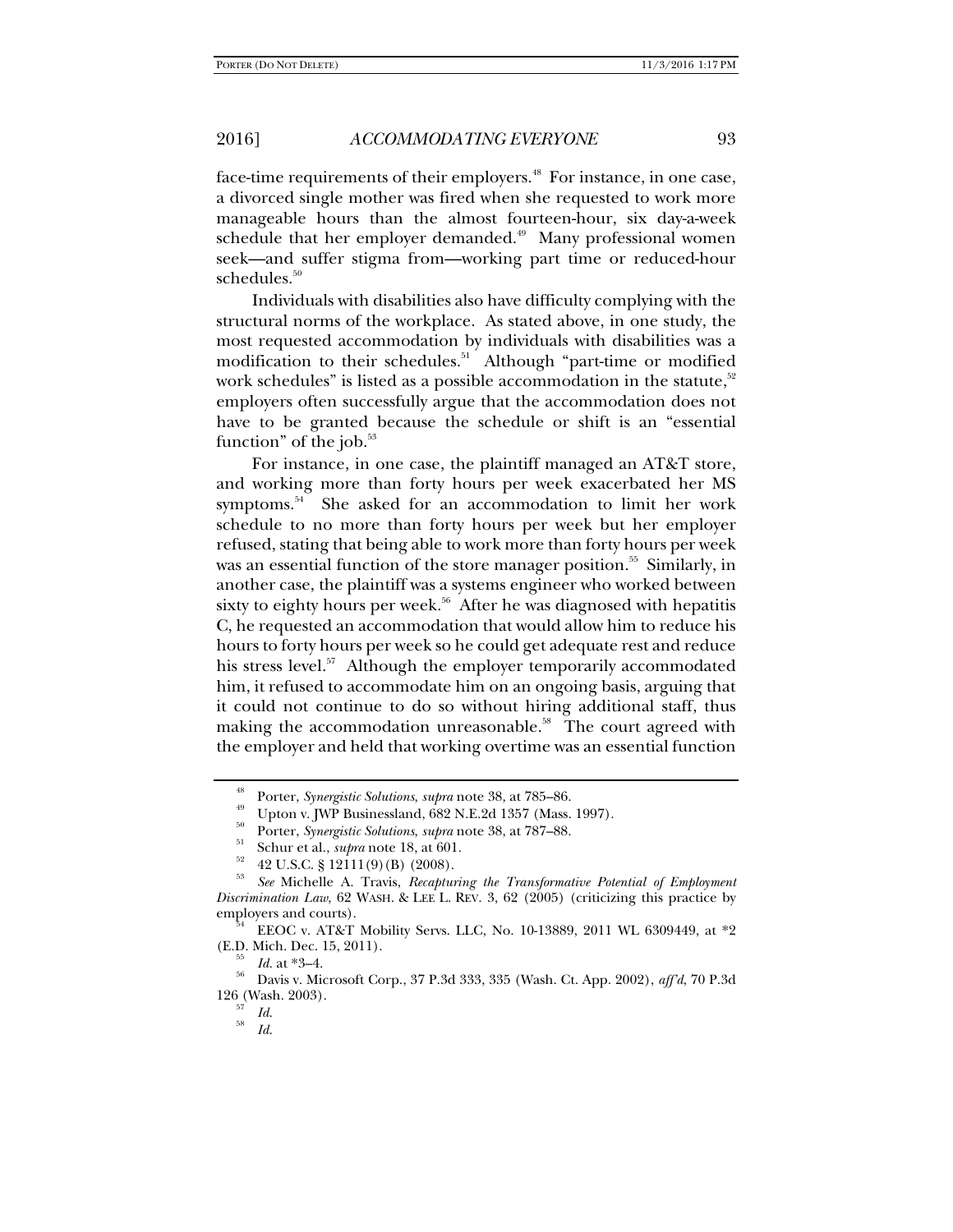face-time requirements of their employers.[48] For instance, in one case, a divorced single mother was fired when she requested to work more manageable hours than the almost fourteen-hour, six day-a-week schedule that her employer demanded.[49] Many professional women seek—and suffer stigma from—working part time or reduced-hour schedules.[50]

Individuals with disabilities also have difficulty complying with the structural norms of the workplace. As stated above, in one study, the most requested accommodation by individuals with disabilities was a modification to their schedules.[51] Although "part-time or modified work schedules" is listed as a possible accommodation in the statute,[52] employers often successfully argue that the accommodation does not have to be granted because the schedule or shift is an "essential function" of the job.[53]

For instance, in one case, the plaintiff managed an AT&T store, and working more than forty hours per week exacerbated her MS symptoms.[54] She asked for an accommodation to limit her work schedule to no more than forty hours per week but her employer refused, stating that being able to work more than forty hours per week was an essential function of the store manager position.[55] Similarly, in another case, the plaintiff was a systems engineer who worked between sixty to eighty hours per week.[56] After he was diagnosed with hepatitis C, he requested an accommodation that would allow him to reduce his hours to forty hours per week so he could get adequate rest and reduce his stress level.[57] Although the employer temporarily accommodated him, it refused to accommodate him on an ongoing basis, arguing that it could not continue to do so without hiring additional staff, thus making the accommodation unreasonable.[58] The court agreed with the employer and held that working overtime was an essential function

---

[48] Porter, *Synergistic Solutions*, *supra* note 38, at 785–86.

[49] Upton v. JWP Businessland, 682 N.E.2d 1357 (Mass. 1997).

[50] Porter, *Synergistic Solutions*, *supra* note 38, at 787–88.

[51] Schur et al., *supra* note 18, at 601.

[52] 42 U.S.C. § 12111(9)(B) (2008).

[53] *See* Michelle A. Travis, *Recapturing the Transformative Potential of Employment Discrimination Law*, 62 WASH. & LEE L. REV. 3, 62 (2005) (criticizing this practice by employers and courts).

[54] EEOC v. AT&T Mobility Servs. LLC, No. 10-13889, 2011 WL 6309449, at *2 (E.D. Mich. Dec. 15, 2011).

[55] *Id.* at *3–4.

[56] Davis v. Microsoft Corp., 37 P.3d 333, 335 (Wash. Ct. App. 2002), *aff'd*, 70 P.3d 126 (Wash. 2003).

[57] *Id.*

[58] *Id.*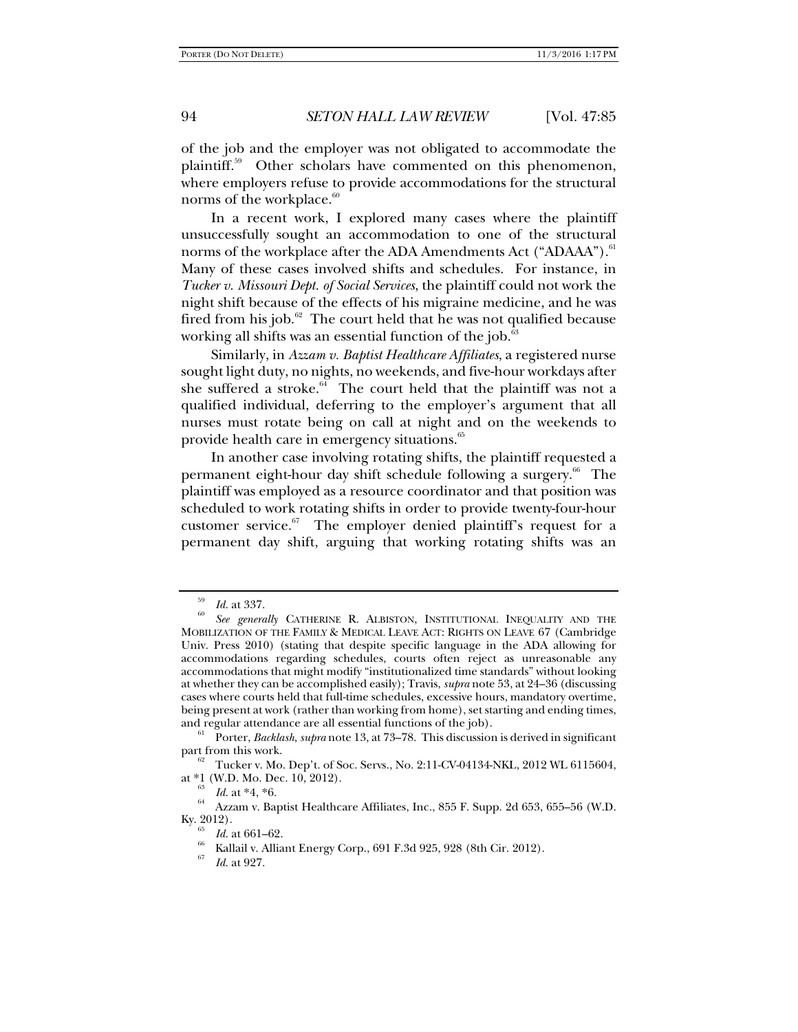of the job and the employer was not obligated to accommodate the plaintiff.[59] Other scholars have commented on this phenomenon, where employers refuse to provide accommodations for the structural norms of the workplace.[60]

In a recent work, I explored many cases where the plaintiff unsuccessfully sought an accommodation to one of the structural norms of the workplace after the ADA Amendments Act ("ADAAA").[61] Many of these cases involved shifts and schedules. For instance, in *Tucker v. Missouri Dept. of Social Services*, the plaintiff could not work the night shift because of the effects of his migraine medicine, and he was fired from his job.[62] The court held that he was not qualified because working all shifts was an essential function of the job.[63]

Similarly, in *Azzam v. Baptist Healthcare Affiliates*, a registered nurse sought light duty, no nights, no weekends, and five-hour workdays after she suffered a stroke.[64] The court held that the plaintiff was not a qualified individual, deferring to the employer's argument that all nurses must rotate being on call at night and on the weekends to provide health care in emergency situations.[65]

In another case involving rotating shifts, the plaintiff requested a permanent eight-hour day shift schedule following a surgery.[66] The plaintiff was employed as a resource coordinator and that position was scheduled to work rotating shifts in order to provide twenty-four-hour customer service.[67] The employer denied plaintiff's request for a permanent day shift, arguing that working rotating shifts was an

---

[59] *Id.* at 337.

[60] *See generally* CATHERINE R. ALBISTON, INSTITUTIONAL INEQUALITY AND THE MOBILIZATION OF THE FAMILY & MEDICAL LEAVE ACT: RIGHTS ON LEAVE 67 (Cambridge Univ. Press 2010) (stating that despite specific language in the ADA allowing for accommodations regarding schedules, courts often reject as unreasonable any accommodations that might modify "institutionalized time standards" without looking at whether they can be accomplished easily); Travis, *supra* note 53, at 24–36 (discussing cases where courts held that full-time schedules, excessive hours, mandatory overtime, being present at work (rather than working from home), set starting and ending times, and regular attendance are all essential functions of the job).

[61] Porter, *Backlash*, *supra* note 13, at 73–78. This discussion is derived in significant part from this work.

[62] Tucker v. Mo. Dep't. of Soc. Servs., No. 2:11-CV-04134-NKL, 2012 WL 6115604, at *1 (W.D. Mo. Dec. 10, 2012).

[63] *Id.* at *4, *6.

[64] Azzam v. Baptist Healthcare Affiliates, Inc., 855 F. Supp. 2d 653, 655–56 (W.D. Ky. 2012).

[65] *Id.* at 661–62.

[66] Kallail v. Alliant Energy Corp., 691 F.3d 925, 928 (8th Cir. 2012).

[67] *Id.* at 927.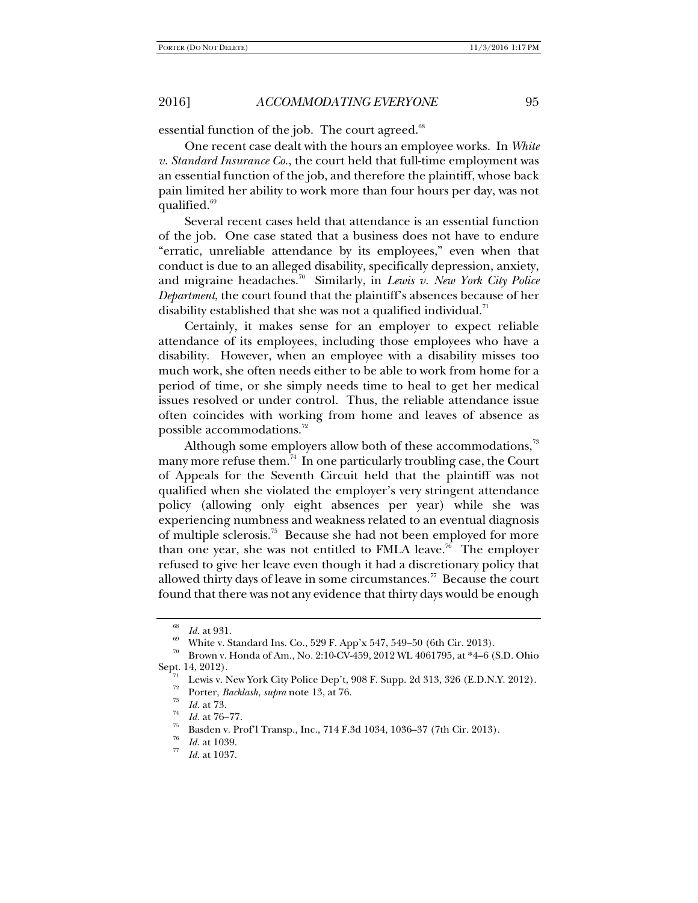essential function of the job. The court agreed.[68]

One recent case dealt with the hours an employee works. In *White v. Standard Insurance Co.*, the court held that full-time employment was an essential function of the job, and therefore the plaintiff, whose back pain limited her ability to work more than four hours per day, was not qualified.[69]

Several recent cases held that attendance is an essential function of the job. One case stated that a business does not have to endure "erratic, unreliable attendance by its employees," even when that conduct is due to an alleged disability, specifically depression, anxiety, and migraine headaches.[70] Similarly, in *Lewis v. New York City Police Department*, the court found that the plaintiff's absences because of her disability established that she was not a qualified individual.[71]

Certainly, it makes sense for an employer to expect reliable attendance of its employees, including those employees who have a disability. However, when an employee with a disability misses too much work, she often needs either to be able to work from home for a period of time, or she simply needs time to heal to get her medical issues resolved or under control. Thus, the reliable attendance issue often coincides with working from home and leaves of absence as possible accommodations.[72]

Although some employers allow both of these accommodations,[73] many more refuse them.[74] In one particularly troubling case, the Court of Appeals for the Seventh Circuit held that the plaintiff was not qualified when she violated the employer's very stringent attendance policy (allowing only eight absences per year) while she was experiencing numbness and weakness related to an eventual diagnosis of multiple sclerosis.[75] Because she had not been employed for more than one year, she was not entitled to FMLA leave.[76] The employer refused to give her leave even though it had a discretionary policy that allowed thirty days of leave in some circumstances.[77] Because the court found that there was not any evidence that thirty days would be enough

---

[68] *Id.* at 931.

[69] White v. Standard Ins. Co., 529 F. App'x 547, 549–50 (6th Cir. 2013).

[70] Brown v. Honda of Am., No. 2:10-CV-459, 2012 WL 4061795, at *4–6 (S.D. Ohio Sept. 14, 2012).

[71] Lewis v. New York City Police Dep't, 908 F. Supp. 2d 313, 326 (E.D.N.Y. 2012).

[72] Porter, *Backlash*, *supra* note 13, at 76.

[73] *Id.* at 73.

[74] *Id.* at 76–77.

[75] Basden v. Prof'l Transp., Inc., 714 F.3d 1034, 1036–37 (7th Cir. 2013).

[76] *Id.* at 1039.

[77] *Id.* at 1037.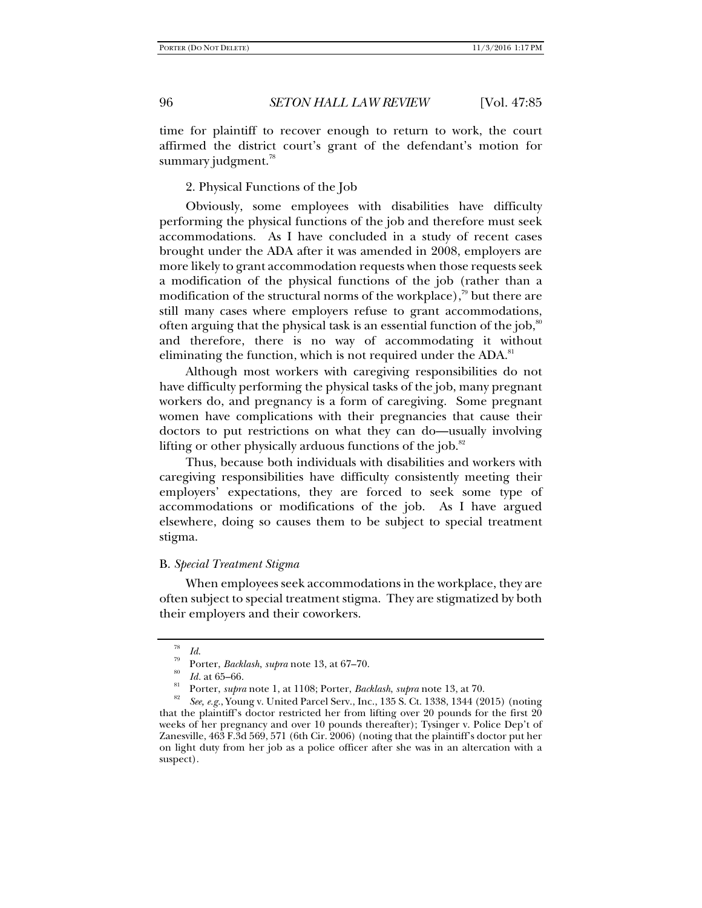time for plaintiff to recover enough to return to work, the court affirmed the district court's grant of the defendant's motion for summary judgment.[78]

2. Physical Functions of the Job

Obviously, some employees with disabilities have difficulty performing the physical functions of the job and therefore must seek accommodations. As I have concluded in a study of recent cases brought under the ADA after it was amended in 2008, employers are more likely to grant accommodation requests when those requests seek a modification of the physical functions of the job (rather than a modification of the structural norms of the workplace),[79] but there are still many cases where employers refuse to grant accommodations, often arguing that the physical task is an essential function of the job,[80] and therefore, there is no way of accommodating it without eliminating the function, which is not required under the ADA.[81]

Although most workers with caregiving responsibilities do not have difficulty performing the physical tasks of the job, many pregnant workers do, and pregnancy is a form of caregiving. Some pregnant women have complications with their pregnancies that cause their doctors to put restrictions on what they can do—usually involving lifting or other physically arduous functions of the job.[82]

Thus, because both individuals with disabilities and workers with caregiving responsibilities have difficulty consistently meeting their employers' expectations, they are forced to seek some type of accommodations or modifications of the job. As I have argued elsewhere, doing so causes them to be subject to special treatment stigma.

### B. *Special Treatment Stigma*

When employees seek accommodations in the workplace, they are often subject to special treatment stigma. They are stigmatized by both their employers and their coworkers.

---

[78] *Id.*

[79] Porter, *Backlash*, *supra* note 13, at 67–70.

[80] *Id.* at 65–66.

[81] Porter, *supra* note 1, at 1108; Porter, *Backlash*, *supra* note 13, at 70.

[82] *See, e.g.*, Young v. United Parcel Serv., Inc., 135 S. Ct. 1338, 1344 (2015) (noting that the plaintiff's doctor restricted her from lifting over 20 pounds for the first 20 weeks of her pregnancy and over 10 pounds thereafter); Tysinger v. Police Dep't of Zanesville, 463 F.3d 569, 571 (6th Cir. 2006) (noting that the plaintiff's doctor put her on light duty from her job as a police officer after she was in an altercation with a suspect).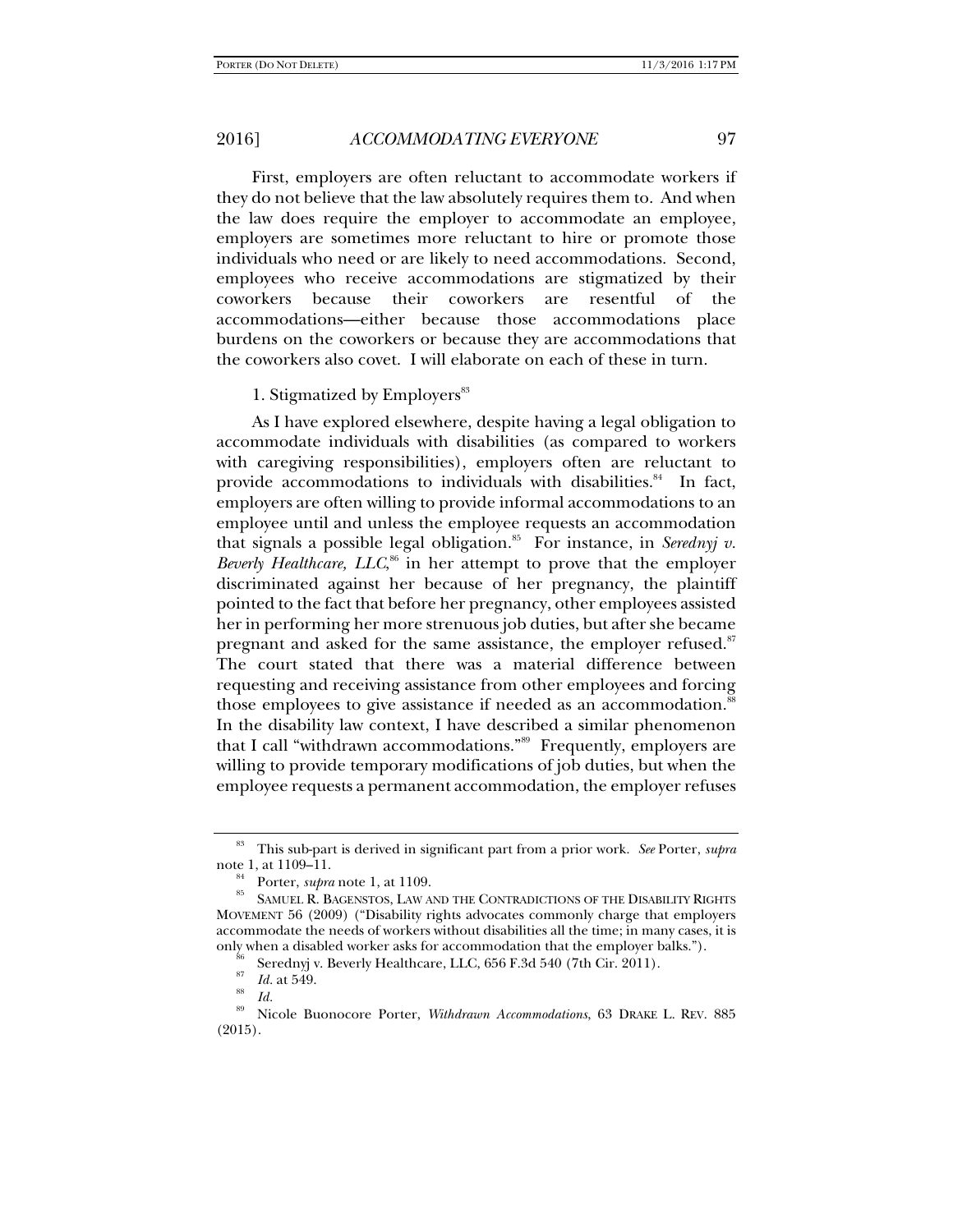First, employers are often reluctant to accommodate workers if they do not believe that the law absolutely requires them to. And when the law does require the employer to accommodate an employee, employers are sometimes more reluctant to hire or promote those individuals who need or are likely to need accommodations. Second, employees who receive accommodations are stigmatized by their coworkers because their coworkers are resentful of the accommodations—either because those accommodations place burdens on the coworkers or because they are accommodations that the coworkers also covet. I will elaborate on each of these in turn.

1. Stigmatized by Employers[83]

As I have explored elsewhere, despite having a legal obligation to accommodate individuals with disabilities (as compared to workers with caregiving responsibilities), employers often are reluctant to provide accommodations to individuals with disabilities.[84] In fact, employers are often willing to provide informal accommodations to an employee until and unless the employee requests an accommodation that signals a possible legal obligation.[85] For instance, in *Serednyj v. Beverly Healthcare, LLC*,[86] in her attempt to prove that the employer discriminated against her because of her pregnancy, the plaintiff pointed to the fact that before her pregnancy, other employees assisted her in performing her more strenuous job duties, but after she became pregnant and asked for the same assistance, the employer refused.[87] The court stated that there was a material difference between requesting and receiving assistance from other employees and forcing those employees to give assistance if needed as an accommodation.[88] In the disability law context, I have described a similar phenomenon that I call "withdrawn accommodations."[89] Frequently, employers are willing to provide temporary modifications of job duties, but when the employee requests a permanent accommodation, the employer refuses

---

[83] This sub-part is derived in significant part from a prior work. *See* Porter, *supra* note 1, at 1109–11.

[84] Porter, *supra* note 1, at 1109.

[85] SAMUEL R. BAGENSTOS, LAW AND THE CONTRADICTIONS OF THE DISABILITY RIGHTS MOVEMENT 56 (2009) ("Disability rights advocates commonly charge that employers accommodate the needs of workers without disabilities all the time; in many cases, it is only when a disabled worker asks for accommodation that the employer balks.").

[86] Serednyj v. Beverly Healthcare, LLC, 656 F.3d 540 (7th Cir. 2011).

[87] *Id.* at 549.

[88] *Id.*

[89] Nicole Buonocore Porter, *Withdrawn Accommodations*, 63 DRAKE L. REV. 885 (2015).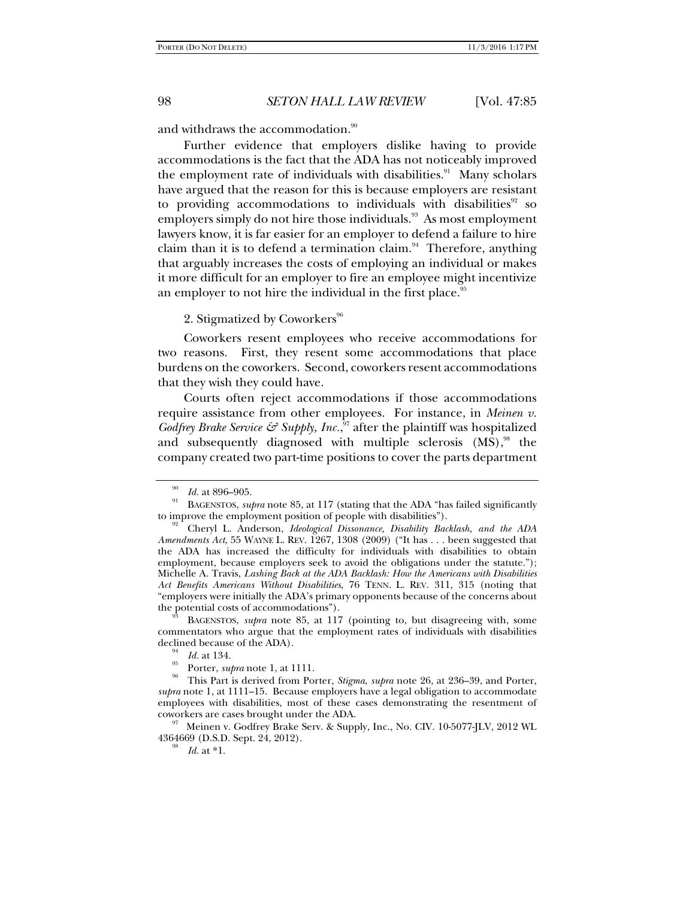and withdraws the accommodation.[90]

Further evidence that employers dislike having to provide accommodations is the fact that the ADA has not noticeably improved the employment rate of individuals with disabilities.[91] Many scholars have argued that the reason for this is because employers are resistant to providing accommodations to individuals with disabilities[92] so employers simply do not hire those individuals.[93] As most employment lawyers know, it is far easier for an employer to defend a failure to hire claim than it is to defend a termination claim.[94] Therefore, anything that arguably increases the costs of employing an individual or makes it more difficult for an employer to fire an employee might incentivize an employer to not hire the individual in the first place.[95]

2. Stigmatized by Coworkers[96]

Coworkers resent employees who receive accommodations for two reasons. First, they resent some accommodations that place burdens on the coworkers. Second, coworkers resent accommodations that they wish they could have.

Courts often reject accommodations if those accommodations require assistance from other employees. For instance, in *Meinen v. Godfrey Brake Service & Supply, Inc.*,[97] after the plaintiff was hospitalized and subsequently diagnosed with multiple sclerosis (MS),[98] the company created two part-time positions to cover the parts department

---

[90] *Id.* at 896–905.

[91] BAGENSTOS, *supra* note 85, at 117 (stating that the ADA "has failed significantly to improve the employment position of people with disabilities").

[92] Cheryl L. Anderson, *Ideological Dissonance, Disability Backlash, and the ADA Amendments Act*, 55 WAYNE L. REV. 1267, 1308 (2009) ("It has . . . been suggested that the ADA has increased the difficulty for individuals with disabilities to obtain employment, because employers seek to avoid the obligations under the statute."); Michelle A. Travis, *Lashing Back at the ADA Backlash: How the Americans with Disabilities Act Benefits Americans Without Disabilities*, 76 TENN. L. REV. 311, 315 (noting that "employers were initially the ADA's primary opponents because of the concerns about the potential costs of accommodations").

[93] BAGENSTOS, *supra* note 85, at 117 (pointing to, but disagreeing with, some commentators who argue that the employment rates of individuals with disabilities declined because of the ADA).

[94] *Id.* at 134.

[95] Porter, *supra* note 1, at 1111.

[96] This Part is derived from Porter, *Stigma*, *supra* note 26, at 236–39, and Porter, *supra* note 1, at 1111–15. Because employers have a legal obligation to accommodate employees with disabilities, most of these cases demonstrating the resentment of coworkers are cases brought under the ADA.

[97] Meinen v. Godfrey Brake Serv. & Supply, Inc., No. CIV. 10-5077-JLV, 2012 WL 4364669 (D.S.D. Sept. 24, 2012).

[98] *Id.* at *1.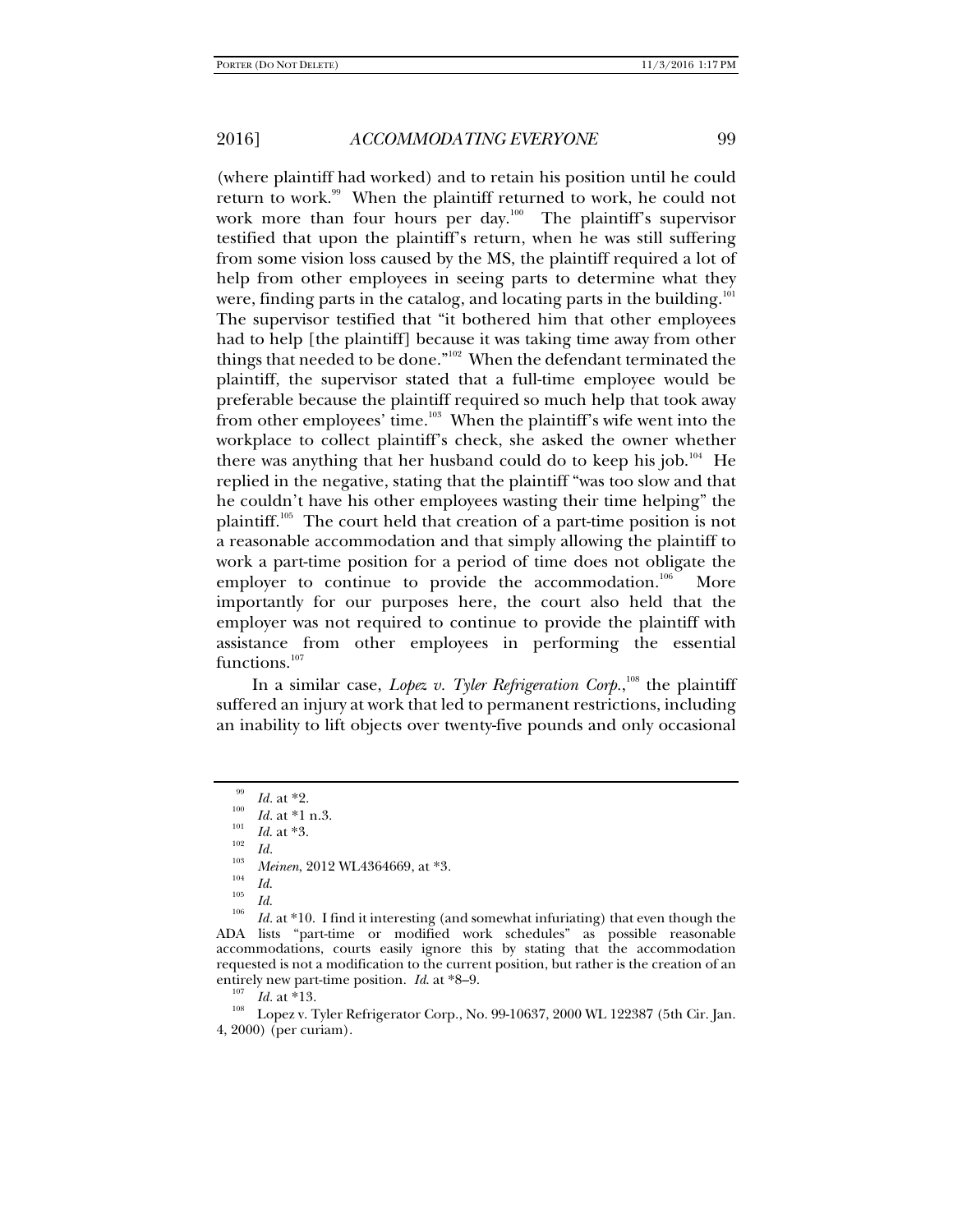(where plaintiff had worked) and to retain his position until he could return to work.[99] When the plaintiff returned to work, he could not work more than four hours per day.[100] The plaintiff's supervisor testified that upon the plaintiff's return, when he was still suffering from some vision loss caused by the MS, the plaintiff required a lot of help from other employees in seeing parts to determine what they were, finding parts in the catalog, and locating parts in the building.[101] The supervisor testified that "it bothered him that other employees had to help [the plaintiff] because it was taking time away from other things that needed to be done."[102] When the defendant terminated the plaintiff, the supervisor stated that a full-time employee would be preferable because the plaintiff required so much help that took away from other employees' time.[103] When the plaintiff's wife went into the workplace to collect plaintiff's check, she asked the owner whether there was anything that her husband could do to keep his job.[104] He replied in the negative, stating that the plaintiff "was too slow and that he couldn't have his other employees wasting their time helping" the plaintiff.[105] The court held that creation of a part-time position is not a reasonable accommodation and that simply allowing the plaintiff to work a part-time position for a period of time does not obligate the employer to continue to provide the accommodation.[106] More importantly for our purposes here, the court also held that the employer was not required to continue to provide the plaintiff with assistance from other employees in performing the essential functions.[107]

In a similar case, *Lopez v. Tyler Refrigeration Corp.*,[108] the plaintiff suffered an injury at work that led to permanent restrictions, including an inability to lift objects over twenty-five pounds and only occasional

---

[99] *Id.* at *2.

[100] *Id.* at *1 n.3.

[101] *Id.* at *3.

[102] *Id.*

[103] *Meinen*, 2012 WL4364669, at *3.

[104] *Id.*

[105] *Id.*

[106] *Id.* at *10. I find it interesting (and somewhat infuriating) that even though the ADA lists "part-time or modified work schedules" as possible reasonable accommodations, courts easily ignore this by stating that the accommodation requested is not a modification to the current position, but rather is the creation of an entirely new part-time position. *Id.* at *8–9.

[107] *Id.* at *13.

[108] Lopez v. Tyler Refrigerator Corp., No. 99-10637, 2000 WL 122387 (5th Cir. Jan. 4, 2000) (per curiam).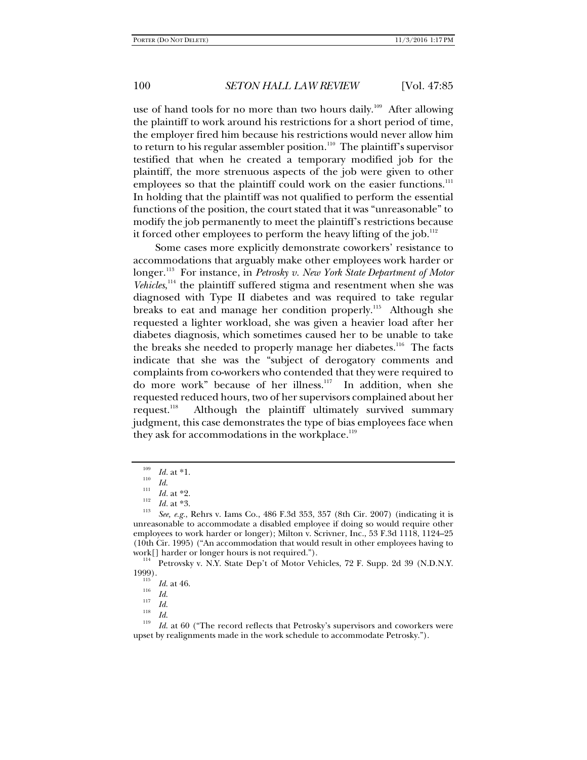use of hand tools for no more than two hours daily.[109] After allowing the plaintiff to work around his restrictions for a short period of time, the employer fired him because his restrictions would never allow him to return to his regular assembler position.[110] The plaintiff's supervisor testified that when he created a temporary modified job for the plaintiff, the more strenuous aspects of the job were given to other employees so that the plaintiff could work on the easier functions.[111] In holding that the plaintiff was not qualified to perform the essential functions of the position, the court stated that it was "unreasonable" to modify the job permanently to meet the plaintiff's restrictions because it forced other employees to perform the heavy lifting of the job.[112]

Some cases more explicitly demonstrate coworkers' resistance to accommodations that arguably make other employees work harder or longer.[113] For instance, in *Petrosky v. New York State Department of Motor Vehicles*,[114] the plaintiff suffered stigma and resentment when she was diagnosed with Type II diabetes and was required to take regular breaks to eat and manage her condition properly.[115] Although she requested a lighter workload, she was given a heavier load after her diabetes diagnosis, which sometimes caused her to be unable to take the breaks she needed to properly manage her diabetes.[116] The facts indicate that she was the "subject of derogatory comments and complaints from co-workers who contended that they were required to do more work" because of her illness.[117] In addition, when she requested reduced hours, two of her supervisors complained about her request.[118] Although the plaintiff ultimately survived summary judgment, this case demonstrates the type of bias employees face when they ask for accommodations in the workplace.[119]

---

[109] *Id.* at *1.

[110] *Id.*

[111] *Id.* at *2.

[112] *Id.* at *3.

[113] *See, e.g.*, Rehrs v. Iams Co., 486 F.3d 353, 357 (8th Cir. 2007) (indicating it is unreasonable to accommodate a disabled employee if doing so would require other employees to work harder or longer); Milton v. Scrivner, Inc., 53 F.3d 1118, 1124–25 (10th Cir. 1995) ("An accommodation that would result in other employees having to work[] harder or longer hours is not required.").

[114] Petrovsky v. N.Y. State Dep't of Motor Vehicles, 72 F. Supp. 2d 39 (N.D.N.Y. 1999).

[115] *Id.* at 46.

[116] *Id.*

[117] *Id.*

[118] *Id.*

[119] *Id.* at 60 ("The record reflects that Petrosky's supervisors and coworkers were upset by realignments made in the work schedule to accommodate Petrosky.").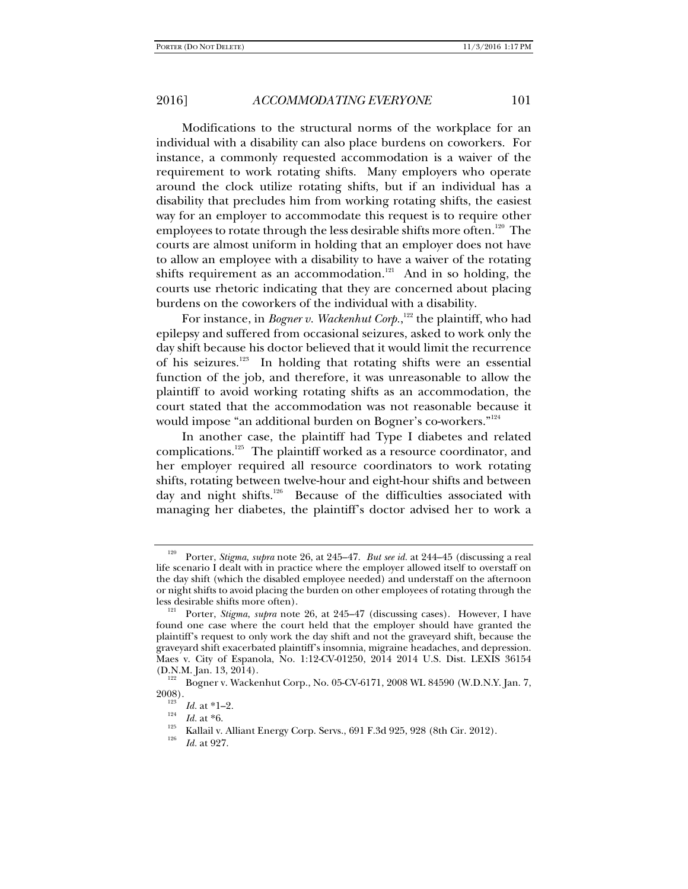Modifications to the structural norms of the workplace for an individual with a disability can also place burdens on coworkers. For instance, a commonly requested accommodation is a waiver of the requirement to work rotating shifts. Many employers who operate around the clock utilize rotating shifts, but if an individual has a disability that precludes him from working rotating shifts, the easiest way for an employer to accommodate this request is to require other employees to rotate through the less desirable shifts more often.[120] The courts are almost uniform in holding that an employer does not have to allow an employee with a disability to have a waiver of the rotating shifts requirement as an accommodation.[121] And in so holding, the courts use rhetoric indicating that they are concerned about placing burdens on the coworkers of the individual with a disability.

For instance, in *Bogner v. Wackenhut Corp.*,[122] the plaintiff, who had epilepsy and suffered from occasional seizures, asked to work only the day shift because his doctor believed that it would limit the recurrence of his seizures.[123] In holding that rotating shifts were an essential function of the job, and therefore, it was unreasonable to allow the plaintiff to avoid working rotating shifts as an accommodation, the court stated that the accommodation was not reasonable because it would impose "an additional burden on Bogner's co-workers."[124]

In another case, the plaintiff had Type I diabetes and related complications.[125] The plaintiff worked as a resource coordinator, and her employer required all resource coordinators to work rotating shifts, rotating between twelve-hour and eight-hour shifts and between day and night shifts.[126] Because of the difficulties associated with managing her diabetes, the plaintiff's doctor advised her to work a

---

[120] Porter, *Stigma*, *supra* note 26, at 245–47. *But see id.* at 244–45 (discussing a real life scenario I dealt with in practice where the employer allowed itself to overstaff on the day shift (which the disabled employee needed) and understaff on the afternoon or night shifts to avoid placing the burden on other employees of rotating through the less desirable shifts more often).

[121] Porter, *Stigma*, *supra* note 26, at 245–47 (discussing cases). However, I have found one case where the court held that the employer should have granted the plaintiff's request to only work the day shift and not the graveyard shift, because the graveyard shift exacerbated plaintiff's insomnia, migraine headaches, and depression. Maes v. City of Espanola, No. 1:12-CV-01250, 2014 2014 U.S. Dist. LEXIS 36154 (D.N.M. Jan. 13, 2014).

[122] Bogner v. Wackenhut Corp., No. 05-CV-6171, 2008 WL 84590 (W.D.N.Y. Jan. 7, 2008).

[123] *Id.* at *1–2.

[124] *Id.* at *6.

[125] Kallail v. Alliant Energy Corp. Servs., 691 F.3d 925, 928 (8th Cir. 2012).

[126] *Id.* at 927.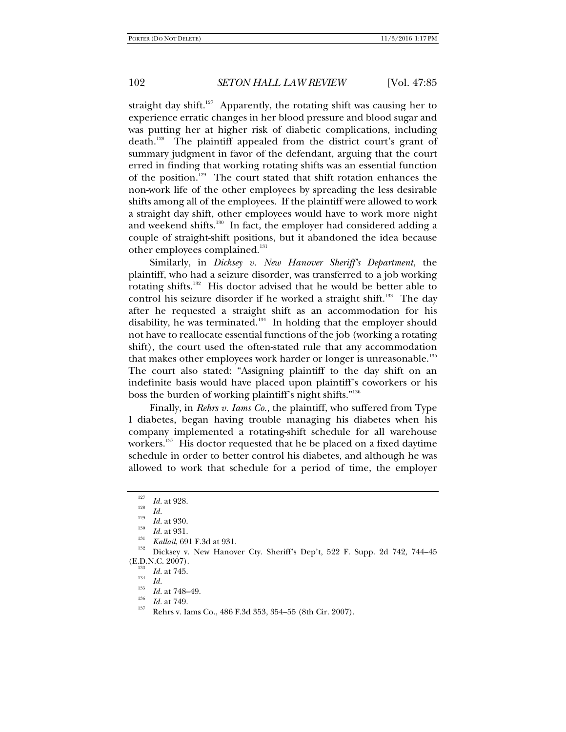straight day shift.[127] Apparently, the rotating shift was causing her to experience erratic changes in her blood pressure and blood sugar and was putting her at higher risk of diabetic complications, including death.[128] The plaintiff appealed from the district court's grant of summary judgment in favor of the defendant, arguing that the court erred in finding that working rotating shifts was an essential function of the position.[129] The court stated that shift rotation enhances the non-work life of the other employees by spreading the less desirable shifts among all of the employees. If the plaintiff were allowed to work a straight day shift, other employees would have to work more night and weekend shifts.[130] In fact, the employer had considered adding a couple of straight-shift positions, but it abandoned the idea because other employees complained.[131]

Similarly, in *Dicksey v. New Hanover Sheriff's Department*, the plaintiff, who had a seizure disorder, was transferred to a job working rotating shifts.[132] His doctor advised that he would be better able to control his seizure disorder if he worked a straight shift.[133] The day after he requested a straight shift as an accommodation for his disability, he was terminated.[134] In holding that the employer should not have to reallocate essential functions of the job (working a rotating shift), the court used the often-stated rule that any accommodation that makes other employees work harder or longer is unreasonable.[135] The court also stated: "Assigning plaintiff to the day shift on an indefinite basis would have placed upon plaintiff's coworkers or his boss the burden of working plaintiff's night shifts."[136]

Finally, in *Rehrs v. Iams Co.*, the plaintiff, who suffered from Type I diabetes, began having trouble managing his diabetes when his company implemented a rotating-shift schedule for all warehouse workers.[137] His doctor requested that he be placed on a fixed daytime schedule in order to better control his diabetes, and although he was allowed to work that schedule for a period of time, the employer

---

[127] *Id.* at 928.

[128] *Id.*

[129] *Id.* at 930.

[130] *Id.* at 931.

[131] *Kallail*, 691 F.3d at 931.

[132] Dicksey v. New Hanover Cty. Sheriff's Dep't, 522 F. Supp. 2d 742, 744–45 (E.D.N.C. 2007).

[133] *Id.* at 745.

[134] *Id.*

[135] *Id.* at 748–49.

[136] *Id.* at 749.

[137] Rehrs v. Iams Co., 486 F.3d 353, 354–55 (8th Cir. 2007).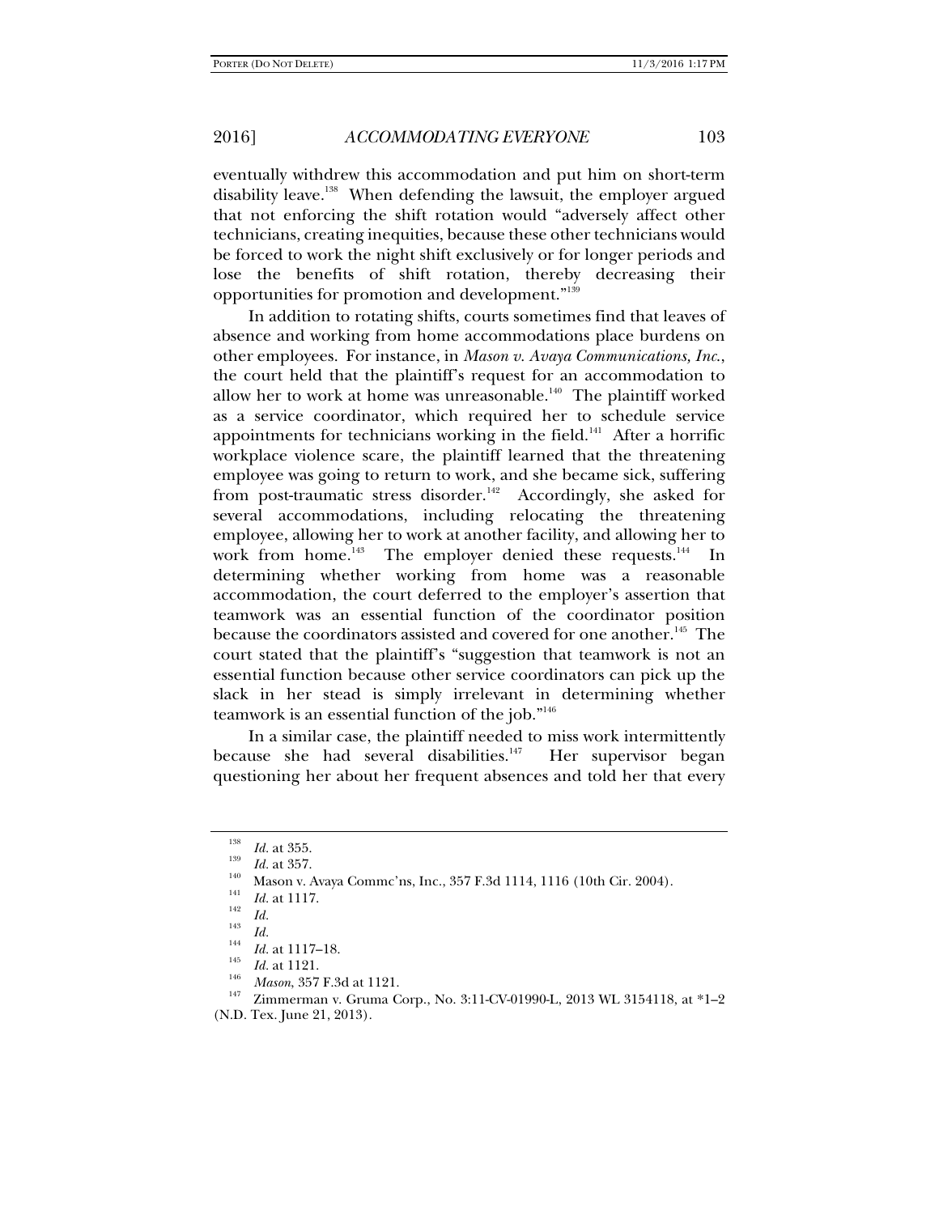eventually withdrew this accommodation and put him on short-term disability leave.[138] When defending the lawsuit, the employer argued that not enforcing the shift rotation would "adversely affect other technicians, creating inequities, because these other technicians would be forced to work the night shift exclusively or for longer periods and lose the benefits of shift rotation, thereby decreasing their opportunities for promotion and development."[139]

In addition to rotating shifts, courts sometimes find that leaves of absence and working from home accommodations place burdens on other employees. For instance, in *Mason v. Avaya Communications, Inc.*, the court held that the plaintiff's request for an accommodation to allow her to work at home was unreasonable.[140] The plaintiff worked as a service coordinator, which required her to schedule service appointments for technicians working in the field.[141] After a horrific workplace violence scare, the plaintiff learned that the threatening employee was going to return to work, and she became sick, suffering from post-traumatic stress disorder.[142] Accordingly, she asked for several accommodations, including relocating the threatening employee, allowing her to work at another facility, and allowing her to work from home.[143] The employer denied these requests.[144] In determining whether working from home was a reasonable accommodation, the court deferred to the employer's assertion that teamwork was an essential function of the coordinator position because the coordinators assisted and covered for one another.[145] The court stated that the plaintiff's "suggestion that teamwork is not an essential function because other service coordinators can pick up the slack in her stead is simply irrelevant in determining whether teamwork is an essential function of the job."[146]

In a similar case, the plaintiff needed to miss work intermittently because she had several disabilities.[147] Her supervisor began questioning her about her frequent absences and told her that every

---

[138] *Id.* at 355.

[139] *Id.* at 357.

[140] Mason v. Avaya Commc'ns, Inc., 357 F.3d 1114, 1116 (10th Cir. 2004).

[141] *Id.* at 1117.

[142] *Id.*

[143] *Id.*

[144] *Id.* at 1117–18.

[145] *Id.* at 1121.

[146] *Mason*, 357 F.3d at 1121.

[147] Zimmerman v. Gruma Corp., No. 3:11-CV-01990-L, 2013 WL 3154118, at *1–2 (N.D. Tex. June 21, 2013).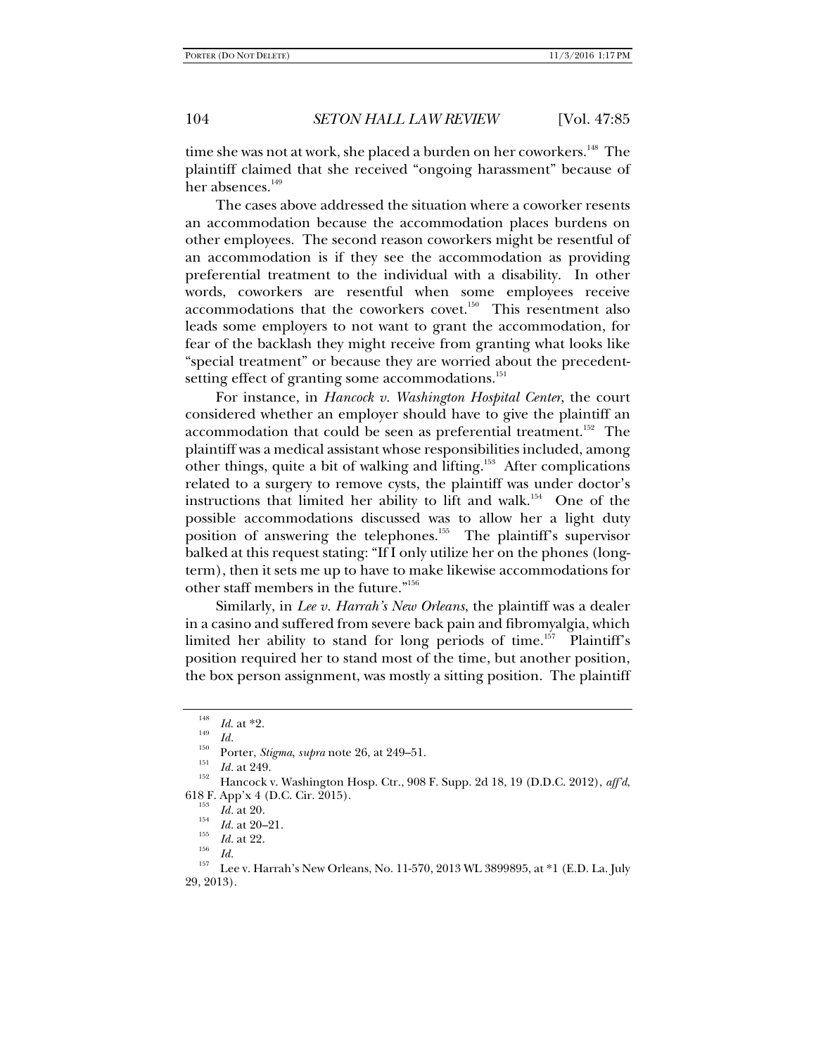time she was not at work, she placed a burden on her coworkers.[148] The plaintiff claimed that she received "ongoing harassment" because of her absences.[149]

The cases above addressed the situation where a coworker resents an accommodation because the accommodation places burdens on other employees. The second reason coworkers might be resentful of an accommodation is if they see the accommodation as providing preferential treatment to the individual with a disability. In other words, coworkers are resentful when some employees receive accommodations that the coworkers covet.[150] This resentment also leads some employers to not want to grant the accommodation, for fear of the backlash they might receive from granting what looks like "special treatment" or because they are worried about the precedent-setting effect of granting some accommodations.[151]

For instance, in *Hancock v. Washington Hospital Center*, the court considered whether an employer should have to give the plaintiff an accommodation that could be seen as preferential treatment.[152] The plaintiff was a medical assistant whose responsibilities included, among other things, quite a bit of walking and lifting.[153] After complications related to a surgery to remove cysts, the plaintiff was under doctor's instructions that limited her ability to lift and walk.[154] One of the possible accommodations discussed was to allow her a light duty position of answering the telephones.[155] The plaintiff's supervisor balked at this request stating: "If I only utilize her on the phones (long-term), then it sets me up to have to make likewise accommodations for other staff members in the future."[156]

Similarly, in *Lee v. Harrah's New Orleans*, the plaintiff was a dealer in a casino and suffered from severe back pain and fibromyalgia, which limited her ability to stand for long periods of time.[157] Plaintiff's position required her to stand most of the time, but another position, the box person assignment, was mostly a sitting position. The plaintiff

---

[148] *Id.* at *2.

[149] *Id.*

[150] Porter, *Stigma*, *supra* note 26, at 249–51.

[151] *Id.* at 249.

[152] Hancock v. Washington Hosp. Ctr., 908 F. Supp. 2d 18, 19 (D.D.C. 2012), *aff'd*, 618 F. App'x 4 (D.C. Cir. 2015).

[153] *Id.* at 20.

[154] *Id.* at 20–21.

[155] *Id.* at 22.

[156] *Id.*

[157] Lee v. Harrah's New Orleans, No. 11-570, 2013 WL 3899895, at *1 (E.D. La. July 29, 2013).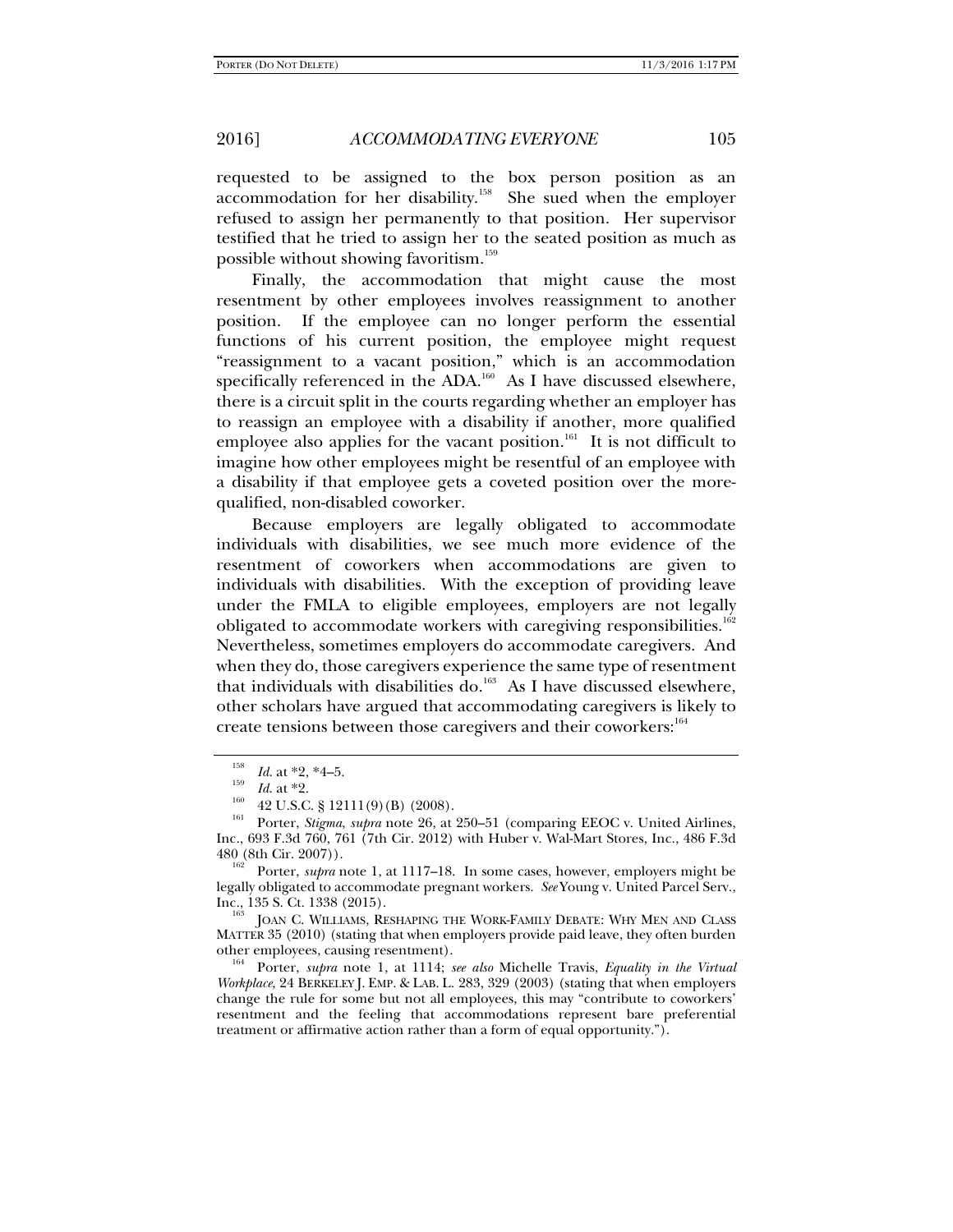requested to be assigned to the box person position as an accommodation for her disability.[158] She sued when the employer refused to assign her permanently to that position. Her supervisor testified that he tried to assign her to the seated position as much as possible without showing favoritism.[159]

Finally, the accommodation that might cause the most resentment by other employees involves reassignment to another position. If the employee can no longer perform the essential functions of his current position, the employee might request "reassignment to a vacant position," which is an accommodation specifically referenced in the ADA.[160] As I have discussed elsewhere, there is a circuit split in the courts regarding whether an employer has to reassign an employee with a disability if another, more qualified employee also applies for the vacant position.[161] It is not difficult to imagine how other employees might be resentful of an employee with a disability if that employee gets a coveted position over the more-qualified, non-disabled coworker.

Because employers are legally obligated to accommodate individuals with disabilities, we see much more evidence of the resentment of coworkers when accommodations are given to individuals with disabilities. With the exception of providing leave under the FMLA to eligible employees, employers are not legally obligated to accommodate workers with caregiving responsibilities.[162] Nevertheless, sometimes employers do accommodate caregivers. And when they do, those caregivers experience the same type of resentment that individuals with disabilities do.[163] As I have discussed elsewhere, other scholars have argued that accommodating caregivers is likely to create tensions between those caregivers and their coworkers:[164]

---

[158] *Id.* at *2, *4–5.

[159] *Id.* at *2.

[160] 42 U.S.C. § 12111(9)(B) (2008).

[161] Porter, *Stigma*, *supra* note 26, at 250–51 (comparing EEOC v. United Airlines, Inc., 693 F.3d 760, 761 (7th Cir. 2012) with Huber v. Wal-Mart Stores, Inc., 486 F.3d 480 (8th Cir. 2007)).

[162] Porter, *supra* note 1, at 1117–18. In some cases, however, employers might be legally obligated to accommodate pregnant workers. *See* Young v. United Parcel Serv., Inc., 135 S. Ct. 1338 (2015).

[163] JOAN C. WILLIAMS, RESHAPING THE WORK-FAMILY DEBATE: WHY MEN AND CLASS MATTER 35 (2010) (stating that when employers provide paid leave, they often burden other employees, causing resentment).

[164] Porter, *supra* note 1, at 1114; *see also* Michelle Travis, *Equality in the Virtual Workplace*, 24 BERKELEY J. EMP. & LAB. L. 283, 329 (2003) (stating that when employers change the rule for some but not all employees, this may "contribute to coworkers' resentment and the feeling that accommodations represent bare preferential treatment or affirmative action rather than a form of equal opportunity.").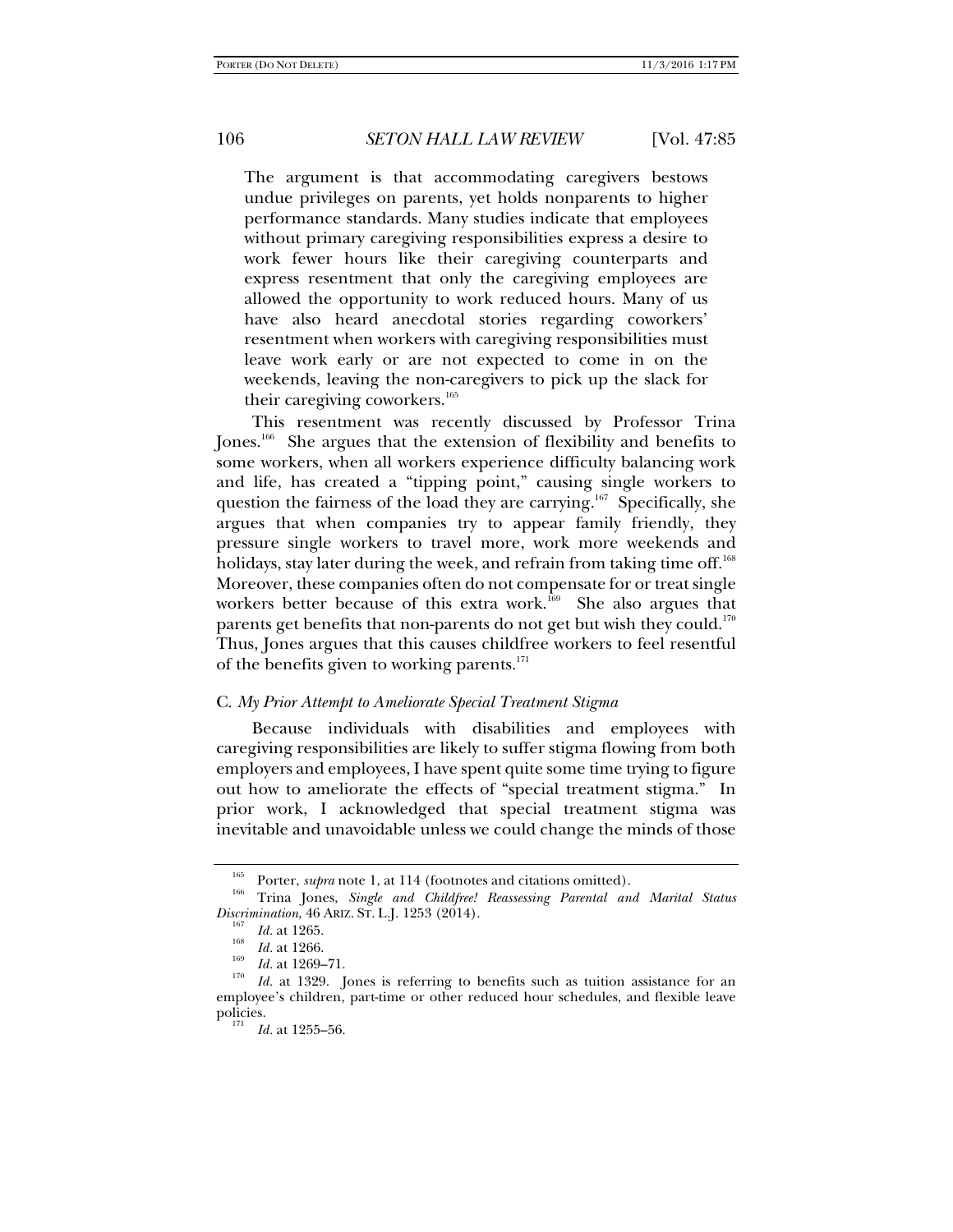> The argument is that accommodating caregivers bestows undue privileges on parents, yet holds nonparents to higher performance standards. Many studies indicate that employees without primary caregiving responsibilities express a desire to work fewer hours like their caregiving counterparts and express resentment that only the caregiving employees are allowed the opportunity to work reduced hours. Many of us have also heard anecdotal stories regarding coworkers' resentment when workers with caregiving responsibilities must leave work early or are not expected to come in on the weekends, leaving the non-caregivers to pick up the slack for their caregiving coworkers.[165]

This resentment was recently discussed by Professor Trina Jones.[166] She argues that the extension of flexibility and benefits to some workers, when all workers experience difficulty balancing work and life, has created a "tipping point," causing single workers to question the fairness of the load they are carrying.[167] Specifically, she argues that when companies try to appear family friendly, they pressure single workers to travel more, work more weekends and holidays, stay later during the week, and refrain from taking time off.[168] Moreover, these companies often do not compensate for or treat single workers better because of this extra work.[169] She also argues that parents get benefits that non-parents do not get but wish they could.[170] Thus, Jones argues that this causes childfree workers to feel resentful of the benefits given to working parents.[171]

### C. *My Prior Attempt to Ameliorate Special Treatment Stigma*

Because individuals with disabilities and employees with caregiving responsibilities are likely to suffer stigma flowing from both employers and employees, I have spent quite some time trying to figure out how to ameliorate the effects of "special treatment stigma." In prior work, I acknowledged that special treatment stigma was inevitable and unavoidable unless we could change the minds of those

---

[165] Porter, *supra* note 1, at 114 (footnotes and citations omitted).

[166] Trina Jones, *Single and Childfree! Reassessing Parental and Marital Status Discrimination*, 46 ARIZ. ST. L.J. 1253 (2014).

[167] *Id.* at 1265.

[168] *Id.* at 1266.

[169] *Id.* at 1269–71.

[170] *Id.* at 1329. Jones is referring to benefits such as tuition assistance for an employee's children, part-time or other reduced hour schedules, and flexible leave policies.

[171] *Id.* at 1255–56.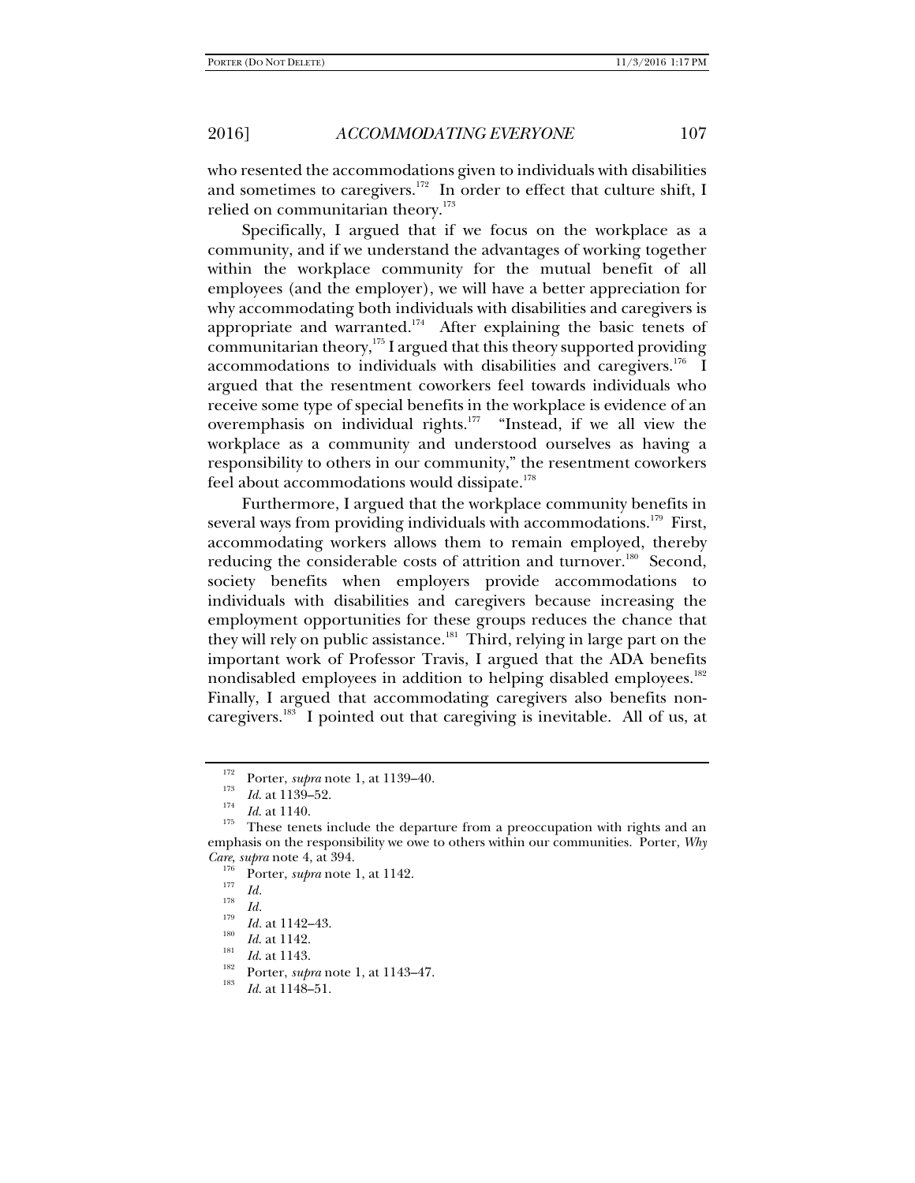who resented the accommodations given to individuals with disabilities and sometimes to caregivers.[172] In order to effect that culture shift, I relied on communitarian theory.[173]

Specifically, I argued that if we focus on the workplace as a community, and if we understand the advantages of working together within the workplace community for the mutual benefit of all employees (and the employer), we will have a better appreciation for why accommodating both individuals with disabilities and caregivers is appropriate and warranted.[174] After explaining the basic tenets of communitarian theory,[175] I argued that this theory supported providing accommodations to individuals with disabilities and caregivers.[176] I argued that the resentment coworkers feel towards individuals who receive some type of special benefits in the workplace is evidence of an overemphasis on individual rights.[177] "Instead, if we all view the workplace as a community and understood ourselves as having a responsibility to others in our community," the resentment coworkers feel about accommodations would dissipate.[178]

Furthermore, I argued that the workplace community benefits in several ways from providing individuals with accommodations.[179] First, accommodating workers allows them to remain employed, thereby reducing the considerable costs of attrition and turnover.[180] Second, society benefits when employers provide accommodations to individuals with disabilities and caregivers because increasing the employment opportunities for these groups reduces the chance that they will rely on public assistance.[181] Third, relying in large part on the important work of Professor Travis, I argued that the ADA benefits nondisabled employees in addition to helping disabled employees.[182] Finally, I argued that accommodating caregivers also benefits non-caregivers.[183] I pointed out that caregiving is inevitable. All of us, at

---

[172] Porter, *supra* note 1, at 1139–40.

[173] *Id.* at 1139–52.

[174] *Id.* at 1140.

[175] These tenets include the departure from a preoccupation with rights and an emphasis on the responsibility we owe to others within our communities. Porter, *Why Care*, *supra* note 4, at 394.

[176] Porter, *supra* note 1, at 1142.

[177] *Id.*

[178] *Id.*

[179] *Id.* at 1142–43.

[180] *Id.* at 1142.

[181] *Id.* at 1143.

[182] Porter, *supra* note 1, at 1143–47.

[183] *Id.* at 1148–51.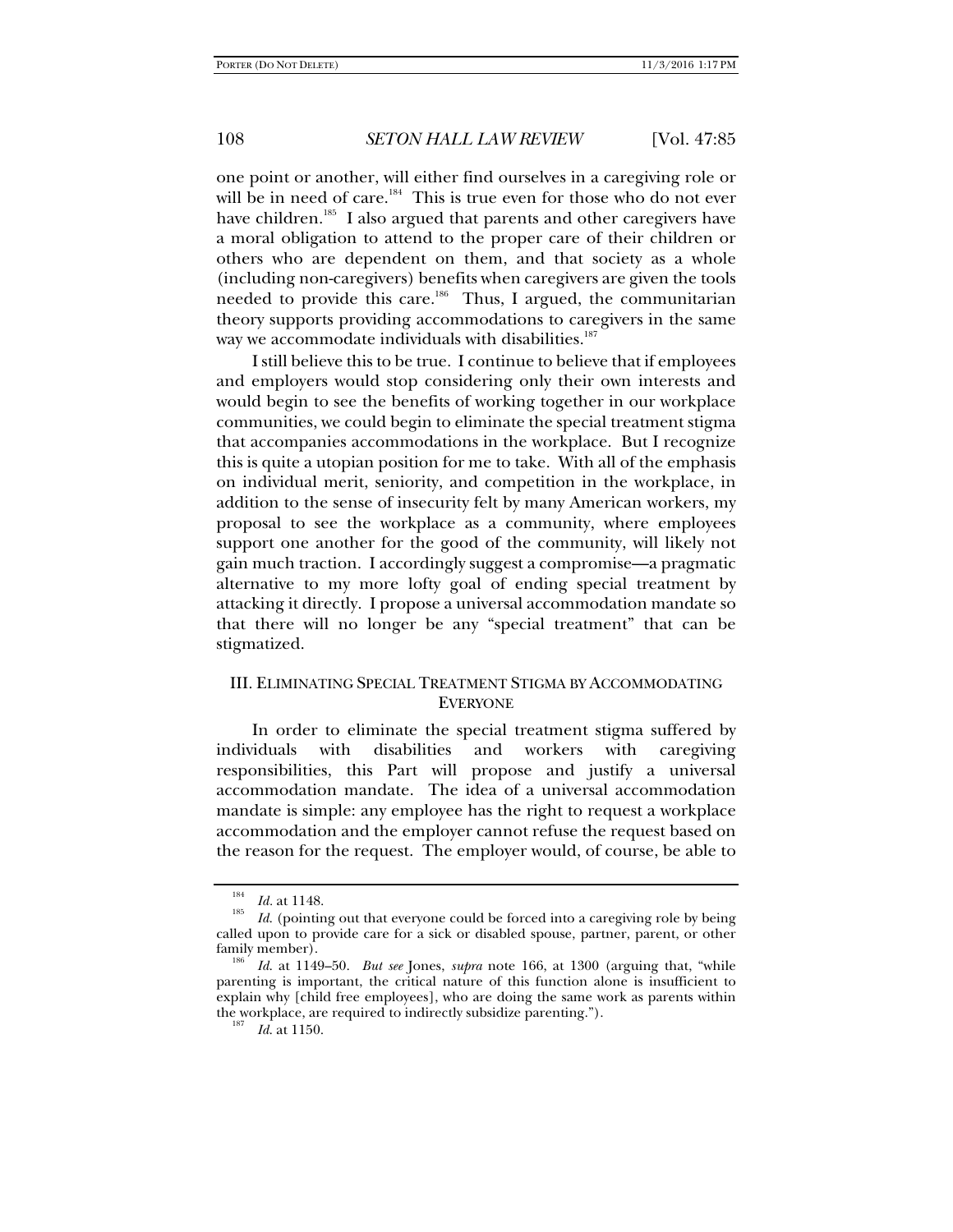one point or another, will either find ourselves in a caregiving role or will be in need of care.[184] This is true even for those who do not ever have children.[185] I also argued that parents and other caregivers have a moral obligation to attend to the proper care of their children or others who are dependent on them, and that society as a whole (including non-caregivers) benefits when caregivers are given the tools needed to provide this care.[186] Thus, I argued, the communitarian theory supports providing accommodations to caregivers in the same way we accommodate individuals with disabilities.[187]

I still believe this to be true. I continue to believe that if employees and employers would stop considering only their own interests and would begin to see the benefits of working together in our workplace communities, we could begin to eliminate the special treatment stigma that accompanies accommodations in the workplace. But I recognize this is quite a utopian position for me to take. With all of the emphasis on individual merit, seniority, and competition in the workplace, in addition to the sense of insecurity felt by many American workers, my proposal to see the workplace as a community, where employees support one another for the good of the community, will likely not gain much traction. I accordingly suggest a compromise—a pragmatic alternative to my more lofty goal of ending special treatment by attacking it directly. I propose a universal accommodation mandate so that there will no longer be any "special treatment" that can be stigmatized.

## III. ELIMINATING SPECIAL TREATMENT STIGMA BY ACCOMMODATING EVERYONE

In order to eliminate the special treatment stigma suffered by individuals with disabilities and workers with caregiving responsibilities, this Part will propose and justify a universal accommodation mandate. The idea of a universal accommodation mandate is simple: any employee has the right to request a workplace accommodation and the employer cannot refuse the request based on the reason for the request. The employer would, of course, be able to

---

[184] *Id.* at 1148.

[185] *Id.* (pointing out that everyone could be forced into a caregiving role by being called upon to provide care for a sick or disabled spouse, partner, parent, or other family member).

[186] *Id.* at 1149–50. *But see* Jones, *supra* note 166, at 1300 (arguing that, "while parenting is important, the critical nature of this function alone is insufficient to explain why [child free employees], who are doing the same work as parents within the workplace, are required to indirectly subsidize parenting.").

[187] *Id.* at 1150.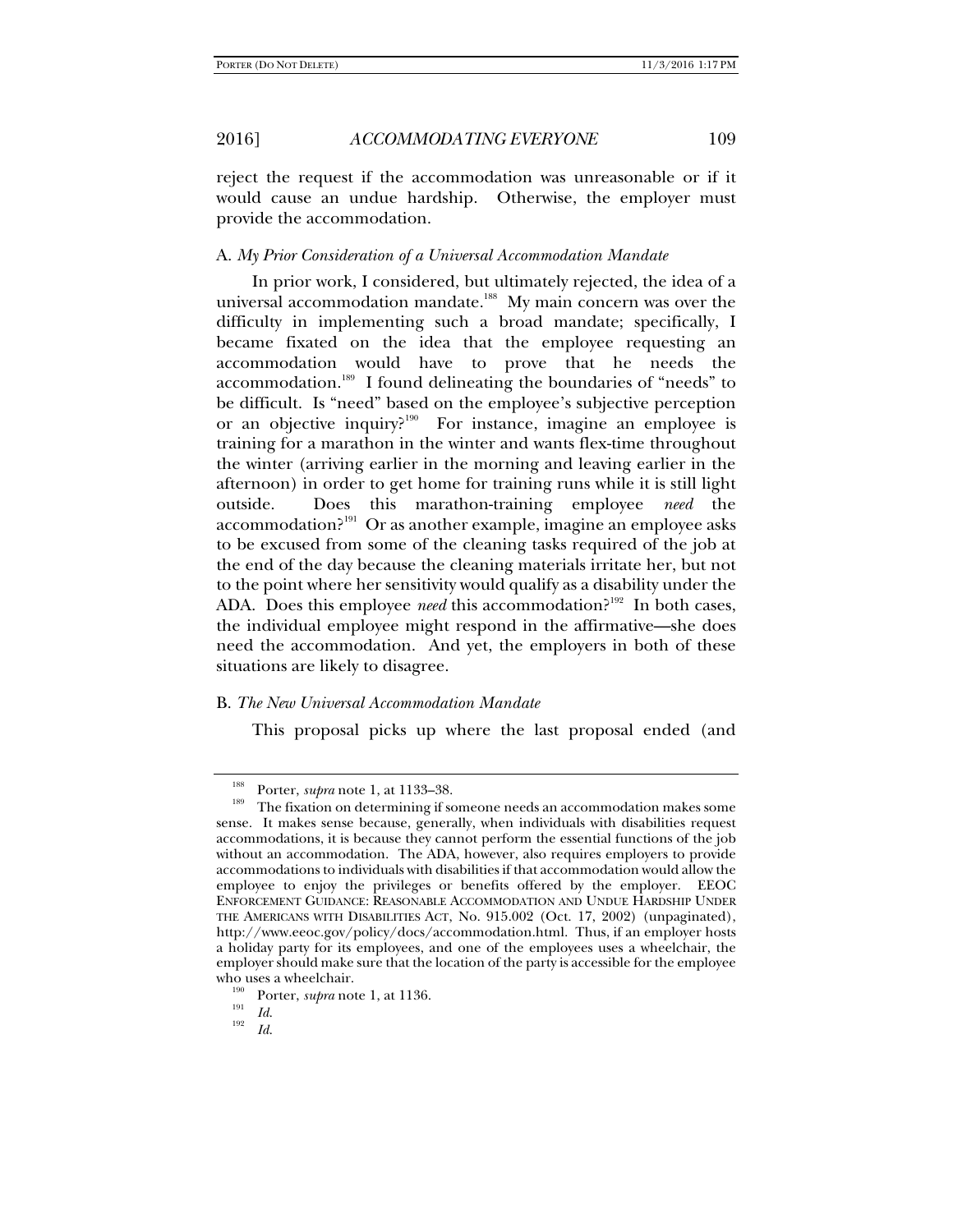reject the request if the accommodation was unreasonable or if it would cause an undue hardship. Otherwise, the employer must provide the accommodation.

### A. *My Prior Consideration of a Universal Accommodation Mandate*

In prior work, I considered, but ultimately rejected, the idea of a universal accommodation mandate.[188] My main concern was over the difficulty in implementing such a broad mandate; specifically, I became fixated on the idea that the employee requesting an accommodation would have to prove that he needs the accommodation.[189] I found delineating the boundaries of "needs" to be difficult. Is "need" based on the employee's subjective perception or an objective inquiry?[190] For instance, imagine an employee is training for a marathon in the winter and wants flex-time throughout the winter (arriving earlier in the morning and leaving earlier in the afternoon) in order to get home for training runs while it is still light outside. Does this marathon-training employee *need* the accommodation?[191] Or as another example, imagine an employee asks to be excused from some of the cleaning tasks required of the job at the end of the day because the cleaning materials irritate her, but not to the point where her sensitivity would qualify as a disability under the ADA. Does this employee *need* this accommodation?[192] In both cases, the individual employee might respond in the affirmative—she does need the accommodation. And yet, the employers in both of these situations are likely to disagree.

### B. *The New Universal Accommodation Mandate*

This proposal picks up where the last proposal ended (and

---

[188] Porter, *supra* note 1, at 1133–38.

[189] The fixation on determining if someone needs an accommodation makes some sense. It makes sense because, generally, when individuals with disabilities request accommodations, it is because they cannot perform the essential functions of the job without an accommodation. The ADA, however, also requires employers to provide accommodations to individuals with disabilities if that accommodation would allow the employee to enjoy the privileges or benefits offered by the employer. EEOC ENFORCEMENT GUIDANCE: REASONABLE ACCOMMODATION AND UNDUE HARDSHIP UNDER THE AMERICANS WITH DISABILITIES ACT, No. 915.002 (Oct. 17, 2002) (unpaginated), http://www.eeoc.gov/policy/docs/accommodation.html. Thus, if an employer hosts a holiday party for its employees, and one of the employees uses a wheelchair, the employer should make sure that the location of the party is accessible for the employee who uses a wheelchair.

[190] Porter, *supra* note 1, at 1136.

[191] *Id.*

[192] *Id.*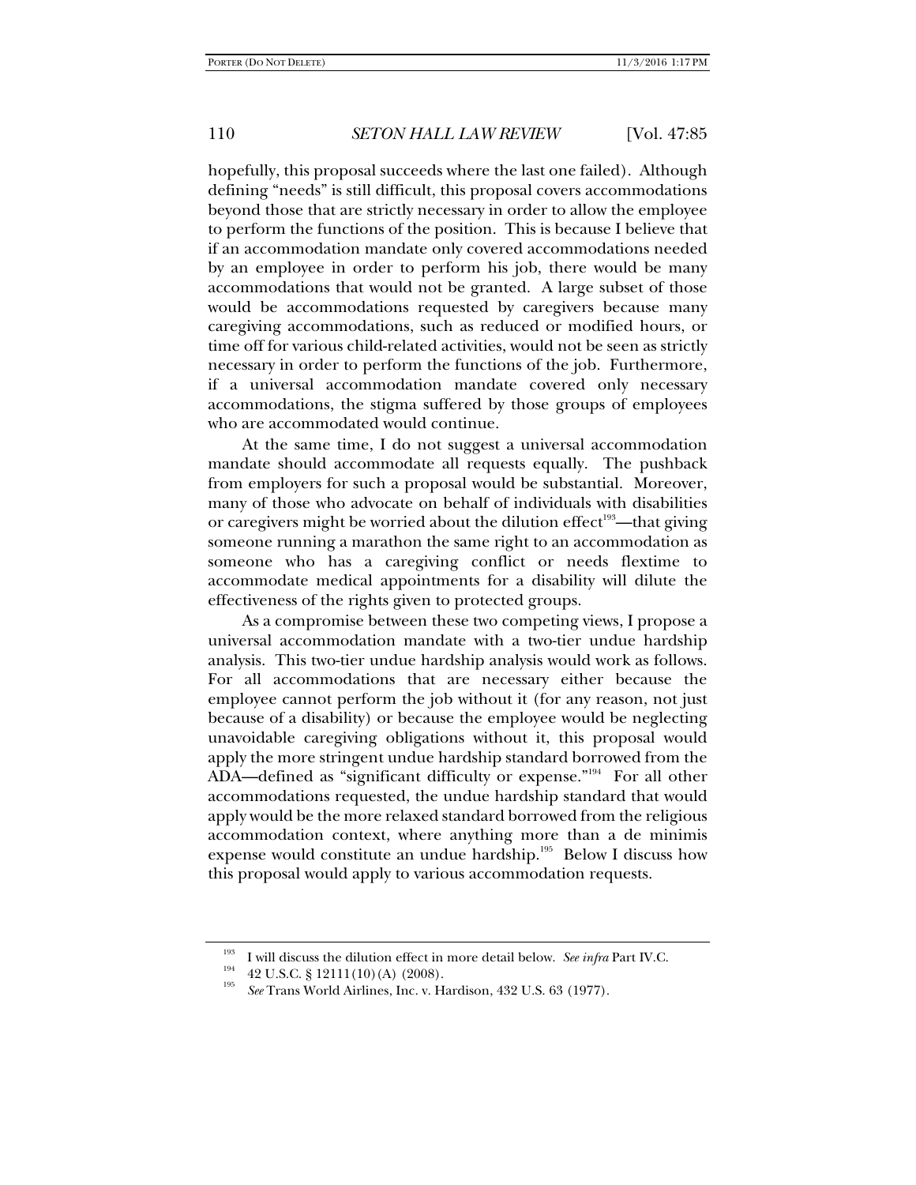hopefully, this proposal succeeds where the last one failed). Although defining "needs" is still difficult, this proposal covers accommodations beyond those that are strictly necessary in order to allow the employee to perform the functions of the position. This is because I believe that if an accommodation mandate only covered accommodations needed by an employee in order to perform his job, there would be many accommodations that would not be granted. A large subset of those would be accommodations requested by caregivers because many caregiving accommodations, such as reduced or modified hours, or time off for various child-related activities, would not be seen as strictly necessary in order to perform the functions of the job. Furthermore, if a universal accommodation mandate covered only necessary accommodations, the stigma suffered by those groups of employees who are accommodated would continue.

At the same time, I do not suggest a universal accommodation mandate should accommodate all requests equally. The pushback from employers for such a proposal would be substantial. Moreover, many of those who advocate on behalf of individuals with disabilities or caregivers might be worried about the dilution effect[193]—that giving someone running a marathon the same right to an accommodation as someone who has a caregiving conflict or needs flextime to accommodate medical appointments for a disability will dilute the effectiveness of the rights given to protected groups.

As a compromise between these two competing views, I propose a universal accommodation mandate with a two-tier undue hardship analysis. This two-tier undue hardship analysis would work as follows. For all accommodations that are necessary either because the employee cannot perform the job without it (for any reason, not just because of a disability) or because the employee would be neglecting unavoidable caregiving obligations without it, this proposal would apply the more stringent undue hardship standard borrowed from the ADA—defined as "significant difficulty or expense."[194] For all other accommodations requested, the undue hardship standard that would apply would be the more relaxed standard borrowed from the religious accommodation context, where anything more than a de minimis expense would constitute an undue hardship.[195] Below I discuss how this proposal would apply to various accommodation requests.

---

[193] I will discuss the dilution effect in more detail below. *See infra* Part IV.C.

[194] 42 U.S.C. § 12111(10)(A) (2008).

[195] *See* Trans World Airlines, Inc. v. Hardison, 432 U.S. 63 (1977).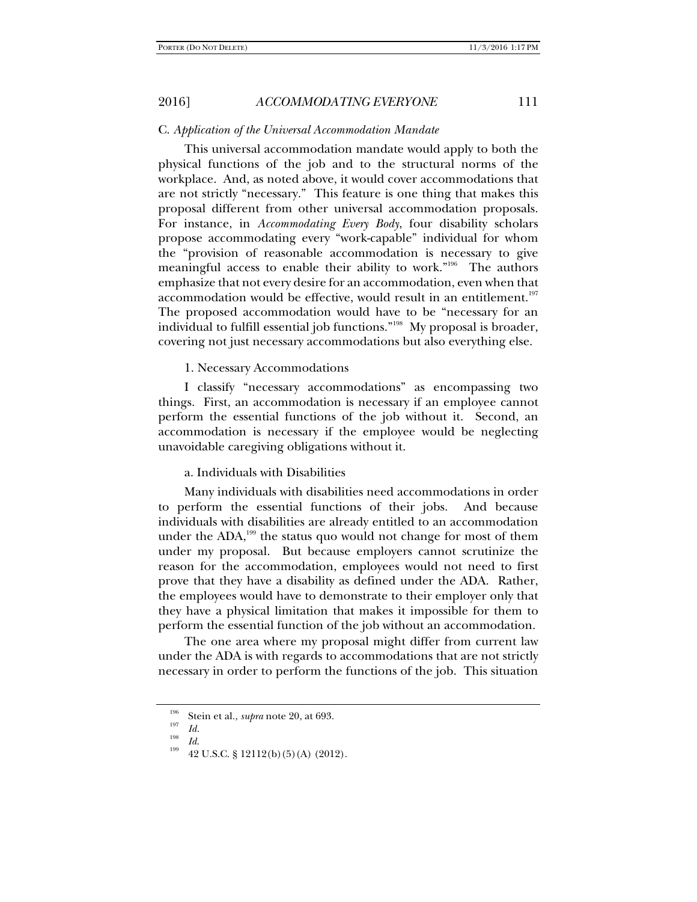### C. *Application of the Universal Accommodation Mandate*

This universal accommodation mandate would apply to both the physical functions of the job and to the structural norms of the workplace. And, as noted above, it would cover accommodations that are not strictly "necessary." This feature is one thing that makes this proposal different from other universal accommodation proposals. For instance, in *Accommodating Every Body*, four disability scholars propose accommodating every "work-capable" individual for whom the "provision of reasonable accommodation is necessary to give meaningful access to enable their ability to work."[196] The authors emphasize that not every desire for an accommodation, even when that accommodation would be effective, would result in an entitlement.[197] The proposed accommodation would have to be "necessary for an individual to fulfill essential job functions."[198] My proposal is broader, covering not just necessary accommodations but also everything else.

#### 1. Necessary Accommodations

I classify "necessary accommodations" as encompassing two things. First, an accommodation is necessary if an employee cannot perform the essential functions of the job without it. Second, an accommodation is necessary if the employee would be neglecting unavoidable caregiving obligations without it.

##### a. Individuals with Disabilities

Many individuals with disabilities need accommodations in order to perform the essential functions of their jobs. And because individuals with disabilities are already entitled to an accommodation under the ADA,[199] the status quo would not change for most of them under my proposal. But because employers cannot scrutinize the reason for the accommodation, employees would not need to first prove that they have a disability as defined under the ADA. Rather, the employees would have to demonstrate to their employer only that they have a physical limitation that makes it impossible for them to perform the essential function of the job without an accommodation.

The one area where my proposal might differ from current law under the ADA is with regards to accommodations that are not strictly necessary in order to perform the functions of the job. This situation

---

[196] Stein et al., *supra* note 20, at 693.

[197] *Id.*

[198] *Id.*

[199] 42 U.S.C. § 12112(b)(5)(A) (2012).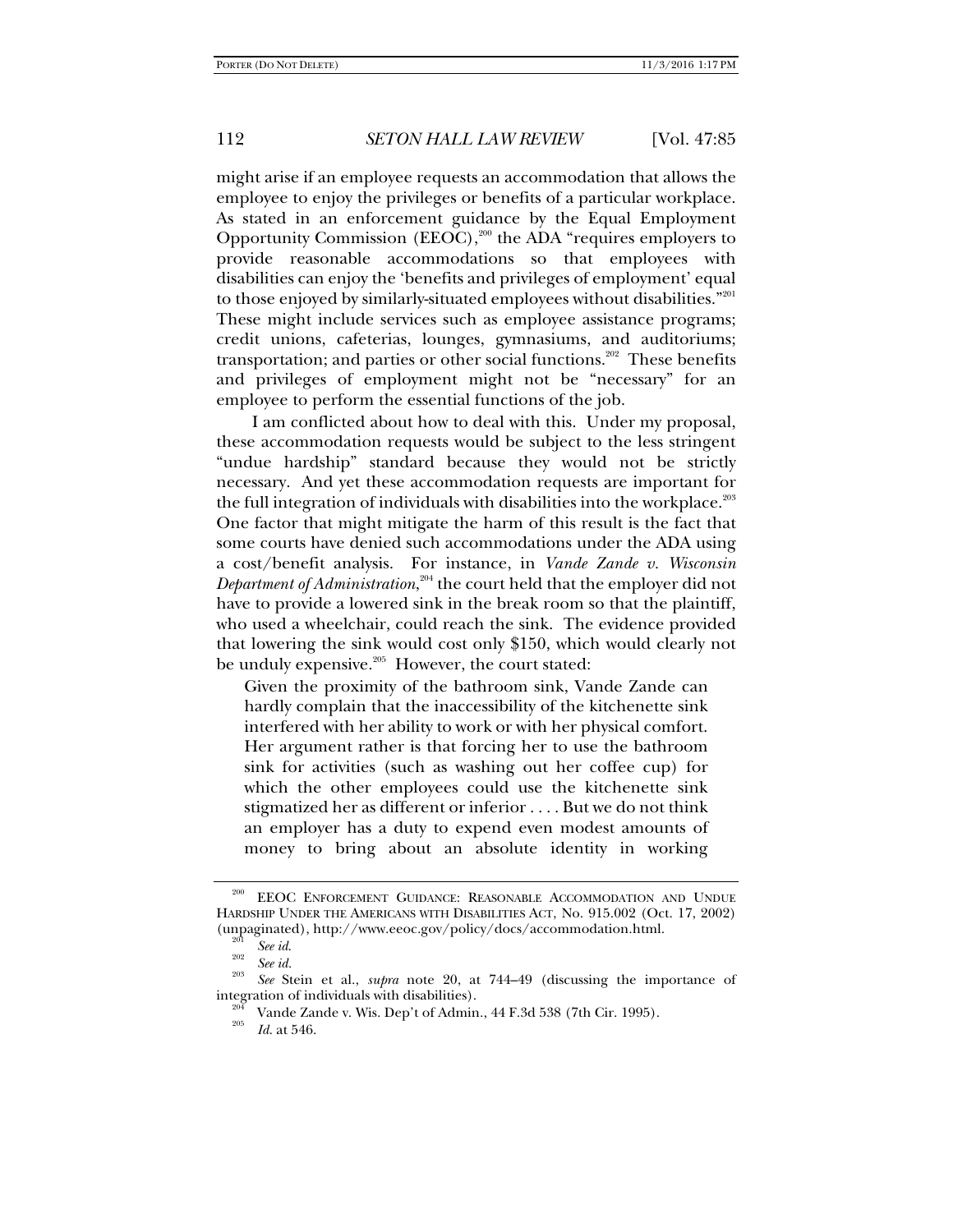might arise if an employee requests an accommodation that allows the employee to enjoy the privileges or benefits of a particular workplace. As stated in an enforcement guidance by the Equal Employment Opportunity Commission (EEOC),[200] the ADA "requires employers to provide reasonable accommodations so that employees with disabilities can enjoy the 'benefits and privileges of employment' equal to those enjoyed by similarly-situated employees without disabilities."[201] These might include services such as employee assistance programs; credit unions, cafeterias, lounges, gymnasiums, and auditoriums; transportation; and parties or other social functions.[202] These benefits and privileges of employment might not be "necessary" for an employee to perform the essential functions of the job.

I am conflicted about how to deal with this. Under my proposal, these accommodation requests would be subject to the less stringent "undue hardship" standard because they would not be strictly necessary. And yet these accommodation requests are important for the full integration of individuals with disabilities into the workplace.[203] One factor that might mitigate the harm of this result is the fact that some courts have denied such accommodations under the ADA using a cost/benefit analysis. For instance, in *Vande Zande v. Wisconsin Department of Administration*,[204] the court held that the employer did not have to provide a lowered sink in the break room so that the plaintiff, who used a wheelchair, could reach the sink. The evidence provided that lowering the sink would cost only $150, which would clearly not be unduly expensive.[205] However, the court stated:

> Given the proximity of the bathroom sink, Vande Zande can hardly complain that the inaccessibility of the kitchenette sink interfered with her ability to work or with her physical comfort. Her argument rather is that forcing her to use the bathroom sink for activities (such as washing out her coffee cup) for which the other employees could use the kitchenette sink stigmatized her as different or inferior . . . . But we do not think an employer has a duty to expend even modest amounts of money to bring about an absolute identity in working

---

[200] EEOC ENFORCEMENT GUIDANCE: REASONABLE ACCOMMODATION AND UNDUE HARDSHIP UNDER THE AMERICANS WITH DISABILITIES ACT, No. 915.002 (Oct. 17, 2002) (unpaginated), http://www.eeoc.gov/policy/docs/accommodation.html.

[201] *See id.*

[202] *See id.*

[203] *See* Stein et al., *supra* note 20, at 744–49 (discussing the importance of integration of individuals with disabilities).

[204] Vande Zande v. Wis. Dep't of Admin., 44 F.3d 538 (7th Cir. 1995).

[205] *Id.* at 546.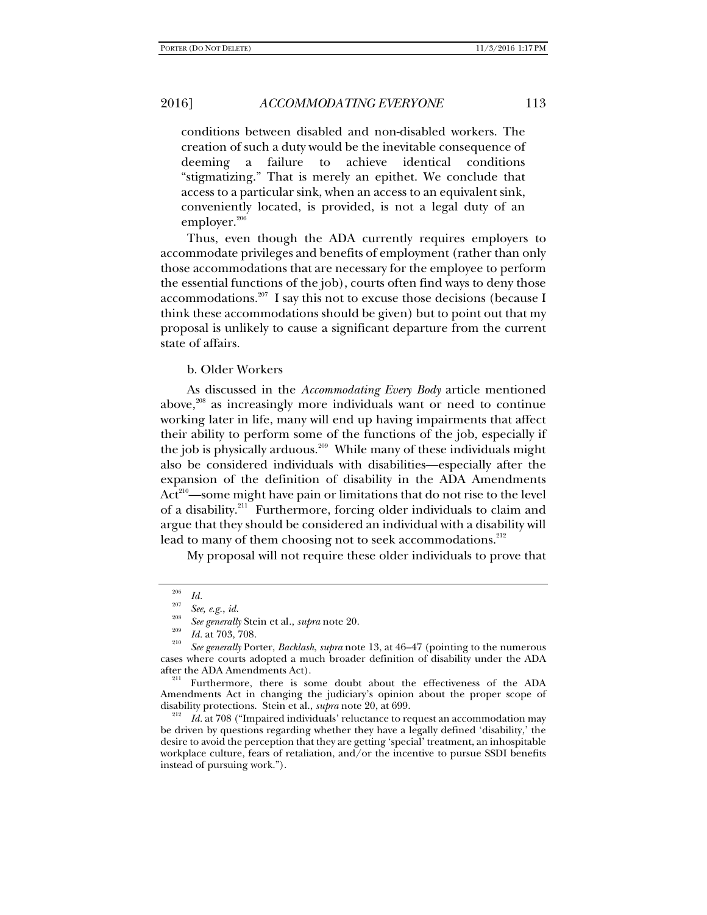conditions between disabled and non-disabled workers. The creation of such a duty would be the inevitable consequence of deeming a failure to achieve identical conditions "stigmatizing." That is merely an epithet. We conclude that access to a particular sink, when an access to an equivalent sink, conveniently located, is provided, is not a legal duty of an employer.[206]

Thus, even though the ADA currently requires employers to accommodate privileges and benefits of employment (rather than only those accommodations that are necessary for the employee to perform the essential functions of the job), courts often find ways to deny those accommodations.[207] I say this not to excuse those decisions (because I think these accommodations should be given) but to point out that my proposal is unlikely to cause a significant departure from the current state of affairs.

b. Older Workers

As discussed in the *Accommodating Every Body* article mentioned above,[208] as increasingly more individuals want or need to continue working later in life, many will end up having impairments that affect their ability to perform some of the functions of the job, especially if the job is physically arduous.[209] While many of these individuals might also be considered individuals with disabilities—especially after the expansion of the definition of disability in the ADA Amendments Act[210]—some might have pain or limitations that do not rise to the level of a disability.[211] Furthermore, forcing older individuals to claim and argue that they should be considered an individual with a disability will lead to many of them choosing not to seek accommodations.[212]

My proposal will not require these older individuals to prove that

---

[206] *Id.*

[207] *See, e.g.*, *id.*

[208] *See generally* Stein et al., *supra* note 20.

[209] *Id.* at 703, 708.

[210] *See generally* Porter, *Backlash*, *supra* note 13, at 46–47 (pointing to the numerous cases where courts adopted a much broader definition of disability under the ADA after the ADA Amendments Act).

[211] Furthermore, there is some doubt about the effectiveness of the ADA Amendments Act in changing the judiciary's opinion about the proper scope of disability protections. Stein et al., *supra* note 20, at 699.

[212] *Id.* at 708 ("Impaired individuals' reluctance to request an accommodation may be driven by questions regarding whether they have a legally defined 'disability,' the desire to avoid the perception that they are getting 'special' treatment, an inhospitable workplace culture, fears of retaliation, and/or the incentive to pursue SSDI benefits instead of pursuing work.").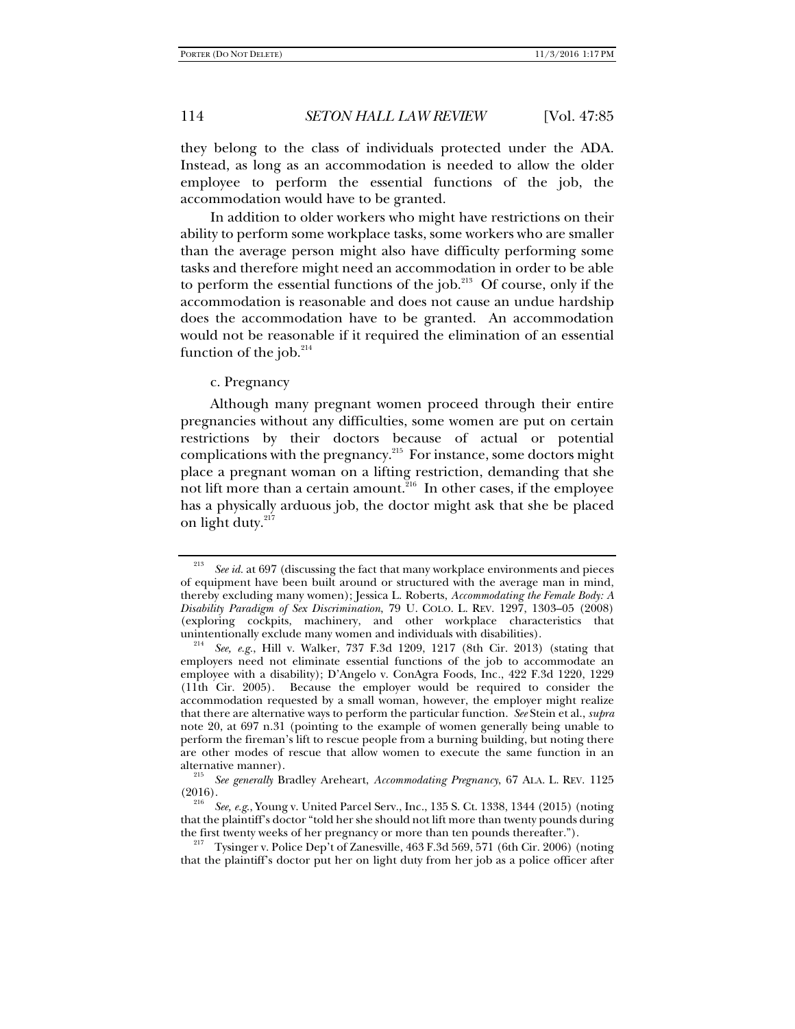they belong to the class of individuals protected under the ADA. Instead, as long as an accommodation is needed to allow the older employee to perform the essential functions of the job, the accommodation would have to be granted.

In addition to older workers who might have restrictions on their ability to perform some workplace tasks, some workers who are smaller than the average person might also have difficulty performing some tasks and therefore might need an accommodation in order to be able to perform the essential functions of the job.[213] Of course, only if the accommodation is reasonable and does not cause an undue hardship does the accommodation have to be granted. An accommodation would not be reasonable if it required the elimination of an essential function of the job.[214]

c. Pregnancy

Although many pregnant women proceed through their entire pregnancies without any difficulties, some women are put on certain restrictions by their doctors because of actual or potential complications with the pregnancy.[215] For instance, some doctors might place a pregnant woman on a lifting restriction, demanding that she not lift more than a certain amount.[216] In other cases, if the employee has a physically arduous job, the doctor might ask that she be placed on light duty.[217]

---

[213] *See id.* at 697 (discussing the fact that many workplace environments and pieces of equipment have been built around or structured with the average man in mind, thereby excluding many women); Jessica L. Roberts, *Accommodating the Female Body: A Disability Paradigm of Sex Discrimination*, 79 U. COLO. L. REV. 1297, 1303–05 (2008) (exploring cockpits, machinery, and other workplace characteristics that unintentionally exclude many women and individuals with disabilities).

[214] *See, e.g.*, Hill v. Walker, 737 F.3d 1209, 1217 (8th Cir. 2013) (stating that employers need not eliminate essential functions of the job to accommodate an employee with a disability); D'Angelo v. ConAgra Foods, Inc., 422 F.3d 1220, 1229 (11th Cir. 2005). Because the employer would be required to consider the accommodation requested by a small woman, however, the employer might realize that there are alternative ways to perform the particular function. *See* Stein et al., *supra* note 20, at 697 n.31 (pointing to the example of women generally being unable to perform the fireman's lift to rescue people from a burning building, but noting there are other modes of rescue that allow women to execute the same function in an alternative manner).

[215] *See generally* Bradley Areheart, *Accommodating Pregnancy*, 67 ALA. L. REV. 1125 (2016).

[216] *See, e.g.*, Young v. United Parcel Serv., Inc., 135 S. Ct. 1338, 1344 (2015) (noting that the plaintiff's doctor "told her she should not lift more than twenty pounds during the first twenty weeks of her pregnancy or more than ten pounds thereafter.").

[217] Tysinger v. Police Dep't of Zanesville, 463 F.3d 569, 571 (6th Cir. 2006) (noting that the plaintiff's doctor put her on light duty from her job as a police officer after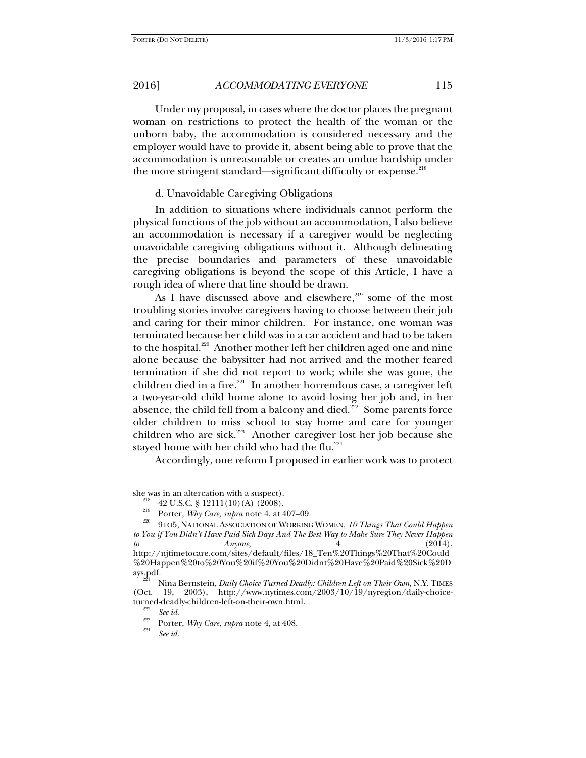Under my proposal, in cases where the doctor places the pregnant woman on restrictions to protect the health of the woman or the unborn baby, the accommodation is considered necessary and the employer would have to provide it, absent being able to prove that the accommodation is unreasonable or creates an undue hardship under the more stringent standard—significant difficulty or expense.[218]

d. Unavoidable Caregiving Obligations

In addition to situations where individuals cannot perform the physical functions of the job without an accommodation, I also believe an accommodation is necessary if a caregiver would be neglecting unavoidable caregiving obligations without it. Although delineating the precise boundaries and parameters of these unavoidable caregiving obligations is beyond the scope of this Article, I have a rough idea of where that line should be drawn.

As I have discussed above and elsewhere,[219] some of the most troubling stories involve caregivers having to choose between their job and caring for their minor children. For instance, one woman was terminated because her child was in a car accident and had to be taken to the hospital.[220] Another mother left her children aged one and nine alone because the babysitter had not arrived and the mother feared termination if she did not report to work; while she was gone, the children died in a fire.[221] In another horrendous case, a caregiver left a two-year-old child home alone to avoid losing her job and, in her absence, the child fell from a balcony and died.[222] Some parents force older children to miss school to stay home and care for younger children who are sick.[223] Another caregiver lost her job because she stayed home with her child who had the flu.[224]

Accordingly, one reform I proposed in earlier work was to protect

---

she was in an altercation with a suspect).

[218] 42 U.S.C. § 12111(10)(A) (2008).

[219] Porter, *Why Care*, *supra* note 4, at 407–09.

[220] 9TO5, NATIONAL ASSOCIATION OF WORKING WOMEN, *10 Things That Could Happen to You if You Didn't Have Paid Sick Days And The Best Way to Make Sure They Never Happen to Anyone*, 4 (2014), http://njtimetocare.com/sites/default/files/18_Ten%20Things%20That%20Could%20Happen%20to%20You%20if%20You%20Didnt%20Have%20Paid%20Sick%20Days.pdf.

[221] Nina Bernstein, *Daily Choice Turned Deadly: Children Left on Their Own*, N.Y. TIMES (Oct. 19, 2003), http://www.nytimes.com/2003/10/19/nyregion/daily-choice-turned-deadly-children-left-on-their-own.html.

[222] *See id.*

[223] Porter, *Why Care*, *supra* note 4, at 408.

[224] *See id.*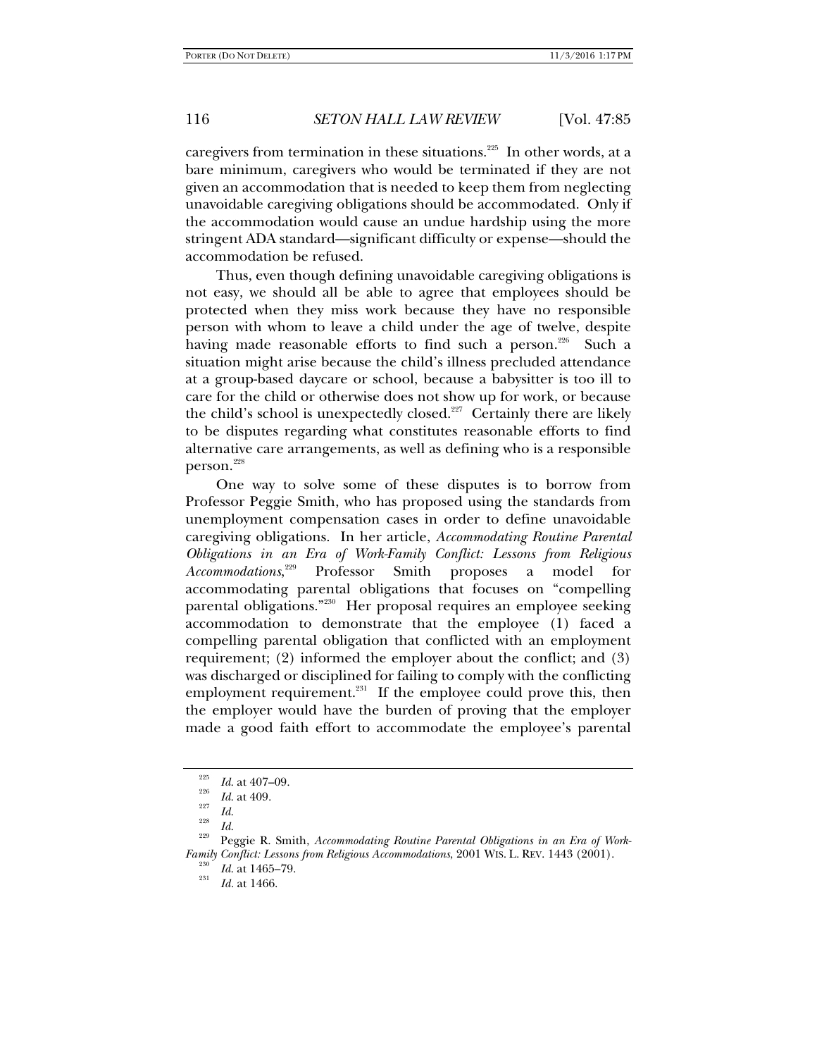caregivers from termination in these situations.[225] In other words, at a bare minimum, caregivers who would be terminated if they are not given an accommodation that is needed to keep them from neglecting unavoidable caregiving obligations should be accommodated. Only if the accommodation would cause an undue hardship using the more stringent ADA standard—significant difficulty or expense—should the accommodation be refused.

Thus, even though defining unavoidable caregiving obligations is not easy, we should all be able to agree that employees should be protected when they miss work because they have no responsible person with whom to leave a child under the age of twelve, despite having made reasonable efforts to find such a person.[226] Such a situation might arise because the child's illness precluded attendance at a group-based daycare or school, because a babysitter is too ill to care for the child or otherwise does not show up for work, or because the child's school is unexpectedly closed.[227] Certainly there are likely to be disputes regarding what constitutes reasonable efforts to find alternative care arrangements, as well as defining who is a responsible person.[228]

One way to solve some of these disputes is to borrow from Professor Peggie Smith, who has proposed using the standards from unemployment compensation cases in order to define unavoidable caregiving obligations. In her article, *Accommodating Routine Parental Obligations in an Era of Work-Family Conflict: Lessons from Religious Accommodations*,[229] Professor Smith proposes a model for accommodating parental obligations that focuses on "compelling parental obligations."[230] Her proposal requires an employee seeking accommodation to demonstrate that the employee (1) faced a compelling parental obligation that conflicted with an employment requirement; (2) informed the employer about the conflict; and (3) was discharged or disciplined for failing to comply with the conflicting employment requirement.[231] If the employee could prove this, then the employer would have the burden of proving that the employer made a good faith effort to accommodate the employee's parental

---

[225] *Id.* at 407–09.

[226] *Id.* at 409.

[227] *Id.*

[228] *Id.*

[229] Peggie R. Smith, *Accommodating Routine Parental Obligations in an Era of Work-Family Conflict: Lessons from Religious Accommodations*, 2001 WIS. L. REV. 1443 (2001).

[230] *Id.* at 1465–79.

[231] *Id.* at 1466.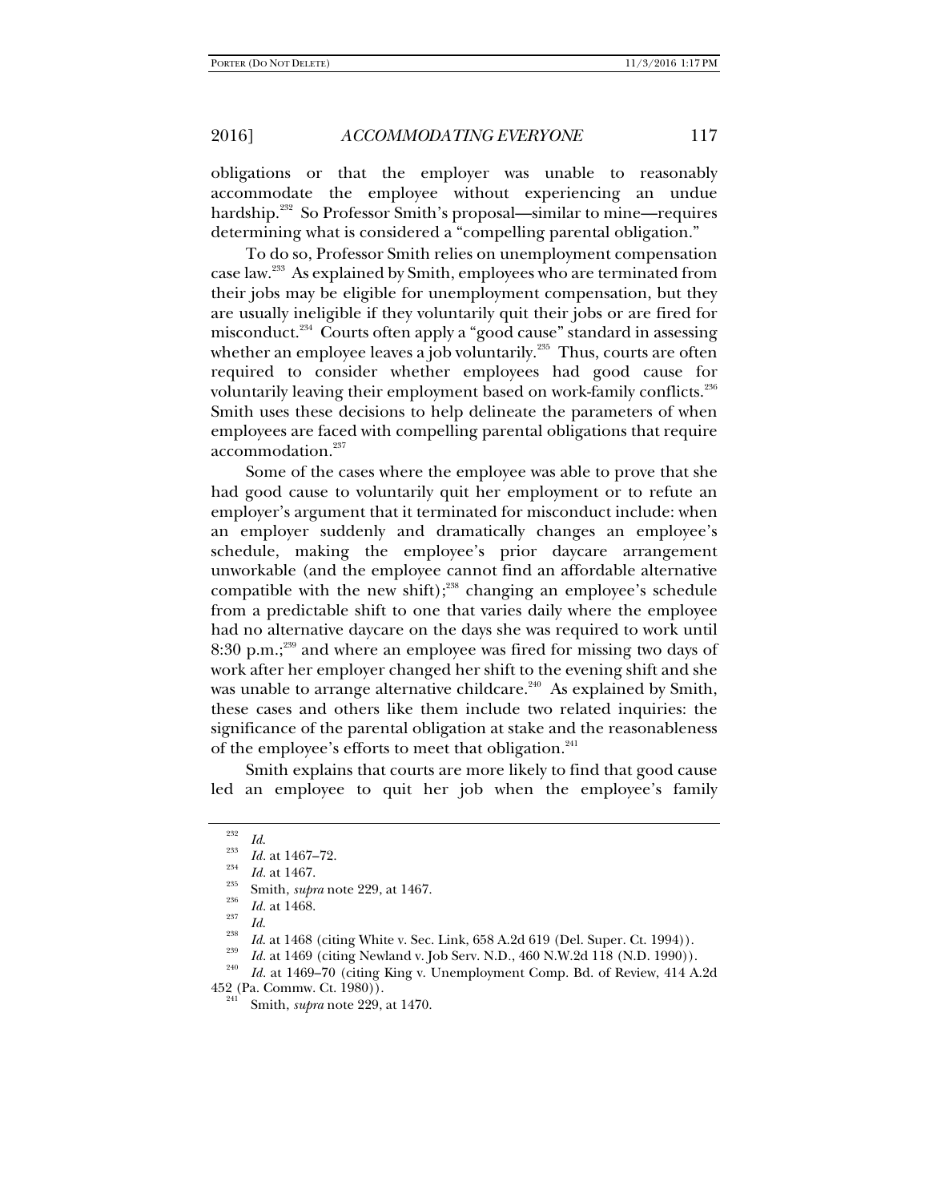obligations or that the employer was unable to reasonably accommodate the employee without experiencing an undue hardship.[232] So Professor Smith's proposal—similar to mine—requires determining what is considered a "compelling parental obligation."

To do so, Professor Smith relies on unemployment compensation case law.[233] As explained by Smith, employees who are terminated from their jobs may be eligible for unemployment compensation, but they are usually ineligible if they voluntarily quit their jobs or are fired for misconduct.[234] Courts often apply a "good cause" standard in assessing whether an employee leaves a job voluntarily.[235] Thus, courts are often required to consider whether employees had good cause for voluntarily leaving their employment based on work-family conflicts.[236] Smith uses these decisions to help delineate the parameters of when employees are faced with compelling parental obligations that require accommodation.[237]

Some of the cases where the employee was able to prove that she had good cause to voluntarily quit her employment or to refute an employer's argument that it terminated for misconduct include: when an employer suddenly and dramatically changes an employee's schedule, making the employee's prior daycare arrangement unworkable (and the employee cannot find an affordable alternative compatible with the new shift);[238] changing an employee's schedule from a predictable shift to one that varies daily where the employee had no alternative daycare on the days she was required to work until 8:30 p.m.;[239] and where an employee was fired for missing two days of work after her employer changed her shift to the evening shift and she was unable to arrange alternative childcare.[240] As explained by Smith, these cases and others like them include two related inquiries: the significance of the parental obligation at stake and the reasonableness of the employee's efforts to meet that obligation.[241]

Smith explains that courts are more likely to find that good cause led an employee to quit her job when the employee's family

---

[232] *Id.*

[233] *Id.* at 1467–72.

[234] *Id.* at 1467.

[235] Smith, *supra* note 229, at 1467.

[236] *Id.* at 1468.

[237] *Id.*

[238] *Id.* at 1468 (citing White v. Sec. Link, 658 A.2d 619 (Del. Super. Ct. 1994)).

[239] *Id.* at 1469 (citing Newland v. Job Serv. N.D., 460 N.W.2d 118 (N.D. 1990)).

[240] *Id.* at 1469–70 (citing King v. Unemployment Comp. Bd. of Review, 414 A.2d 452 (Pa. Commw. Ct. 1980)).

[241] Smith, *supra* note 229, at 1470.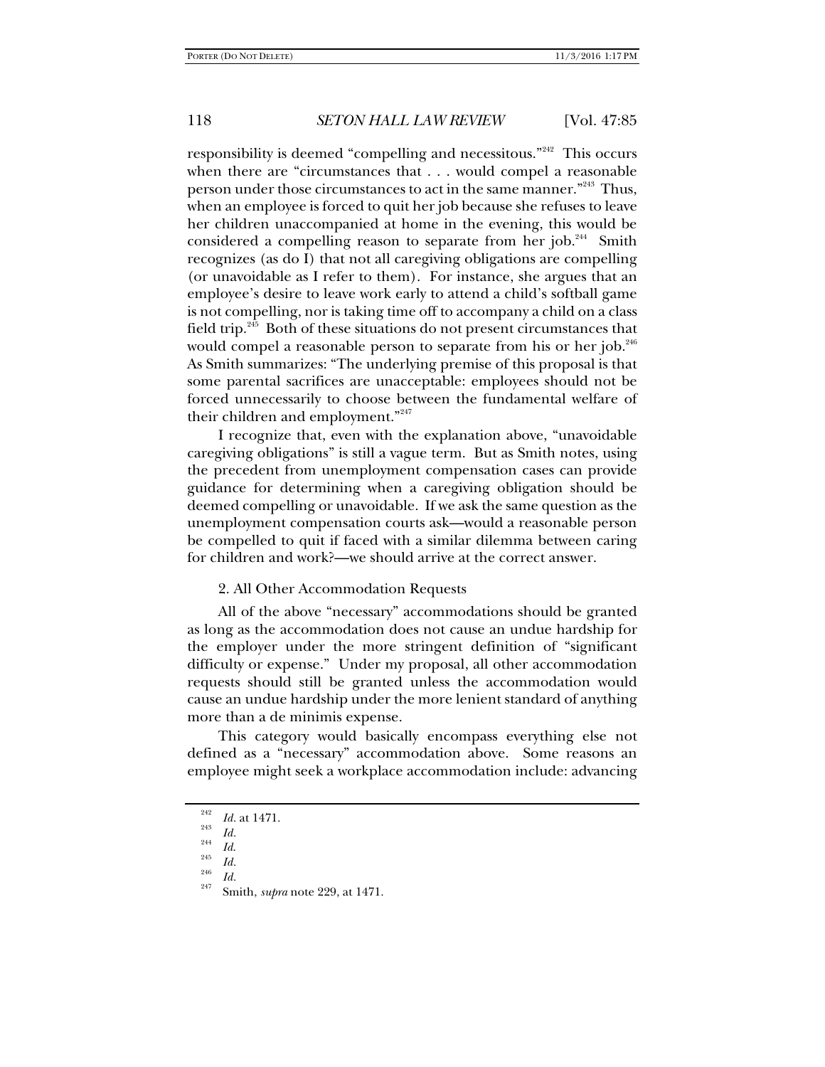responsibility is deemed "compelling and necessitous."[242] This occurs when there are "circumstances that . . . would compel a reasonable person under those circumstances to act in the same manner."[243] Thus, when an employee is forced to quit her job because she refuses to leave her children unaccompanied at home in the evening, this would be considered a compelling reason to separate from her job.[244] Smith recognizes (as do I) that not all caregiving obligations are compelling (or unavoidable as I refer to them). For instance, she argues that an employee's desire to leave work early to attend a child's softball game is not compelling, nor is taking time off to accompany a child on a class field trip.[245] Both of these situations do not present circumstances that would compel a reasonable person to separate from his or her job.[246] As Smith summarizes: "The underlying premise of this proposal is that some parental sacrifices are unacceptable: employees should not be forced unnecessarily to choose between the fundamental welfare of their children and employment."[247]

I recognize that, even with the explanation above, "unavoidable caregiving obligations" is still a vague term. But as Smith notes, using the precedent from unemployment compensation cases can provide guidance for determining when a caregiving obligation should be deemed compelling or unavoidable. If we ask the same question as the unemployment compensation courts ask—would a reasonable person be compelled to quit if faced with a similar dilemma between caring for children and work?—we should arrive at the correct answer.

### 2. All Other Accommodation Requests

All of the above "necessary" accommodations should be granted as long as the accommodation does not cause an undue hardship for the employer under the more stringent definition of "significant difficulty or expense." Under my proposal, all other accommodation requests should still be granted unless the accommodation would cause an undue hardship under the more lenient standard of anything more than a de minimis expense.

This category would basically encompass everything else not defined as a "necessary" accommodation above. Some reasons an employee might seek a workplace accommodation include: advancing

---

[242] *Id.* at 1471.

[243] *Id.*

[244] *Id.*

[245] *Id.*

[246] *Id.*

[247] Smith, *supra* note 229, at 1471.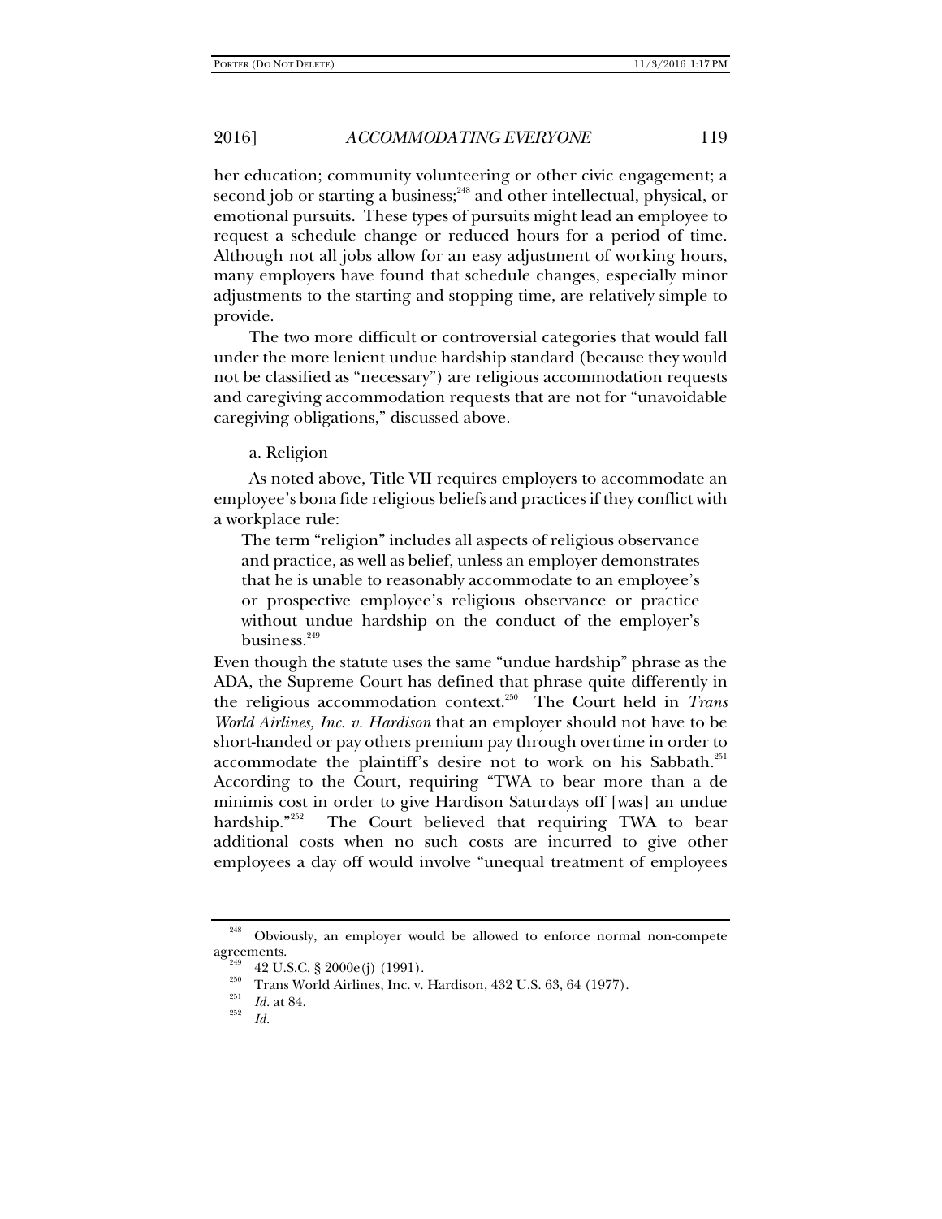her education; community volunteering or other civic engagement; a second job or starting a business;[248] and other intellectual, physical, or emotional pursuits. These types of pursuits might lead an employee to request a schedule change or reduced hours for a period of time. Although not all jobs allow for an easy adjustment of working hours, many employers have found that schedule changes, especially minor adjustments to the starting and stopping time, are relatively simple to provide.

The two more difficult or controversial categories that would fall under the more lenient undue hardship standard (because they would not be classified as "necessary") are religious accommodation requests and caregiving accommodation requests that are not for "unavoidable caregiving obligations," discussed above.

a. Religion

As noted above, Title VII requires employers to accommodate an employee's bona fide religious beliefs and practices if they conflict with a workplace rule:

> The term "religion" includes all aspects of religious observance and practice, as well as belief, unless an employer demonstrates that he is unable to reasonably accommodate to an employee's or prospective employee's religious observance or practice without undue hardship on the conduct of the employer's business.[249]

Even though the statute uses the same "undue hardship" phrase as the ADA, the Supreme Court has defined that phrase quite differently in the religious accommodation context.[250] The Court held in *Trans World Airlines, Inc. v. Hardison* that an employer should not have to be short-handed or pay others premium pay through overtime in order to accommodate the plaintiff's desire not to work on his Sabbath.[251] According to the Court, requiring "TWA to bear more than a de minimis cost in order to give Hardison Saturdays off [was] an undue hardship."[252] The Court believed that requiring TWA to bear additional costs when no such costs are incurred to give other employees a day off would involve "unequal treatment of employees

---

[248] Obviously, an employer would be allowed to enforce normal non-compete agreements.

[249] 42 U.S.C. § 2000e(j) (1991).

[250] Trans World Airlines, Inc. v. Hardison, 432 U.S. 63, 64 (1977).

[251] *Id.* at 84.

[252] *Id.*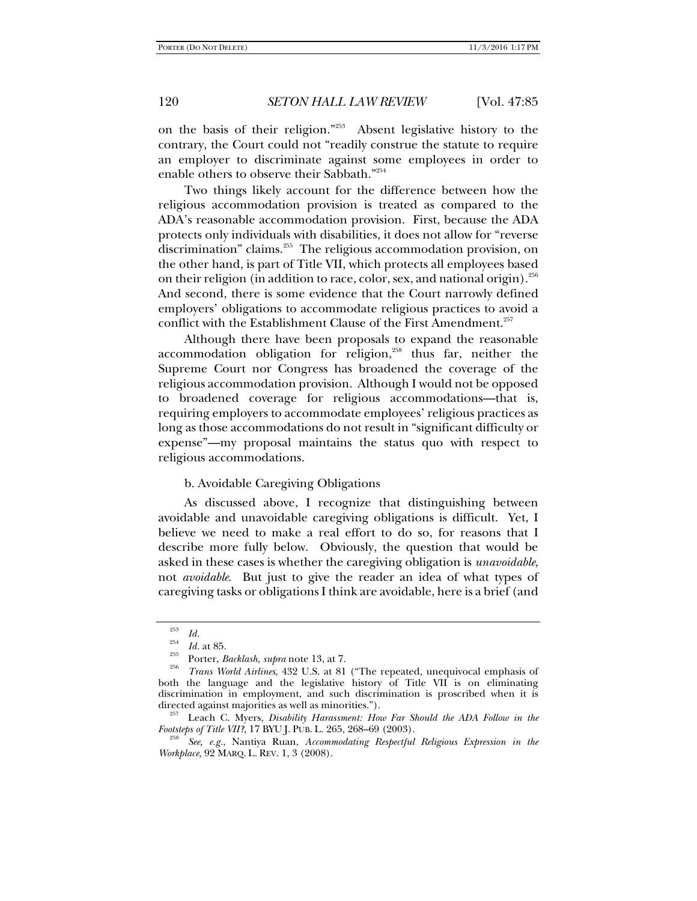on the basis of their religion."[253] Absent legislative history to the contrary, the Court could not "readily construe the statute to require an employer to discriminate against some employees in order to enable others to observe their Sabbath."[254]

Two things likely account for the difference between how the religious accommodation provision is treated as compared to the ADA's reasonable accommodation provision. First, because the ADA protects only individuals with disabilities, it does not allow for "reverse discrimination" claims.[255] The religious accommodation provision, on the other hand, is part of Title VII, which protects all employees based on their religion (in addition to race, color, sex, and national origin).[256] And second, there is some evidence that the Court narrowly defined employers' obligations to accommodate religious practices to avoid a conflict with the Establishment Clause of the First Amendment.[257]

Although there have been proposals to expand the reasonable accommodation obligation for religion,[258] thus far, neither the Supreme Court nor Congress has broadened the coverage of the religious accommodation provision. Although I would not be opposed to broadened coverage for religious accommodations—that is, requiring employers to accommodate employees' religious practices as long as those accommodations do not result in "significant difficulty or expense"—my proposal maintains the status quo with respect to religious accommodations.

b. Avoidable Caregiving Obligations

As discussed above, I recognize that distinguishing between avoidable and unavoidable caregiving obligations is difficult. Yet, I believe we need to make a real effort to do so, for reasons that I describe more fully below. Obviously, the question that would be asked in these cases is whether the caregiving obligation is *unavoidable*, not *avoidable*. But just to give the reader an idea of what types of caregiving tasks or obligations I think are avoidable, here is a brief (and

---

[253] *Id.*

[254] *Id.* at 85.

[255] Porter, *Backlash*, *supra* note 13, at 7.

[256] *Trans World Airlines*, 432 U.S. at 81 ("The repeated, unequivocal emphasis of both the language and the legislative history of Title VII is on eliminating discrimination in employment, and such discrimination is proscribed when it is directed against majorities as well as minorities.").

[257] Leach C. Myers, *Disability Harassment: How Far Should the ADA Follow in the Footsteps of Title VII?*, 17 BYU J. PUB. L. 265, 268–69 (2003).

[258] *See, e.g.*, Nantiya Ruan, *Accommodating Respectful Religious Expression in the Workplace*, 92 MARQ. L. REV. 1, 3 (2008).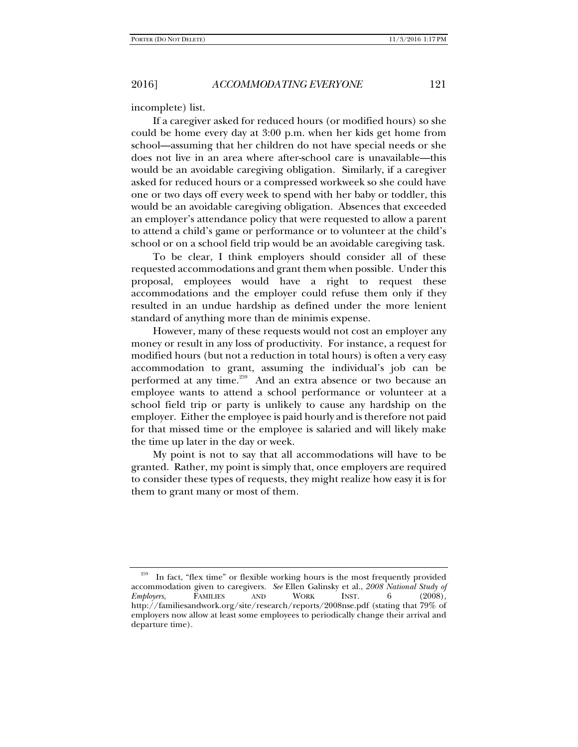incomplete) list.

If a caregiver asked for reduced hours (or modified hours) so she could be home every day at 3:00 p.m. when her kids get home from school—assuming that her children do not have special needs or she does not live in an area where after-school care is unavailable—this would be an avoidable caregiving obligation. Similarly, if a caregiver asked for reduced hours or a compressed workweek so she could have one or two days off every week to spend with her baby or toddler, this would be an avoidable caregiving obligation. Absences that exceeded an employer's attendance policy that were requested to allow a parent to attend a child's game or performance or to volunteer at the child's school or on a school field trip would be an avoidable caregiving task.

To be clear, I think employers should consider all of these requested accommodations and grant them when possible. Under this proposal, employees would have a right to request these accommodations and the employer could refuse them only if they resulted in an undue hardship as defined under the more lenient standard of anything more than de minimis expense.

However, many of these requests would not cost an employer any money or result in any loss of productivity. For instance, a request for modified hours (but not a reduction in total hours) is often a very easy accommodation to grant, assuming the individual's job can be performed at any time.[259] And an extra absence or two because an employee wants to attend a school performance or volunteer at a school field trip or party is unlikely to cause any hardship on the employer. Either the employee is paid hourly and is therefore not paid for that missed time or the employee is salaried and will likely make the time up later in the day or week.

My point is not to say that all accommodations will have to be granted. Rather, my point is simply that, once employers are required to consider these types of requests, they might realize how easy it is for them to grant many or most of them.

---

[259] In fact, "flex time" or flexible working hours is the most frequently provided accommodation given to caregivers. *See* Ellen Galinsky et al., *2008 National Study of Employers*, FAMILIES AND WORK INST. 6 (2008), http://familiesandwork.org/site/research/reports/2008nse.pdf (stating that 79% of employers now allow at least some employees to periodically change their arrival and departure time).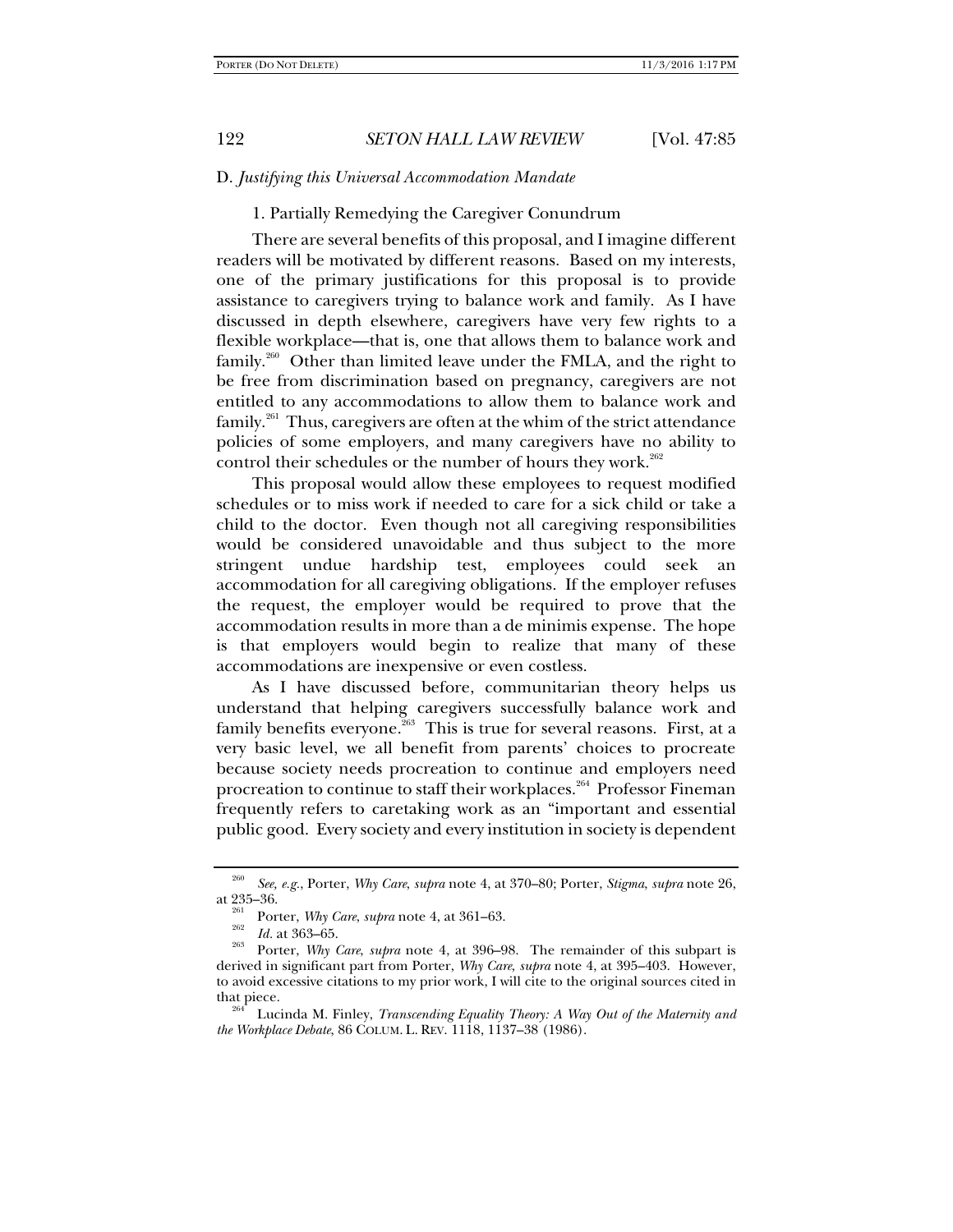D. *Justifying this Universal Accommodation Mandate*

1. Partially Remedying the Caregiver Conundrum

There are several benefits of this proposal, and I imagine different readers will be motivated by different reasons. Based on my interests, one of the primary justifications for this proposal is to provide assistance to caregivers trying to balance work and family. As I have discussed in depth elsewhere, caregivers have very few rights to a flexible workplace—that is, one that allows them to balance work and family.[260] Other than limited leave under the FMLA, and the right to be free from discrimination based on pregnancy, caregivers are not entitled to any accommodations to allow them to balance work and family.[261] Thus, caregivers are often at the whim of the strict attendance policies of some employers, and many caregivers have no ability to control their schedules or the number of hours they work.[262]

This proposal would allow these employees to request modified schedules or to miss work if needed to care for a sick child or take a child to the doctor. Even though not all caregiving responsibilities would be considered unavoidable and thus subject to the more stringent undue hardship test, employees could seek an accommodation for all caregiving obligations. If the employer refuses the request, the employer would be required to prove that the accommodation results in more than a de minimis expense. The hope is that employers would begin to realize that many of these accommodations are inexpensive or even costless.

As I have discussed before, communitarian theory helps us understand that helping caregivers successfully balance work and family benefits everyone.[263] This is true for several reasons. First, at a very basic level, we all benefit from parents' choices to procreate because society needs procreation to continue and employers need procreation to continue to staff their workplaces.[264] Professor Fineman frequently refers to caretaking work as an "important and essential public good. Every society and every institution in society is dependent

---

[260] *See, e.g.*, Porter, *Why Care*, *supra* note 4, at 370–80; Porter, *Stigma*, *supra* note 26, at 235–36.

[261] Porter, *Why Care*, *supra* note 4, at 361–63.

[262] *Id.* at 363–65.

[263] Porter, *Why Care*, *supra* note 4, at 396–98. The remainder of this subpart is derived in significant part from Porter, *Why Care*, *supra* note 4, at 395–403. However, to avoid excessive citations to my prior work, I will cite to the original sources cited in that piece.

[264] Lucinda M. Finley, *Transcending Equality Theory: A Way Out of the Maternity and the Workplace Debate*, 86 COLUM. L. REV. 1118, 1137–38 (1986).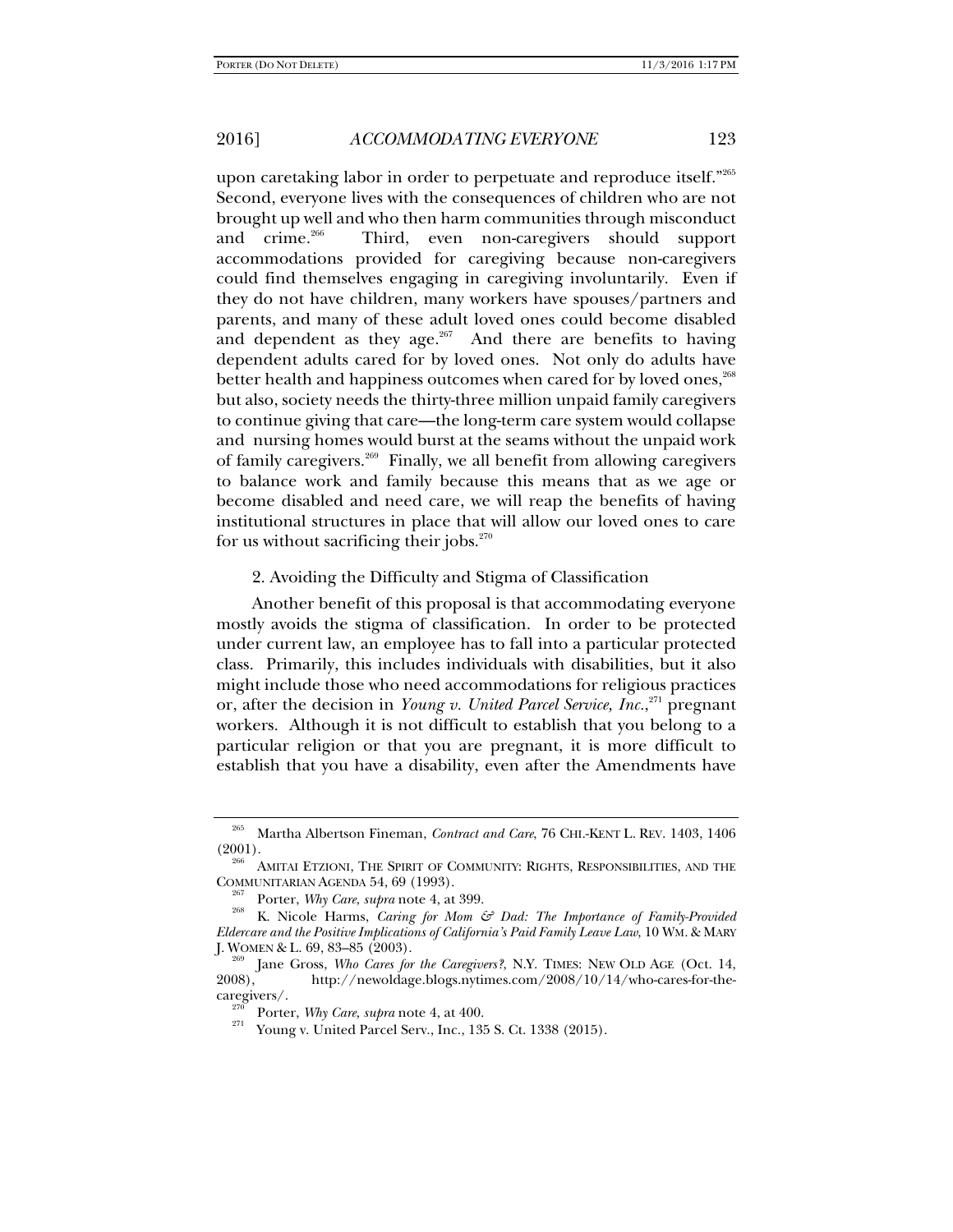upon caretaking labor in order to perpetuate and reproduce itself."[265] Second, everyone lives with the consequences of children who are not brought up well and who then harm communities through misconduct and crime.[266] Third, even non-caregivers should support accommodations provided for caregiving because non-caregivers could find themselves engaging in caregiving involuntarily. Even if they do not have children, many workers have spouses/partners and parents, and many of these adult loved ones could become disabled and dependent as they age.[267] And there are benefits to having dependent adults cared for by loved ones. Not only do adults have better health and happiness outcomes when cared for by loved ones,[268] but also, society needs the thirty-three million unpaid family caregivers to continue giving that care—the long-term care system would collapse and nursing homes would burst at the seams without the unpaid work of family caregivers.[269] Finally, we all benefit from allowing caregivers to balance work and family because this means that as we age or become disabled and need care, we will reap the benefits of having institutional structures in place that will allow our loved ones to care for us without sacrificing their jobs.[270]

2. Avoiding the Difficulty and Stigma of Classification

Another benefit of this proposal is that accommodating everyone mostly avoids the stigma of classification. In order to be protected under current law, an employee has to fall into a particular protected class. Primarily, this includes individuals with disabilities, but it also might include those who need accommodations for religious practices or, after the decision in *Young v. United Parcel Service, Inc.*,[271] pregnant workers. Although it is not difficult to establish that you belong to a particular religion or that you are pregnant, it is more difficult to establish that you have a disability, even after the Amendments have

---

[265] Martha Albertson Fineman, *Contract and Care*, 76 CHI.-KENT L. REV. 1403, 1406 (2001).

[266] AMITAI ETZIONI, THE SPIRIT OF COMMUNITY: RIGHTS, RESPONSIBILITIES, AND THE COMMUNITARIAN AGENDA 54, 69 (1993).

[267] Porter, *Why Care*, *supra* note 4, at 399.

[268] K. Nicole Harms, *Caring for Mom & Dad: The Importance of Family-Provided Eldercare and the Positive Implications of California's Paid Family Leave Law*, 10 WM. & MARY J. WOMEN & L. 69, 83–85 (2003).

[269] Jane Gross, *Who Cares for the Caregivers?*, N.Y. TIMES: NEW OLD AGE (Oct. 14, 2008), http://newoldage.blogs.nytimes.com/2008/10/14/who-cares-for-the-caregivers/.

[270] Porter, *Why Care*, *supra* note 4, at 400.

[271] Young v. United Parcel Serv., Inc., 135 S. Ct. 1338 (2015).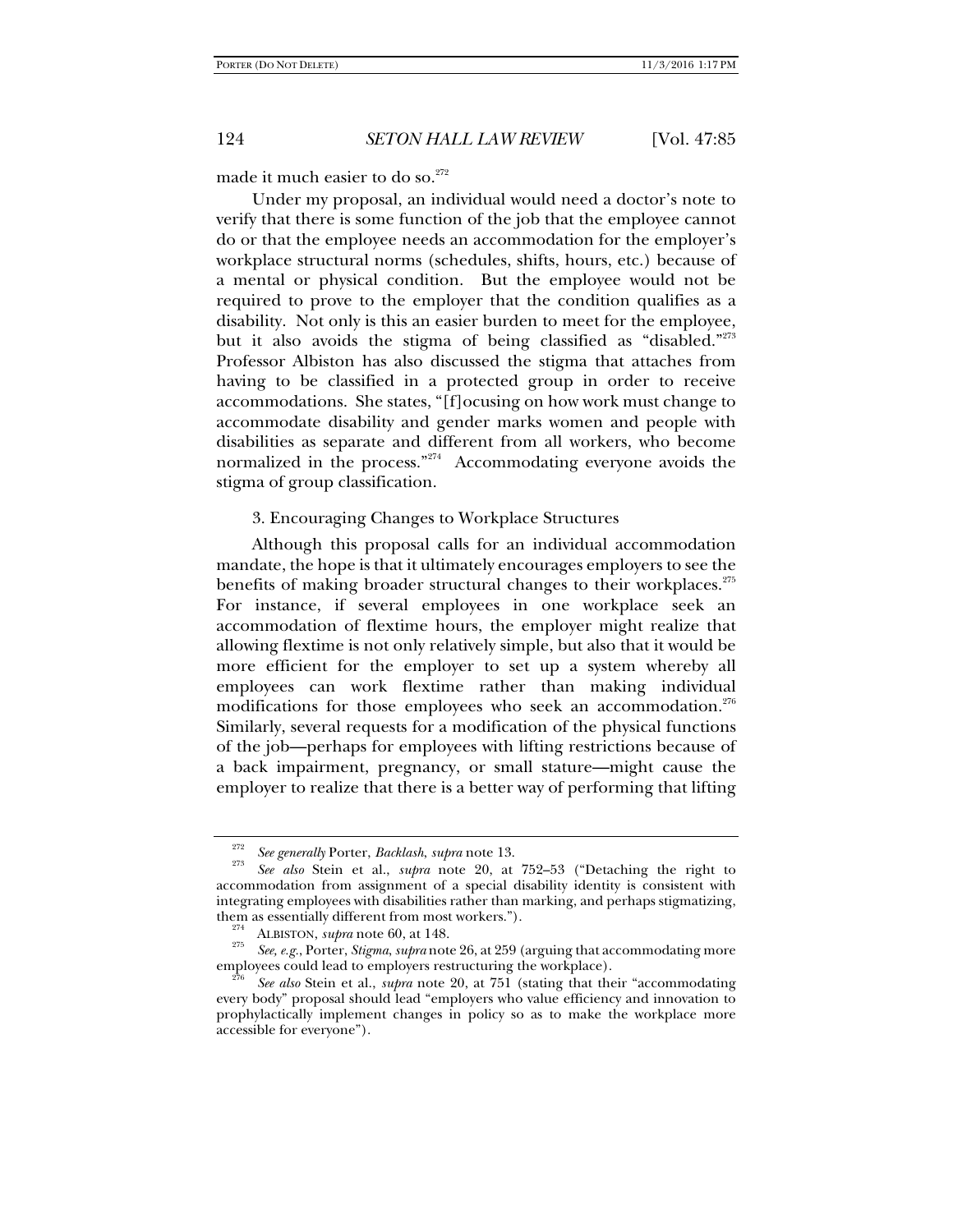made it much easier to do so.[272]

Under my proposal, an individual would need a doctor's note to verify that there is some function of the job that the employee cannot do or that the employee needs an accommodation for the employer's workplace structural norms (schedules, shifts, hours, etc.) because of a mental or physical condition. But the employee would not be required to prove to the employer that the condition qualifies as a disability. Not only is this an easier burden to meet for the employee, but it also avoids the stigma of being classified as "disabled."[273] Professor Albiston has also discussed the stigma that attaches from having to be classified in a protected group in order to receive accommodations. She states, "[f]ocusing on how work must change to accommodate disability and gender marks women and people with disabilities as separate and different from all workers, who become normalized in the process."[274] Accommodating everyone avoids the stigma of group classification.

### 3. Encouraging Changes to Workplace Structures

Although this proposal calls for an individual accommodation mandate, the hope is that it ultimately encourages employers to see the benefits of making broader structural changes to their workplaces.[275] For instance, if several employees in one workplace seek an accommodation of flextime hours, the employer might realize that allowing flextime is not only relatively simple, but also that it would be more efficient for the employer to set up a system whereby all employees can work flextime rather than making individual modifications for those employees who seek an accommodation.[276] Similarly, several requests for a modification of the physical functions of the job—perhaps for employees with lifting restrictions because of a back impairment, pregnancy, or small stature—might cause the employer to realize that there is a better way of performing that lifting

---

[272] *See generally* Porter, *Backlash*, *supra* note 13.

[273] *See also* Stein et al., *supra* note 20, at 752–53 ("Detaching the right to accommodation from assignment of a special disability identity is consistent with integrating employees with disabilities rather than marking, and perhaps stigmatizing, them as essentially different from most workers.").

[274] ALBISTON, *supra* note 60, at 148.

[275] *See, e.g.*, Porter, *Stigma*, *supra* note 26, at 259 (arguing that accommodating more employees could lead to employers restructuring the workplace).

[276] *See also* Stein et al., *supra* note 20, at 751 (stating that their "accommodating every body" proposal should lead "employers who value efficiency and innovation to prophylactically implement changes in policy so as to make the workplace more accessible for everyone").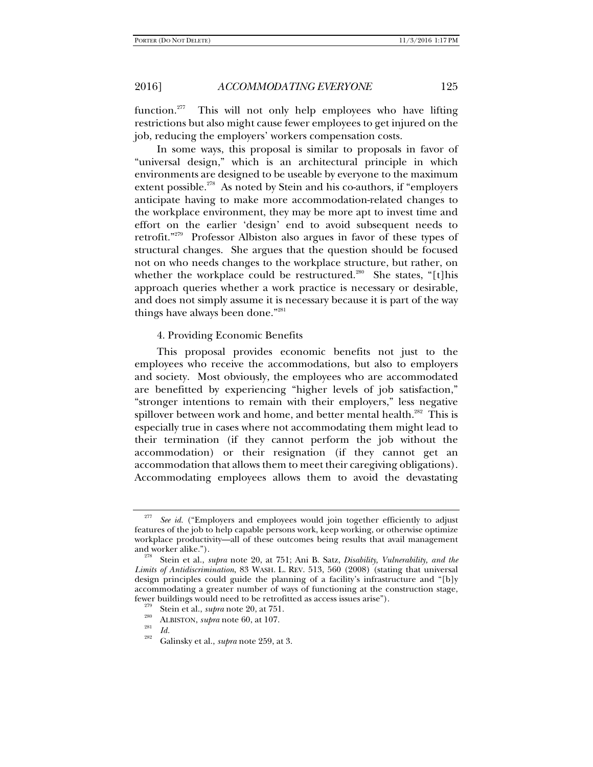function.[277] This will not only help employees who have lifting restrictions but also might cause fewer employees to get injured on the job, reducing the employers' workers compensation costs.

In some ways, this proposal is similar to proposals in favor of "universal design," which is an architectural principle in which environments are designed to be useable by everyone to the maximum extent possible.[278] As noted by Stein and his co-authors, if "employers anticipate having to make more accommodation-related changes to the workplace environment, they may be more apt to invest time and effort on the earlier 'design' end to avoid subsequent needs to retrofit."[279] Professor Albiston also argues in favor of these types of structural changes. She argues that the question should be focused not on who needs changes to the workplace structure, but rather, on whether the workplace could be restructured.[280] She states, "[t]his approach queries whether a work practice is necessary or desirable, and does not simply assume it is necessary because it is part of the way things have always been done."[281]

4. Providing Economic Benefits

This proposal provides economic benefits not just to the employees who receive the accommodations, but also to employers and society. Most obviously, the employees who are accommodated are benefitted by experiencing "higher levels of job satisfaction," "stronger intentions to remain with their employers," less negative spillover between work and home, and better mental health.[282] This is especially true in cases where not accommodating them might lead to their termination (if they cannot perform the job without the accommodation) or their resignation (if they cannot get an accommodation that allows them to meet their caregiving obligations). Accommodating employees allows them to avoid the devastating

---

[277] *See id.* ("Employers and employees would join together efficiently to adjust features of the job to help capable persons work, keep working, or otherwise optimize workplace productivity—all of these outcomes being results that avail management and worker alike.").

[278] Stein et al., *supra* note 20, at 751; Ani B. Satz, *Disability, Vulnerability, and the Limits of Antidiscrimination*, 83 WASH. L. REV. 513, 560 (2008) (stating that universal design principles could guide the planning of a facility's infrastructure and "[b]y accommodating a greater number of ways of functioning at the construction stage, fewer buildings would need to be retrofitted as access issues arise").

[279] Stein et al., *supra* note 20, at 751.

[280] ALBISTON, *supra* note 60, at 107.

[281] *Id.*

[282] Galinsky et al., *supra* note 259, at 3.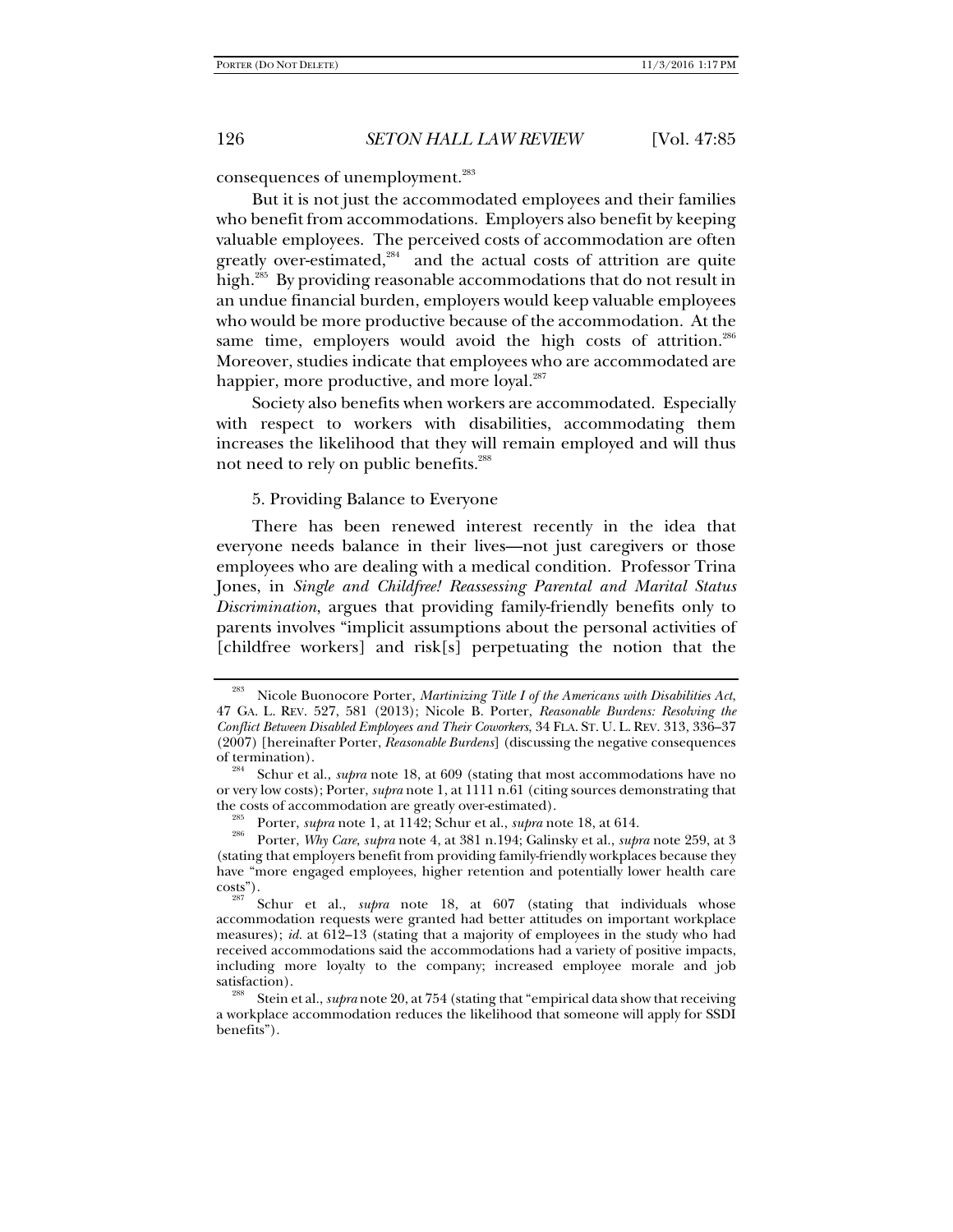consequences of unemployment.[283]

But it is not just the accommodated employees and their families who benefit from accommodations. Employers also benefit by keeping valuable employees. The perceived costs of accommodation are often greatly over-estimated,[284] and the actual costs of attrition are quite high.[285] By providing reasonable accommodations that do not result in an undue financial burden, employers would keep valuable employees who would be more productive because of the accommodation. At the same time, employers would avoid the high costs of attrition.[286] Moreover, studies indicate that employees who are accommodated are happier, more productive, and more loyal.[287]

Society also benefits when workers are accommodated. Especially with respect to workers with disabilities, accommodating them increases the likelihood that they will remain employed and will thus not need to rely on public benefits.[288]

5. Providing Balance to Everyone

There has been renewed interest recently in the idea that everyone needs balance in their lives—not just caregivers or those employees who are dealing with a medical condition. Professor Trina Jones, in *Single and Childfree! Reassessing Parental and Marital Status Discrimination*, argues that providing family-friendly benefits only to parents involves "implicit assumptions about the personal activities of [childfree workers] and risk[s] perpetuating the notion that the

---

[283] Nicole Buonocore Porter, *Martinizing Title I of the Americans with Disabilities Act*, 47 GA. L. REV. 527, 581 (2013); Nicole B. Porter, *Reasonable Burdens: Resolving the Conflict Between Disabled Employees and Their Coworkers*, 34 FLA. ST. U. L. REV. 313, 336–37 (2007) [hereinafter Porter, *Reasonable Burdens*] (discussing the negative consequences of termination).

[284] Schur et al., *supra* note 18, at 609 (stating that most accommodations have no or very low costs); Porter, *supra* note 1, at 1111 n.61 (citing sources demonstrating that the costs of accommodation are greatly over-estimated).

[285] Porter, *supra* note 1, at 1142; Schur et al., *supra* note 18, at 614.

[286] Porter, *Why Care*, *supra* note 4, at 381 n.194; Galinsky et al., *supra* note 259, at 3 (stating that employers benefit from providing family-friendly workplaces because they have "more engaged employees, higher retention and potentially lower health care costs").

[287] Schur et al., *supra* note 18, at 607 (stating that individuals whose accommodation requests were granted had better attitudes on important workplace measures); *id.* at 612–13 (stating that a majority of employees in the study who had received accommodations said the accommodations had a variety of positive impacts, including more loyalty to the company; increased employee morale and job satisfaction).

[288] Stein et al., *supra* note 20, at 754 (stating that "empirical data show that receiving a workplace accommodation reduces the likelihood that someone will apply for SSDI benefits").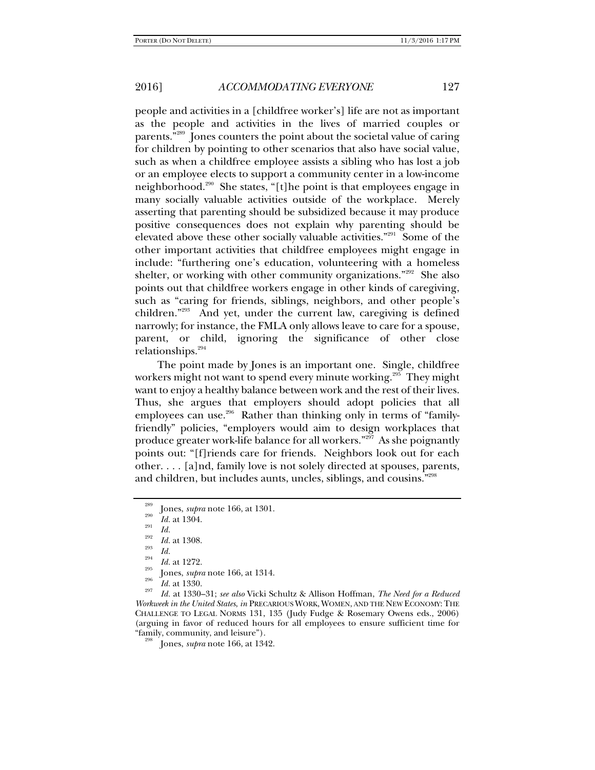people and activities in a [childfree worker's] life are not as important as the people and activities in the lives of married couples or parents."[289] Jones counters the point about the societal value of caring for children by pointing to other scenarios that also have social value, such as when a childfree employee assists a sibling who has lost a job or an employee elects to support a community center in a low-income neighborhood.[290] She states, "[t]he point is that employees engage in many socially valuable activities outside of the workplace. Merely asserting that parenting should be subsidized because it may produce positive consequences does not explain why parenting should be elevated above these other socially valuable activities."[291] Some of the other important activities that childfree employees might engage in include: "furthering one's education, volunteering with a homeless shelter, or working with other community organizations."[292] She also points out that childfree workers engage in other kinds of caregiving, such as "caring for friends, siblings, neighbors, and other people's children."[293] And yet, under the current law, caregiving is defined narrowly; for instance, the FMLA only allows leave to care for a spouse, parent, or child, ignoring the significance of other close relationships.[294]

The point made by Jones is an important one. Single, childfree workers might not want to spend every minute working.[295] They might want to enjoy a healthy balance between work and the rest of their lives. Thus, she argues that employers should adopt policies that all employees can use.[296] Rather than thinking only in terms of "family-friendly" policies, "employers would aim to design workplaces that produce greater work-life balance for all workers."[297] As she poignantly points out: "[f]riends care for friends. Neighbors look out for each other. . . . [a]nd, family love is not solely directed at spouses, parents, and children, but includes aunts, uncles, siblings, and cousins."[298]

---

[289] Jones, *supra* note 166, at 1301.

[290] *Id.* at 1304.

[291] *Id.*

[292] *Id.* at 1308.

[293] *Id.*

[294] *Id.* at 1272.

[295] Jones, *supra* note 166, at 1314.

[296] *Id.* at 1330.

[297] *Id.* at 1330–31; *see also* Vicki Schultz & Allison Hoffman, *The Need for a Reduced Workweek in the United States*, *in* PRECARIOUS WORK, WOMEN, AND THE NEW ECONOMY: THE CHALLENGE TO LEGAL NORMS 131, 135 (Judy Fudge & Rosemary Owens eds., 2006) (arguing in favor of reduced hours for all employees to ensure sufficient time for "family, community, and leisure").

[298] Jones, *supra* note 166, at 1342.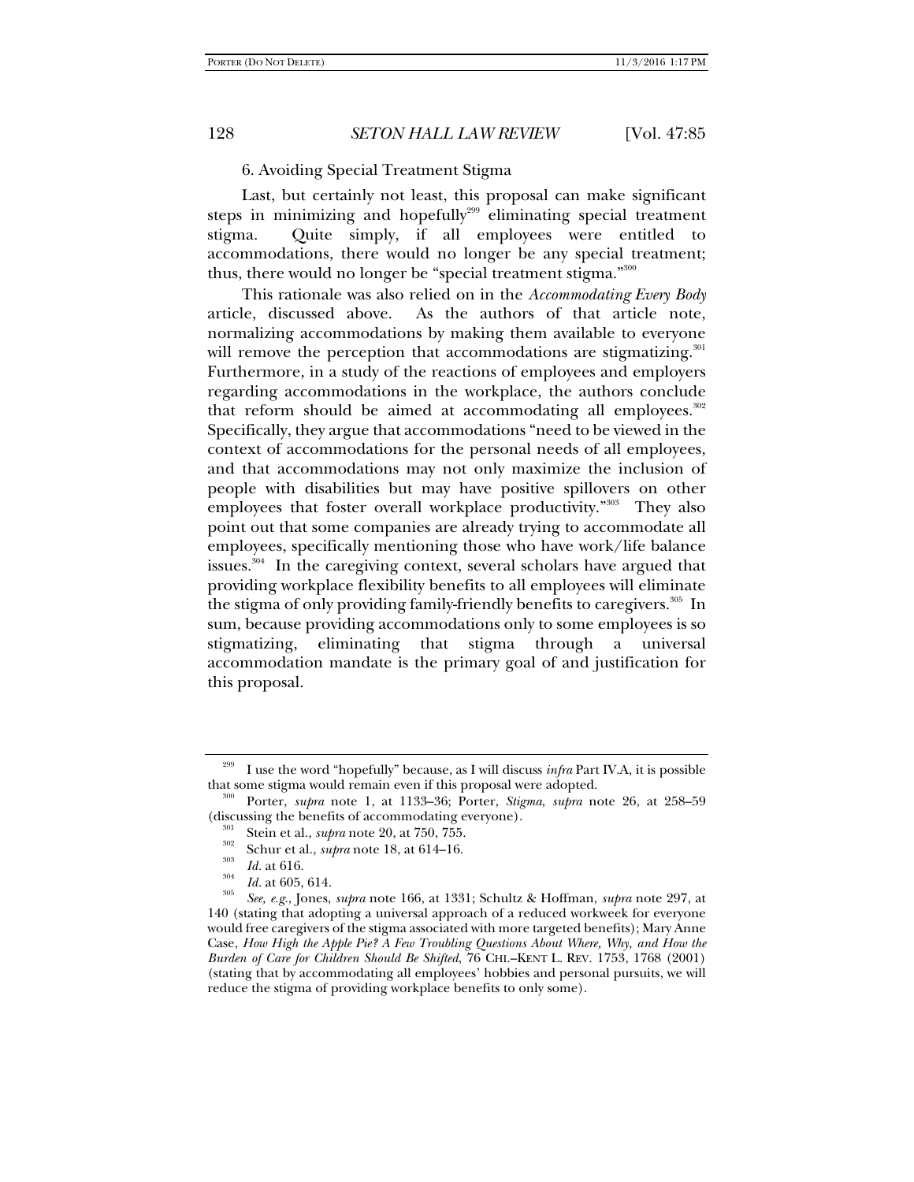### 6. Avoiding Special Treatment Stigma

Last, but certainly not least, this proposal can make significant steps in minimizing and hopefully[299] eliminating special treatment stigma. Quite simply, if all employees were entitled to accommodations, there would no longer be any special treatment; thus, there would no longer be "special treatment stigma."[300]

This rationale was also relied on in the *Accommodating Every Body* article, discussed above. As the authors of that article note, normalizing accommodations by making them available to everyone will remove the perception that accommodations are stigmatizing.[301] Furthermore, in a study of the reactions of employees and employers regarding accommodations in the workplace, the authors conclude that reform should be aimed at accommodating all employees.[302] Specifically, they argue that accommodations "need to be viewed in the context of accommodations for the personal needs of all employees, and that accommodations may not only maximize the inclusion of people with disabilities but may have positive spillovers on other employees that foster overall workplace productivity."[303] They also point out that some companies are already trying to accommodate all employees, specifically mentioning those who have work/life balance issues.[304] In the caregiving context, several scholars have argued that providing workplace flexibility benefits to all employees will eliminate the stigma of only providing family-friendly benefits to caregivers.[305] In sum, because providing accommodations only to some employees is so stigmatizing, eliminating that stigma through a universal accommodation mandate is the primary goal of and justification for this proposal.

---

[299] I use the word "hopefully" because, as I will discuss *infra* Part IV.A, it is possible that some stigma would remain even if this proposal were adopted.

[300] Porter, *supra* note 1, at 1133–36; Porter, *Stigma*, *supra* note 26, at 258–59 (discussing the benefits of accommodating everyone).

[301] Stein et al., *supra* note 20, at 750, 755.

[302] Schur et al., *supra* note 18, at 614–16.

[303] *Id.* at 616.

[304] *Id.* at 605, 614.

[305] *See, e.g.*, Jones, *supra* note 166, at 1331; Schultz & Hoffman, *supra* note 297, at 140 (stating that adopting a universal approach of a reduced workweek for everyone would free caregivers of the stigma associated with more targeted benefits); Mary Anne Case, *How High the Apple Pie? A Few Troubling Questions About Where, Why, and How the Burden of Care for Children Should Be Shifted*, 76 CHI.–KENT L. REV. 1753, 1768 (2001) (stating that by accommodating all employees' hobbies and personal pursuits, we will reduce the stigma of providing workplace benefits to only some).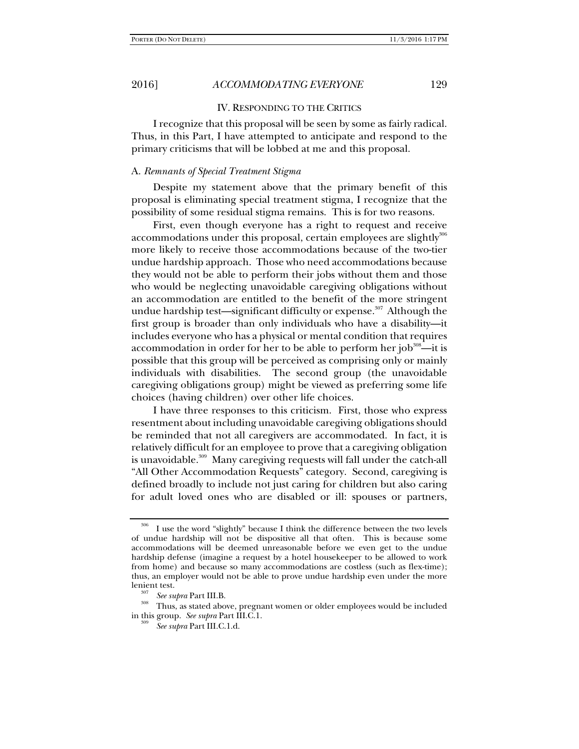## IV. RESPONDING TO THE CRITICS

I recognize that this proposal will be seen by some as fairly radical. Thus, in this Part, I have attempted to anticipate and respond to the primary criticisms that will be lobbed at me and this proposal.

### A. *Remnants of Special Treatment Stigma*

Despite my statement above that the primary benefit of this proposal is eliminating special treatment stigma, I recognize that the possibility of some residual stigma remains. This is for two reasons.

First, even though everyone has a right to request and receive accommodations under this proposal, certain employees are slightly[306] more likely to receive those accommodations because of the two-tier undue hardship approach. Those who need accommodations because they would not be able to perform their jobs without them and those who would be neglecting unavoidable caregiving obligations without an accommodation are entitled to the benefit of the more stringent undue hardship test—significant difficulty or expense.[307] Although the first group is broader than only individuals who have a disability—it includes everyone who has a physical or mental condition that requires accommodation in order for her to be able to perform her job[308]—it is possible that this group will be perceived as comprising only or mainly individuals with disabilities. The second group (the unavoidable caregiving obligations group) might be viewed as preferring some life choices (having children) over other life choices.

I have three responses to this criticism. First, those who express resentment about including unavoidable caregiving obligations should be reminded that not all caregivers are accommodated. In fact, it is relatively difficult for an employee to prove that a caregiving obligation is unavoidable.[309] Many caregiving requests will fall under the catch-all "All Other Accommodation Requests" category. Second, caregiving is defined broadly to include not just caring for children but also caring for adult loved ones who are disabled or ill: spouses or partners,

---

[306] I use the word "slightly" because I think the difference between the two levels of undue hardship will not be dispositive all that often. This is because some accommodations will be deemed unreasonable before we even get to the undue hardship defense (imagine a request by a hotel housekeeper to be allowed to work from home) and because so many accommodations are costless (such as flex-time); thus, an employer would not be able to prove undue hardship even under the more lenient test.

[307] *See supra* Part III.B.

[308] Thus, as stated above, pregnant women or older employees would be included in this group. *See supra* Part III.C.1.

[309] *See supra* Part III.C.1.d.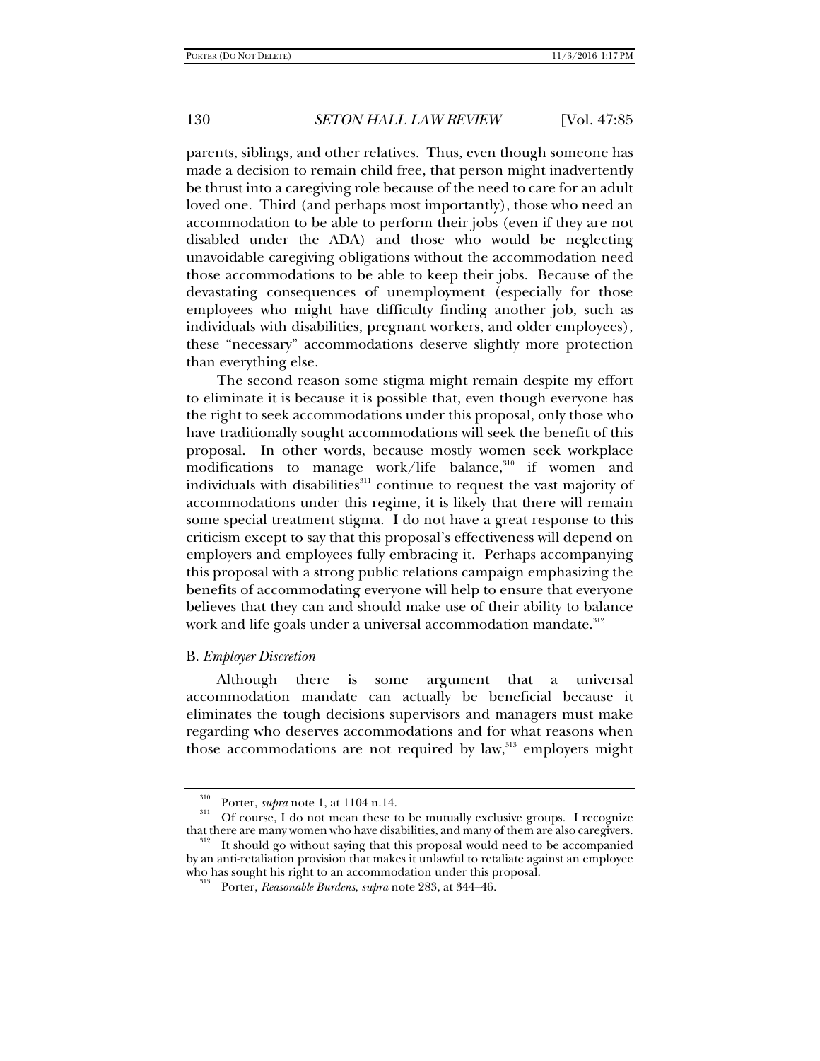parents, siblings, and other relatives. Thus, even though someone has made a decision to remain child free, that person might inadvertently be thrust into a caregiving role because of the need to care for an adult loved one. Third (and perhaps most importantly), those who need an accommodation to be able to perform their jobs (even if they are not disabled under the ADA) and those who would be neglecting unavoidable caregiving obligations without the accommodation need those accommodations to be able to keep their jobs. Because of the devastating consequences of unemployment (especially for those employees who might have difficulty finding another job, such as individuals with disabilities, pregnant workers, and older employees), these "necessary" accommodations deserve slightly more protection than everything else.

The second reason some stigma might remain despite my effort to eliminate it is because it is possible that, even though everyone has the right to seek accommodations under this proposal, only those who have traditionally sought accommodations will seek the benefit of this proposal. In other words, because mostly women seek workplace modifications to manage work/life balance,[310] if women and individuals with disabilities[311] continue to request the vast majority of accommodations under this regime, it is likely that there will remain some special treatment stigma. I do not have a great response to this criticism except to say that this proposal's effectiveness will depend on employers and employees fully embracing it. Perhaps accompanying this proposal with a strong public relations campaign emphasizing the benefits of accommodating everyone will help to ensure that everyone believes that they can and should make use of their ability to balance work and life goals under a universal accommodation mandate.[312]

### B. *Employer Discretion*

Although there is some argument that a universal accommodation mandate can actually be beneficial because it eliminates the tough decisions supervisors and managers must make regarding who deserves accommodations and for what reasons when those accommodations are not required by law,[313] employers might

---

[310] Porter, *supra* note 1, at 1104 n.14.

[311] Of course, I do not mean these to be mutually exclusive groups. I recognize that there are many women who have disabilities, and many of them are also caregivers.

[312] It should go without saying that this proposal would need to be accompanied by an anti-retaliation provision that makes it unlawful to retaliate against an employee who has sought his right to an accommodation under this proposal.

[313] Porter, *Reasonable Burdens*, *supra* note 283, at 344–46.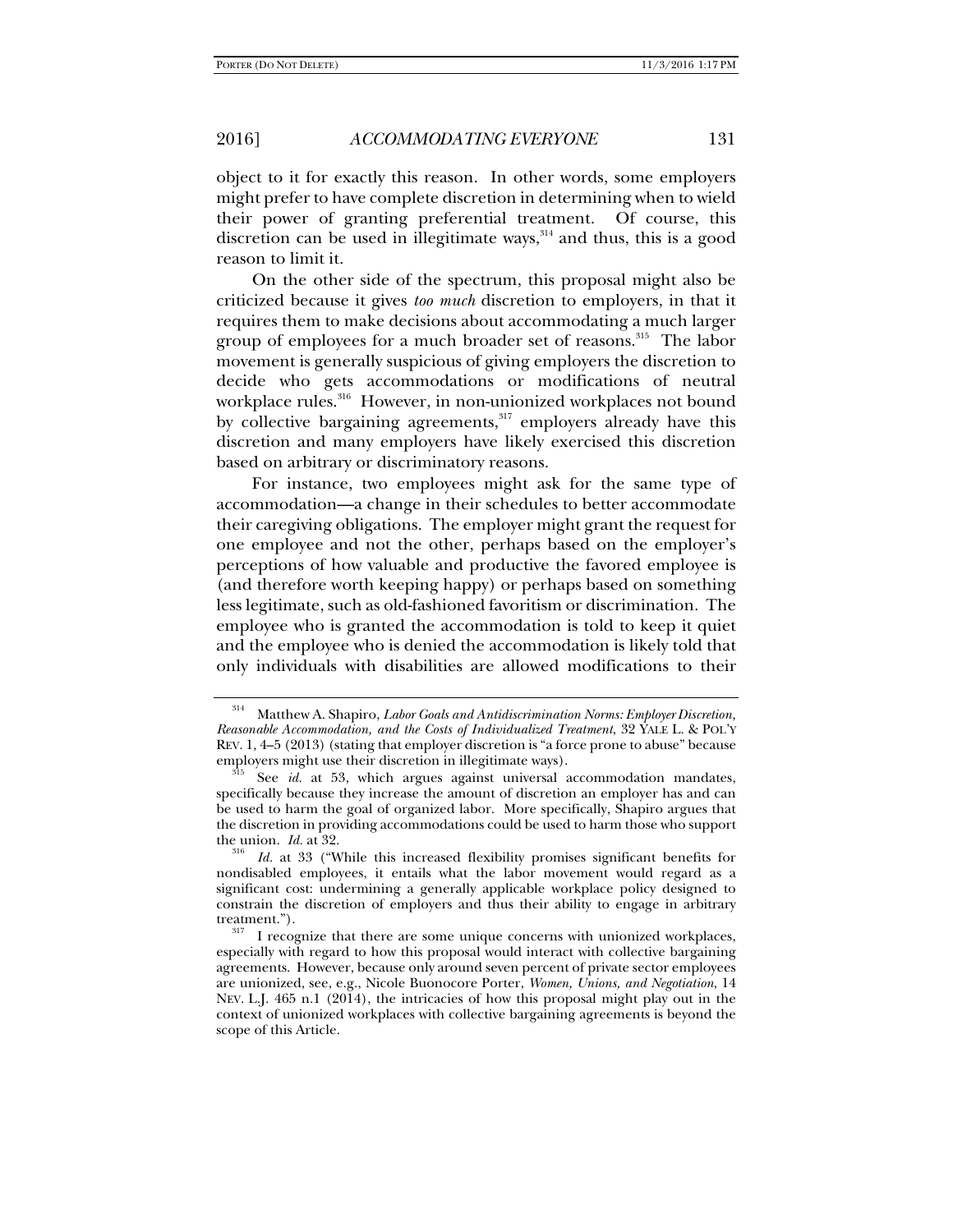object to it for exactly this reason. In other words, some employers might prefer to have complete discretion in determining when to wield their power of granting preferential treatment. Of course, this discretion can be used in illegitimate ways,[314] and thus, this is a good reason to limit it.

On the other side of the spectrum, this proposal might also be criticized because it gives *too much* discretion to employers, in that it requires them to make decisions about accommodating a much larger group of employees for a much broader set of reasons.[315] The labor movement is generally suspicious of giving employers the discretion to decide who gets accommodations or modifications of neutral workplace rules.[316] However, in non-unionized workplaces not bound by collective bargaining agreements,[317] employers already have this discretion and many employers have likely exercised this discretion based on arbitrary or discriminatory reasons.

For instance, two employees might ask for the same type of accommodation—a change in their schedules to better accommodate their caregiving obligations. The employer might grant the request for one employee and not the other, perhaps based on the employer's perceptions of how valuable and productive the favored employee is (and therefore worth keeping happy) or perhaps based on something less legitimate, such as old-fashioned favoritism or discrimination. The employee who is granted the accommodation is told to keep it quiet and the employee who is denied the accommodation is likely told that only individuals with disabilities are allowed modifications to their

---

[314] Matthew A. Shapiro, *Labor Goals and Antidiscrimination Norms: Employer Discretion, Reasonable Accommodation, and the Costs of Individualized Treatment*, 32 YALE L. & POL'Y REV. 1, 4–5 (2013) (stating that employer discretion is "a force prone to abuse" because employers might use their discretion in illegitimate ways).

[315] See *id.* at 53, which argues against universal accommodation mandates, specifically because they increase the amount of discretion an employer has and can be used to harm the goal of organized labor. More specifically, Shapiro argues that the discretion in providing accommodations could be used to harm those who support the union. *Id.* at 32.

[316] *Id.* at 33 ("While this increased flexibility promises significant benefits for nondisabled employees, it entails what the labor movement would regard as a significant cost: undermining a generally applicable workplace policy designed to constrain the discretion of employers and thus their ability to engage in arbitrary treatment.").

[317] I recognize that there are some unique concerns with unionized workplaces, especially with regard to how this proposal would interact with collective bargaining agreements. However, because only around seven percent of private sector employees are unionized, see, e.g., Nicole Buonocore Porter, *Women, Unions, and Negotiation*, 14 NEV. L.J. 465 n.1 (2014), the intricacies of how this proposal might play out in the context of unionized workplaces with collective bargaining agreements is beyond the scope of this Article.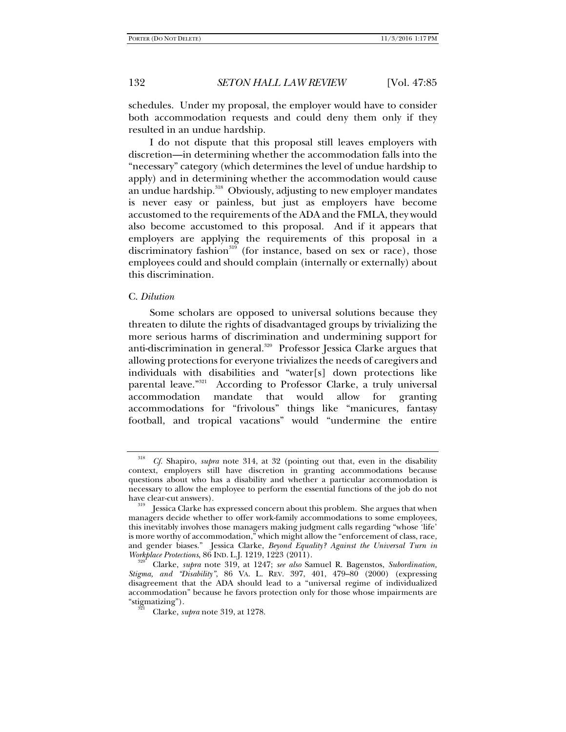schedules. Under my proposal, the employer would have to consider both accommodation requests and could deny them only if they resulted in an undue hardship.

I do not dispute that this proposal still leaves employers with discretion—in determining whether the accommodation falls into the "necessary" category (which determines the level of undue hardship to apply) and in determining whether the accommodation would cause an undue hardship.[318] Obviously, adjusting to new employer mandates is never easy or painless, but just as employers have become accustomed to the requirements of the ADA and the FMLA, they would also become accustomed to this proposal. And if it appears that employers are applying the requirements of this proposal in a discriminatory fashion[319] (for instance, based on sex or race), those employees could and should complain (internally or externally) about this discrimination.

### C. *Dilution*

Some scholars are opposed to universal solutions because they threaten to dilute the rights of disadvantaged groups by trivializing the more serious harms of discrimination and undermining support for anti-discrimination in general.[320] Professor Jessica Clarke argues that allowing protections for everyone trivializes the needs of caregivers and individuals with disabilities and "water[s] down protections like parental leave."[321] According to Professor Clarke, a truly universal accommodation mandate that would allow for granting accommodations for "frivolous" things like "manicures, fantasy football, and tropical vacations" would "undermine the entire

---

[318] *Cf.* Shapiro, *supra* note 314, at 32 (pointing out that, even in the disability context, employers still have discretion in granting accommodations because questions about who has a disability and whether a particular accommodation is necessary to allow the employee to perform the essential functions of the job do not have clear-cut answers).

[319] Jessica Clarke has expressed concern about this problem. She argues that when managers decide whether to offer work-family accommodations to some employees, this inevitably involves those managers making judgment calls regarding "whose 'life' is more worthy of accommodation," which might allow the "enforcement of class, race, and gender biases." Jessica Clarke, *Beyond Equality? Against the Universal Turn in Workplace Protections*, 86 IND. L.J. 1219, 1223 (2011).

[320] Clarke, *supra* note 319, at 1247; *see also* Samuel R. Bagenstos, *Subordination, Stigma, and "Disability"*, 86 VA. L. REV. 397, 401, 479–80 (2000) (expressing disagreement that the ADA should lead to a "universal regime of individualized accommodation" because he favors protection only for those whose impairments are "stigmatizing").

[321] Clarke, *supra* note 319, at 1278.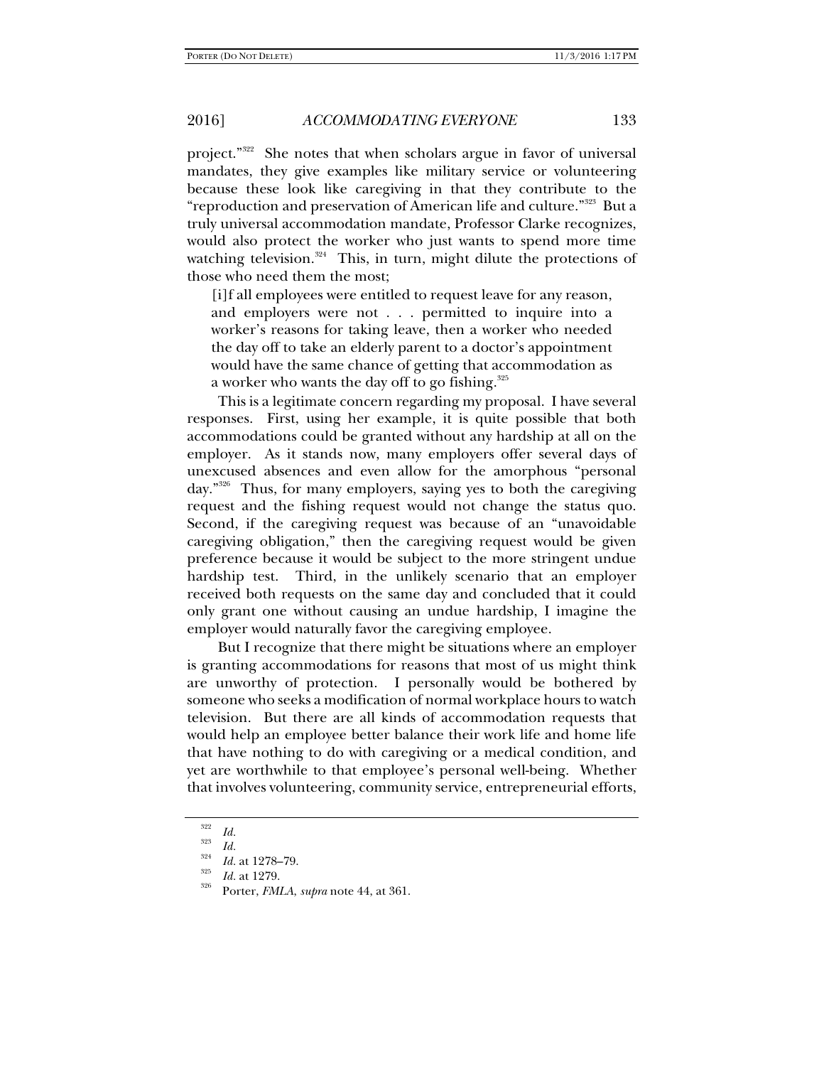project."[322] She notes that when scholars argue in favor of universal mandates, they give examples like military service or volunteering because these look like caregiving in that they contribute to the "reproduction and preservation of American life and culture."[323] But a truly universal accommodation mandate, Professor Clarke recognizes, would also protect the worker who just wants to spend more time watching television.[324] This, in turn, might dilute the protections of those who need them the most;

> [i]f all employees were entitled to request leave for any reason, and employers were not . . . permitted to inquire into a worker's reasons for taking leave, then a worker who needed the day off to take an elderly parent to a doctor's appointment would have the same chance of getting that accommodation as a worker who wants the day off to go fishing.[325]

This is a legitimate concern regarding my proposal. I have several responses. First, using her example, it is quite possible that both accommodations could be granted without any hardship at all on the employer. As it stands now, many employers offer several days of unexcused absences and even allow for the amorphous "personal day."[326] Thus, for many employers, saying yes to both the caregiving request and the fishing request would not change the status quo. Second, if the caregiving request was because of an "unavoidable caregiving obligation," then the caregiving request would be given preference because it would be subject to the more stringent undue hardship test. Third, in the unlikely scenario that an employer received both requests on the same day and concluded that it could only grant one without causing an undue hardship, I imagine the employer would naturally favor the caregiving employee.

But I recognize that there might be situations where an employer is granting accommodations for reasons that most of us might think are unworthy of protection. I personally would be bothered by someone who seeks a modification of normal workplace hours to watch television. But there are all kinds of accommodation requests that would help an employee better balance their work life and home life that have nothing to do with caregiving or a medical condition, and yet are worthwhile to that employee's personal well-being. Whether that involves volunteering, community service, entrepreneurial efforts,

---

[322] *Id.*

[323] *Id.*

[324] *Id.* at 1278–79.

[325] *Id.* at 1279.

[326] Porter, *FMLA*, *supra* note 44, at 361.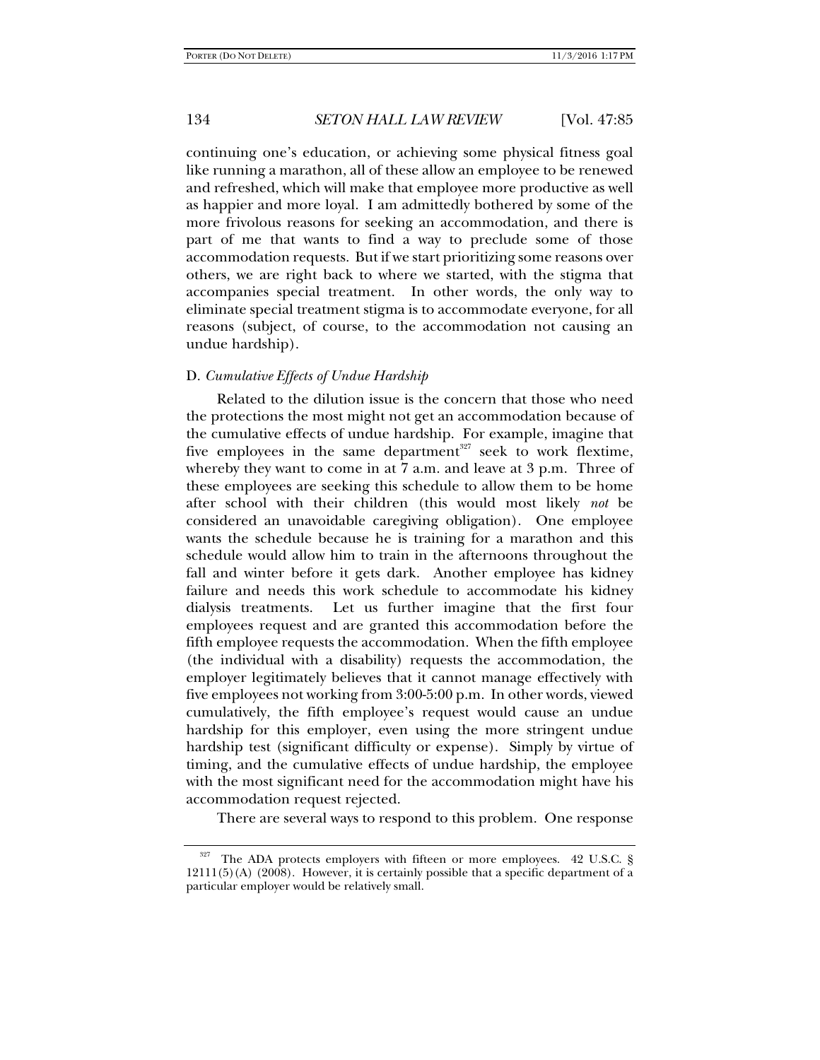continuing one's education, or achieving some physical fitness goal like running a marathon, all of these allow an employee to be renewed and refreshed, which will make that employee more productive as well as happier and more loyal. I am admittedly bothered by some of the more frivolous reasons for seeking an accommodation, and there is part of me that wants to find a way to preclude some of those accommodation requests. But if we start prioritizing some reasons over others, we are right back to where we started, with the stigma that accompanies special treatment. In other words, the only way to eliminate special treatment stigma is to accommodate everyone, for all reasons (subject, of course, to the accommodation not causing an undue hardship).

### D. *Cumulative Effects of Undue Hardship*

Related to the dilution issue is the concern that those who need the protections the most might not get an accommodation because of the cumulative effects of undue hardship. For example, imagine that five employees in the same department[327] seek to work flextime, whereby they want to come in at 7 a.m. and leave at 3 p.m. Three of these employees are seeking this schedule to allow them to be home after school with their children (this would most likely *not* be considered an unavoidable caregiving obligation). One employee wants the schedule because he is training for a marathon and this schedule would allow him to train in the afternoons throughout the fall and winter before it gets dark. Another employee has kidney failure and needs this work schedule to accommodate his kidney dialysis treatments. Let us further imagine that the first four employees request and are granted this accommodation before the fifth employee requests the accommodation. When the fifth employee (the individual with a disability) requests the accommodation, the employer legitimately believes that it cannot manage effectively with five employees not working from 3:00-5:00 p.m. In other words, viewed cumulatively, the fifth employee's request would cause an undue hardship for this employer, even using the more stringent undue hardship test (significant difficulty or expense). Simply by virtue of timing, and the cumulative effects of undue hardship, the employee with the most significant need for the accommodation might have his accommodation request rejected.

There are several ways to respond to this problem. One response

---

[327] The ADA protects employers with fifteen or more employees. 42 U.S.C. § 12111(5)(A) (2008). However, it is certainly possible that a specific department of a particular employer would be relatively small.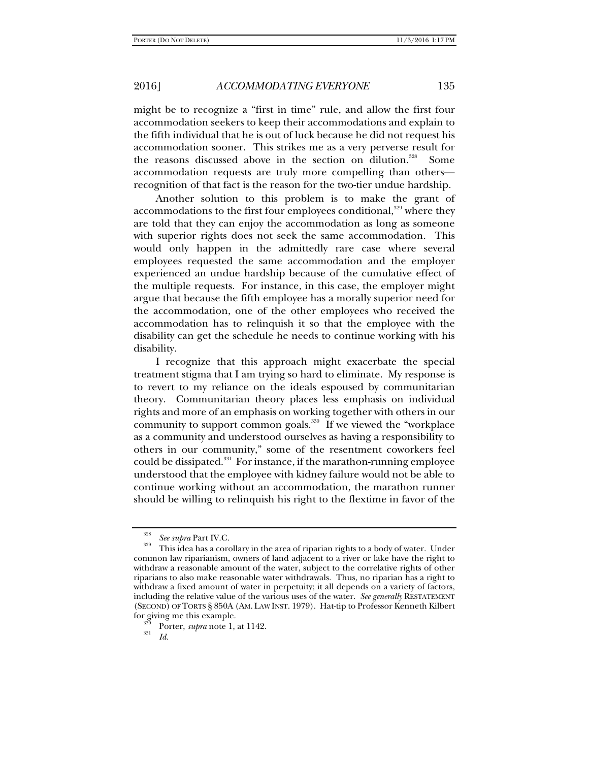might be to recognize a "first in time" rule, and allow the first four accommodation seekers to keep their accommodations and explain to the fifth individual that he is out of luck because he did not request his accommodation sooner. This strikes me as a very perverse result for the reasons discussed above in the section on dilution.[328] Some accommodation requests are truly more compelling than others—recognition of that fact is the reason for the two-tier undue hardship.

Another solution to this problem is to make the grant of accommodations to the first four employees conditional,[329] where they are told that they can enjoy the accommodation as long as someone with superior rights does not seek the same accommodation. This would only happen in the admittedly rare case where several employees requested the same accommodation and the employer experienced an undue hardship because of the cumulative effect of the multiple requests. For instance, in this case, the employer might argue that because the fifth employee has a morally superior need for the accommodation, one of the other employees who received the accommodation has to relinquish it so that the employee with the disability can get the schedule he needs to continue working with his disability.

I recognize that this approach might exacerbate the special treatment stigma that I am trying so hard to eliminate. My response is to revert to my reliance on the ideals espoused by communitarian theory. Communitarian theory places less emphasis on individual rights and more of an emphasis on working together with others in our community to support common goals.[330] If we viewed the "workplace as a community and understood ourselves as having a responsibility to others in our community," some of the resentment coworkers feel could be dissipated.[331] For instance, if the marathon-running employee understood that the employee with kidney failure would not be able to continue working without an accommodation, the marathon runner should be willing to relinquish his right to the flextime in favor of the

---

[328] *See supra* Part IV.C.

[329] This idea has a corollary in the area of riparian rights to a body of water. Under common law riparianism, owners of land adjacent to a river or lake have the right to withdraw a reasonable amount of the water, subject to the correlative rights of other riparians to also make reasonable water withdrawals. Thus, no riparian has a right to withdraw a fixed amount of water in perpetuity; it all depends on a variety of factors, including the relative value of the various uses of the water. *See generally* RESTATEMENT (SECOND) OF TORTS § 850A (AM. LAW INST. 1979). Hat-tip to Professor Kenneth Kilbert for giving me this example.

[330] Porter, *supra* note 1, at 1142.

[331] *Id.*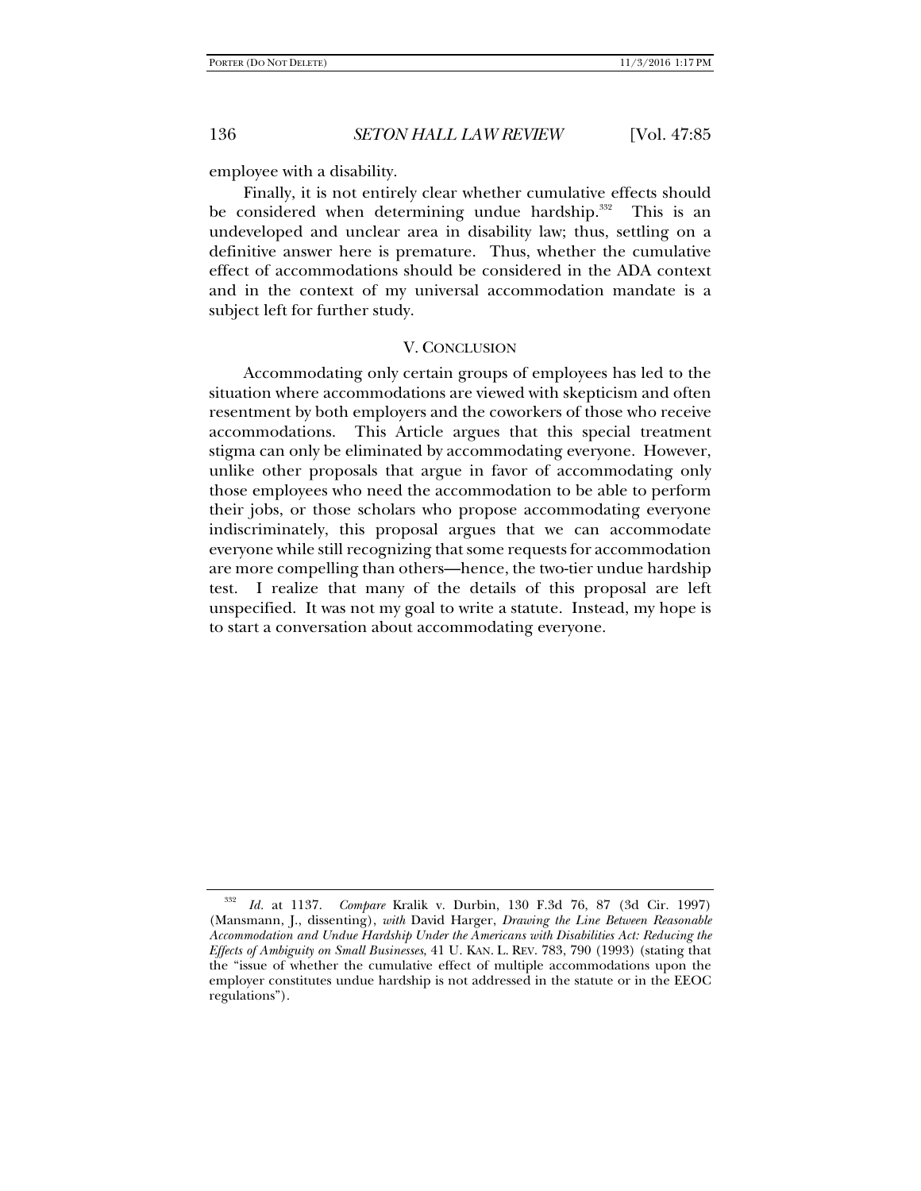employee with a disability.

Finally, it is not entirely clear whether cumulative effects should be considered when determining undue hardship.[332] This is an undeveloped and unclear area in disability law; thus, settling on a definitive answer here is premature. Thus, whether the cumulative effect of accommodations should be considered in the ADA context and in the context of my universal accommodation mandate is a subject left for further study.

## V. CONCLUSION

Accommodating only certain groups of employees has led to the situation where accommodations are viewed with skepticism and often resentment by both employers and the coworkers of those who receive accommodations. This Article argues that this special treatment stigma can only be eliminated by accommodating everyone. However, unlike other proposals that argue in favor of accommodating only those employees who need the accommodation to be able to perform their jobs, or those scholars who propose accommodating everyone indiscriminately, this proposal argues that we can accommodate everyone while still recognizing that some requests for accommodation are more compelling than others—hence, the two-tier undue hardship test. I realize that many of the details of this proposal are left unspecified. It was not my goal to write a statute. Instead, my hope is to start a conversation about accommodating everyone.

---

[332] *Id.* at 1137. *Compare* Kralik v. Durbin, 130 F.3d 76, 87 (3d Cir. 1997) (Mansmann, J., dissenting), *with* David Harger, *Drawing the Line Between Reasonable Accommodation and Undue Hardship Under the Americans with Disabilities Act: Reducing the Effects of Ambiguity on Small Businesses*, 41 U. KAN. L. REV. 783, 790 (1993) (stating that the "issue of whether the cumulative effect of multiple accommodations upon the employer constitutes undue hardship is not addressed in the statute or in the EEOC regulations").